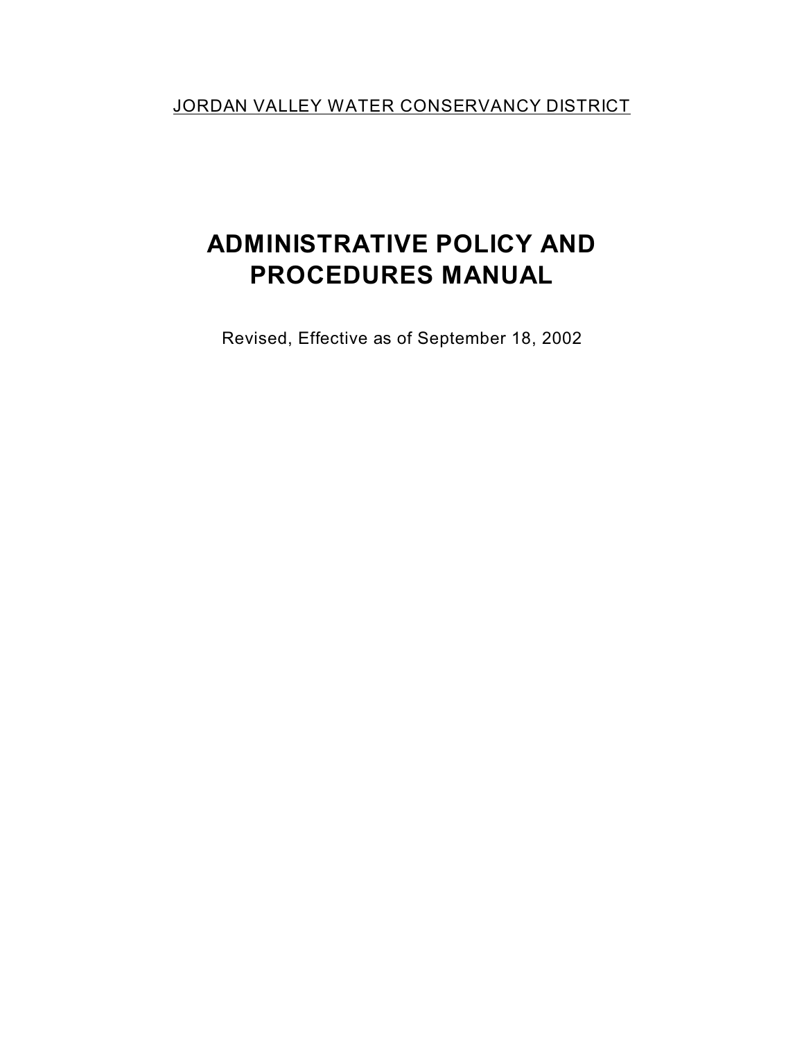<u>JORDAN VALLEY WATER CONSERVANCY DISTRICT</u>

# ADMINISTRATIVE POLICY AND PROCEDURES MANUAL

Revised, Effective as of September 18, 2002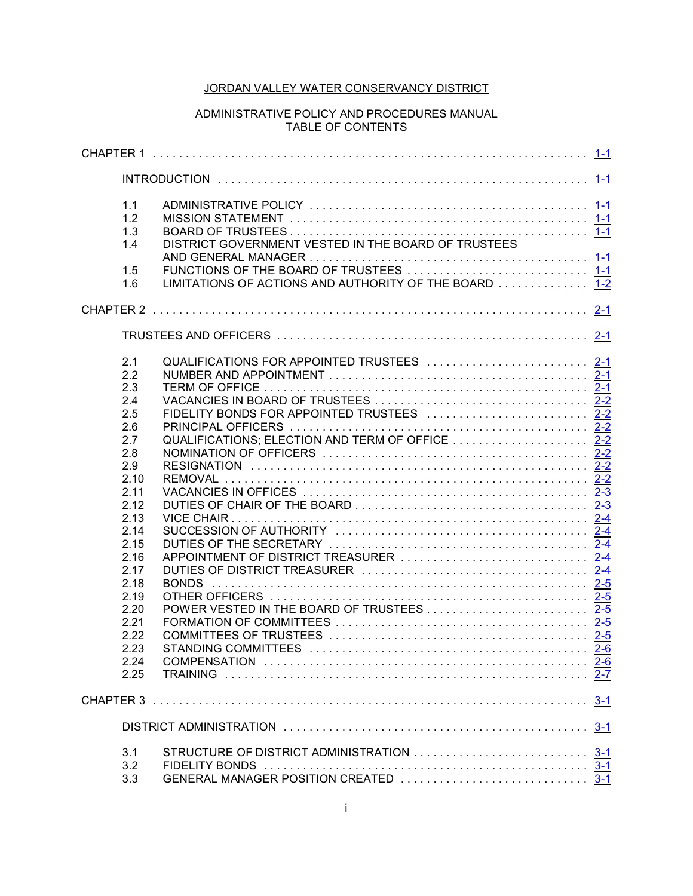JORDAN VALLEY WATER CONSERVANCY DISTRICT

ADMINISTRATIVE POLICY AND PROCEDURES MANUAL
TABLE OF CONTENTS

CHAPTER 1 . . . . . . . . . . . . . . . . . . . . . . . . . . . . . . . . . . . . . . . . . . . . . . . . . . . . . . . . . . . . . 1-1

INTRODUCTION . . . . . . . . . . . . . . . . . . . . . . . . . . . . . . . . . . . . . . . . . . . . . . . . . . . . . . . 1-1

1.1 ADMINISTRATIVE POLICY . . . . . . . . . . . . . . . . . . . . . . . . . . . . . . . . . . . . . . . . . . 1-1
1.2 MISSION STATEMENT . . . . . . . . . . . . . . . . . . . . . . . . . . . . . . . . . . . . . . . . . . . . . 1-1
1.3 BOARD OF TRUSTEES . . . . . . . . . . . . . . . . . . . . . . . . . . . . . . . . . . . . . . . . . . . . . 1-1
1.4 DISTRICT GOVERNMENT VESTED IN THE BOARD OF TRUSTEES AND GENERAL MANAGER . . . . . . . . . . . . . . . . . . . . . . . . . . . . . . . . . . . . . . . . . 1-1
1.5 FUNCTIONS OF THE BOARD OF TRUSTEES . . . . . . . . . . . . . . . . . . . . . . . . . . . 1-1
1.6 LIMITATIONS OF ACTIONS AND AUTHORITY OF THE BOARD . . . . . . . . . . . . . 1-2

CHAPTER 2 . . . . . . . . . . . . . . . . . . . . . . . . . . . . . . . . . . . . . . . . . . . . . . . . . . . . . . . . . . . . . 2-1

TRUSTEES AND OFFICERS . . . . . . . . . . . . . . . . . . . . . . . . . . . . . . . . . . . . . . . . . . . . . . . 2-1

2.1 QUALIFICATIONS FOR APPOINTED TRUSTEES . . . . . . . . . . . . . . . . . . . . . . . . 2-1
2.2 NUMBER AND APPOINTMENT . . . . . . . . . . . . . . . . . . . . . . . . . . . . . . . . . . . . . . . 2-1
2.3 TERM OF OFFICE . . . . . . . . . . . . . . . . . . . . . . . . . . . . . . . . . . . . . . . . . . . . . . . . . 2-1
2.4 VACANCIES IN BOARD OF TRUSTEES . . . . . . . . . . . . . . . . . . . . . . . . . . . . . . . . 2-2
2.5 FIDELITY BONDS FOR APPOINTED TRUSTEES . . . . . . . . . . . . . . . . . . . . . . . . 2-2
2.6 PRINCIPAL OFFICERS . . . . . . . . . . . . . . . . . . . . . . . . . . . . . . . . . . . . . . . . . . . . . 2-2
2.7 QUALIFICATIONS; ELECTION AND TERM OF OFFICE . . . . . . . . . . . . . . . . . . . . 2-2
2.8 NOMINATION OF OFFICERS . . . . . . . . . . . . . . . . . . . . . . . . . . . . . . . . . . . . . . . . 2-2
2.9 RESIGNATION . . . . . . . . . . . . . . . . . . . . . . . . . . . . . . . . . . . . . . . . . . . . . . . . . . . 2-2
2.10 REMOVAL . . . . . . . . . . . . . . . . . . . . . . . . . . . . . . . . . . . . . . . . . . . . . . . . . . . . . . . 2-2
2.11 VACANCIES IN OFFICES . . . . . . . . . . . . . . . . . . . . . . . . . . . . . . . . . . . . . . . . . . . 2-3
2.12 DUTIES OF CHAIR OF THE BOARD . . . . . . . . . . . . . . . . . . . . . . . . . . . . . . . . . . 2-3
2.13 VICE CHAIR . . . . . . . . . . . . . . . . . . . . . . . . . . . . . . . . . . . . . . . . . . . . . . . . . . . . . 2-4
2.14 SUCCESSION OF AUTHORITY . . . . . . . . . . . . . . . . . . . . . . . . . . . . . . . . . . . . . . 2-4
2.15 DUTIES OF THE SECRETARY . . . . . . . . . . . . . . . . . . . . . . . . . . . . . . . . . . . . . . . 2-4
2.16 APPOINTMENT OF DISTRICT TREASURER . . . . . . . . . . . . . . . . . . . . . . . . . . . . 2-4
2.17 DUTIES OF DISTRICT TREASURER . . . . . . . . . . . . . . . . . . . . . . . . . . . . . . . . . . 2-4
2.18 BONDS . . . . . . . . . . . . . . . . . . . . . . . . . . . . . . . . . . . . . . . . . . . . . . . . . . . . . . . . . 2-5
2.19 OTHER OFFICERS . . . . . . . . . . . . . . . . . . . . . . . . . . . . . . . . . . . . . . . . . . . . . . . . 2-5
2.20 POWER VESTED IN THE BOARD OF TRUSTEES . . . . . . . . . . . . . . . . . . . . . . . . 2-5
2.21 FORMATION OF COMMITTEES . . . . . . . . . . . . . . . . . . . . . . . . . . . . . . . . . . . . . . 2-5
2.22 COMMITTEES OF TRUSTEES . . . . . . . . . . . . . . . . . . . . . . . . . . . . . . . . . . . . . . . 2-5
2.23 STANDING COMMITTEES . . . . . . . . . . . . . . . . . . . . . . . . . . . . . . . . . . . . . . . . . . 2-6
2.24 COMPENSATION . . . . . . . . . . . . . . . . . . . . . . . . . . . . . . . . . . . . . . . . . . . . . . . . . 2-6
2.25 TRAINING . . . . . . . . . . . . . . . . . . . . . . . . . . . . . . . . . . . . . . . . . . . . . . . . . . . . . . 2-7

CHAPTER 3 . . . . . . . . . . . . . . . . . . . . . . . . . . . . . . . . . . . . . . . . . . . . . . . . . . . . . . . . . . . . . 3-1

DISTRICT ADMINISTRATION . . . . . . . . . . . . . . . . . . . . . . . . . . . . . . . . . . . . . . . . . . . . . . 3-1

3.1 STRUCTURE OF DISTRICT ADMINISTRATION . . . . . . . . . . . . . . . . . . . . . . . . . . 3-1
3.2 FIDELITY BONDS . . . . . . . . . . . . . . . . . . . . . . . . . . . . . . . . . . . . . . . . . . . . . . . . . 3-1
3.3 GENERAL MANAGER POSITION CREATED . . . . . . . . . . . . . . . . . . . . . . . . . . . . 3-1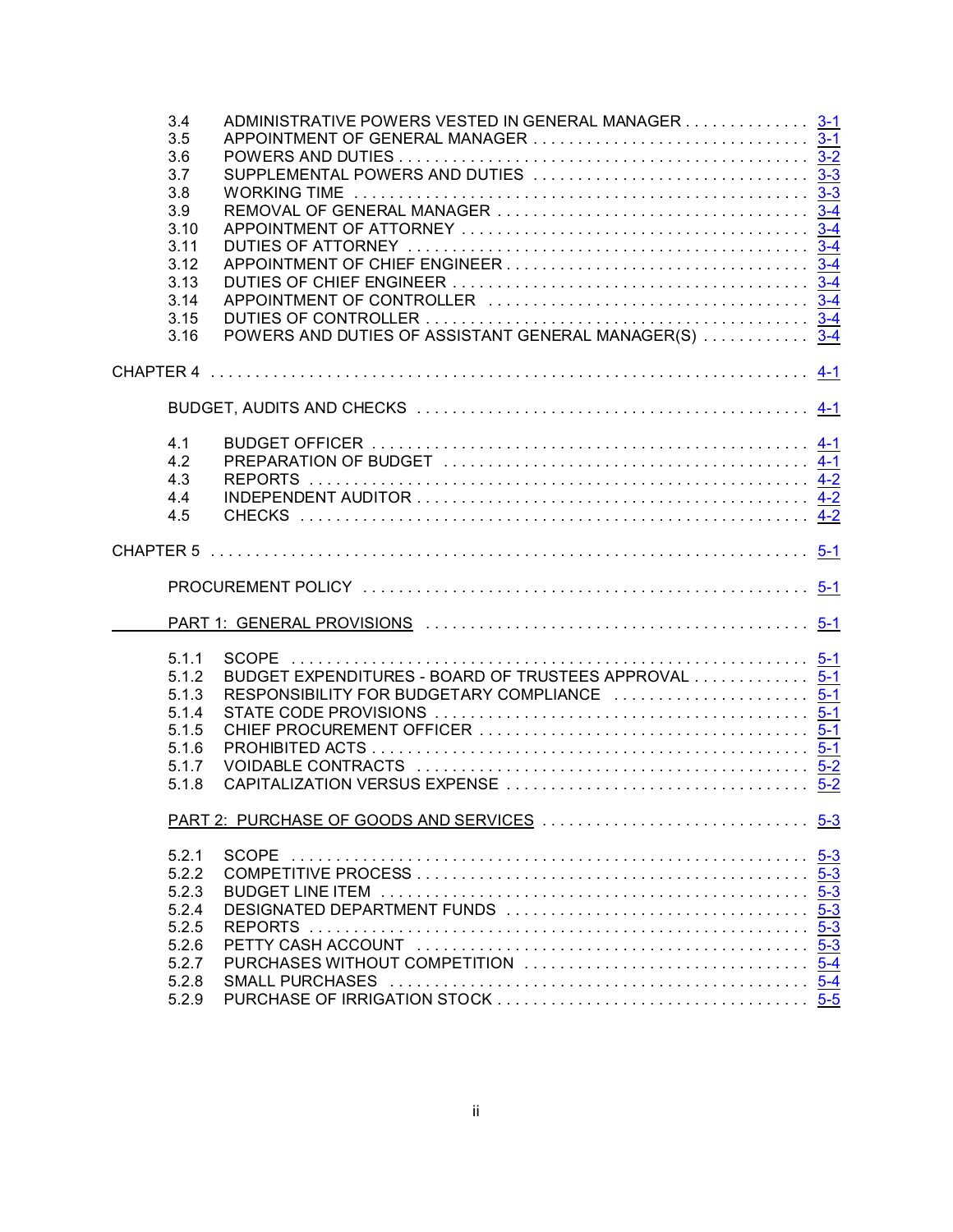3.4 ADMINISTRATIVE POWERS VESTED IN GENERAL MANAGER . . . . . . . . . . . . . . 3-1
3.5 APPOINTMENT OF GENERAL MANAGER . . . . . . . . . . . . . . . . . . . . . . . . . . . . . . . 3-1
3.6 POWERS AND DUTIES . . . . . . . . . . . . . . . . . . . . . . . . . . . . . . . . . . . . . . . . . . . . . 3-2
3.7 SUPPLEMENTAL POWERS AND DUTIES . . . . . . . . . . . . . . . . . . . . . . . . . . . . . . . 3-3
3.8 WORKING TIME . . . . . . . . . . . . . . . . . . . . . . . . . . . . . . . . . . . . . . . . . . . . . . . . . . 3-3
3.9 REMOVAL OF GENERAL MANAGER . . . . . . . . . . . . . . . . . . . . . . . . . . . . . . . . . . 3-4
3.10 APPOINTMENT OF ATTORNEY . . . . . . . . . . . . . . . . . . . . . . . . . . . . . . . . . . . . . . 3-4
3.11 DUTIES OF ATTORNEY . . . . . . . . . . . . . . . . . . . . . . . . . . . . . . . . . . . . . . . . . . . . 3-4
3.12 APPOINTMENT OF CHIEF ENGINEER . . . . . . . . . . . . . . . . . . . . . . . . . . . . . . . . . 3-4
3.13 DUTIES OF CHIEF ENGINEER . . . . . . . . . . . . . . . . . . . . . . . . . . . . . . . . . . . . . . . 3-4
3.14 APPOINTMENT OF CONTROLLER . . . . . . . . . . . . . . . . . . . . . . . . . . . . . . . . . . . 3-4
3.15 DUTIES OF CONTROLLER . . . . . . . . . . . . . . . . . . . . . . . . . . . . . . . . . . . . . . . . . . 3-4
3.16 POWERS AND DUTIES OF ASSISTANT GENERAL MANAGER(S) . . . . . . . . . . . . 3-4

CHAPTER 4 . . . . . . . . . . . . . . . . . . . . . . . . . . . . . . . . . . . . . . . . . . . . . . . . . . . . . . . . . . . . . . 4-1

BUDGET, AUDITS AND CHECKS . . . . . . . . . . . . . . . . . . . . . . . . . . . . . . . . . . . . . . . . . . . . 4-1

4.1 BUDGET OFFICER . . . . . . . . . . . . . . . . . . . . . . . . . . . . . . . . . . . . . . . . . . . . . . . . . 4-1
4.2 PREPARATION OF BUDGET . . . . . . . . . . . . . . . . . . . . . . . . . . . . . . . . . . . . . . . . 4-1
4.3 REPORTS . . . . . . . . . . . . . . . . . . . . . . . . . . . . . . . . . . . . . . . . . . . . . . . . . . . . . . . . 4-2
4.4 INDEPENDENT AUDITOR . . . . . . . . . . . . . . . . . . . . . . . . . . . . . . . . . . . . . . . . . . . 4-2
4.5 CHECKS . . . . . . . . . . . . . . . . . . . . . . . . . . . . . . . . . . . . . . . . . . . . . . . . . . . . . . . . . 4-2

CHAPTER 5 . . . . . . . . . . . . . . . . . . . . . . . . . . . . . . . . . . . . . . . . . . . . . . . . . . . . . . . . . . . . . . 5-1

PROCUREMENT POLICY . . . . . . . . . . . . . . . . . . . . . . . . . . . . . . . . . . . . . . . . . . . . . . . . . . 5-1

PART 1: GENERAL PROVISIONS . . . . . . . . . . . . . . . . . . . . . . . . . . . . . . . . . . . . . . . . . . 5-1

5.1.1 SCOPE . . . . . . . . . . . . . . . . . . . . . . . . . . . . . . . . . . . . . . . . . . . . . . . . . . . . . . . . . 5-1
5.1.2 BUDGET EXPENDITURES - BOARD OF TRUSTEES APPROVAL . . . . . . . . . . . . 5-1
5.1.3 RESPONSIBILITY FOR BUDGETARY COMPLIANCE . . . . . . . . . . . . . . . . . . . . . 5-1
5.1.4 STATE CODE PROVISIONS . . . . . . . . . . . . . . . . . . . . . . . . . . . . . . . . . . . . . . . . 5-1
5.1.5 CHIEF PROCUREMENT OFFICER . . . . . . . . . . . . . . . . . . . . . . . . . . . . . . . . . . . 5-1
5.1.6 PROHIBITED ACTS . . . . . . . . . . . . . . . . . . . . . . . . . . . . . . . . . . . . . . . . . . . . . . . 5-1
5.1.7 VOIDABLE CONTRACTS . . . . . . . . . . . . . . . . . . . . . . . . . . . . . . . . . . . . . . . . . . 5-2
5.1.8 CAPITALIZATION VERSUS EXPENSE . . . . . . . . . . . . . . . . . . . . . . . . . . . . . . . . 5-2

PART 2: PURCHASE OF GOODS AND SERVICES . . . . . . . . . . . . . . . . . . . . . . . . . . . . 5-3

5.2.1 SCOPE . . . . . . . . . . . . . . . . . . . . . . . . . . . . . . . . . . . . . . . . . . . . . . . . . . . . . . . . . 5-3
5.2.2 COMPETITIVE PROCESS . . . . . . . . . . . . . . . . . . . . . . . . . . . . . . . . . . . . . . . . . . 5-3
5.2.3 BUDGET LINE ITEM . . . . . . . . . . . . . . . . . . . . . . . . . . . . . . . . . . . . . . . . . . . . . . 5-3
5.2.4 DESIGNATED DEPARTMENT FUNDS . . . . . . . . . . . . . . . . . . . . . . . . . . . . . . . . 5-3
5.2.5 REPORTS . . . . . . . . . . . . . . . . . . . . . . . . . . . . . . . . . . . . . . . . . . . . . . . . . . . . . . 5-3
5.2.6 PETTY CASH ACCOUNT . . . . . . . . . . . . . . . . . . . . . . . . . . . . . . . . . . . . . . . . . . 5-3
5.2.7 PURCHASES WITHOUT COMPETITION . . . . . . . . . . . . . . . . . . . . . . . . . . . . . . 5-4
5.2.8 SMALL PURCHASES . . . . . . . . . . . . . . . . . . . . . . . . . . . . . . . . . . . . . . . . . . . . . 5-4
5.2.9 PURCHASE OF IRRIGATION STOCK . . . . . . . . . . . . . . . . . . . . . . . . . . . . . . . . . 5-5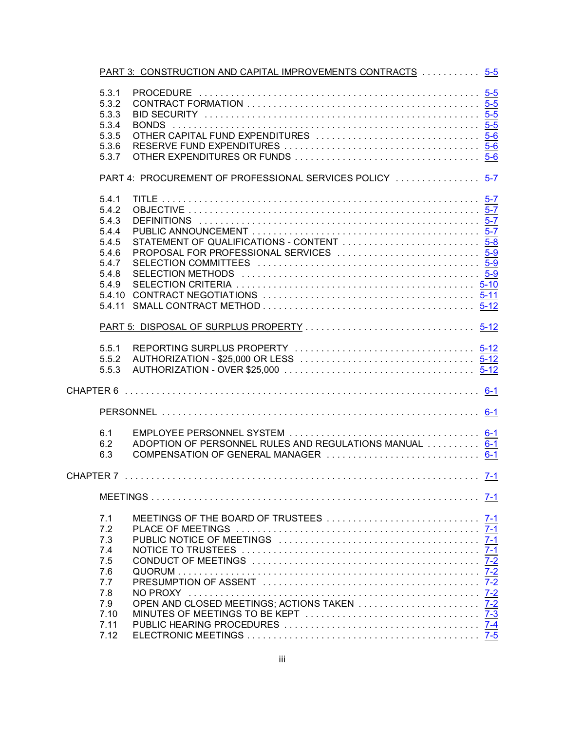PART 3: CONSTRUCTION AND CAPITAL IMPROVEMENTS CONTRACTS . . . . . . . . . . . 5-5

5.3.1 PROCEDURE . . . . . . . . . . 5-5
5.3.2 CONTRACT FORMATION . . . . . . . . . . 5-5
5.3.3 BID SECURITY . . . . . . . . . . 5-5
5.3.4 BONDS . . . . . . . . . . 5-5
5.3.5 OTHER CAPITAL FUND EXPENDITURES . . . . . . . . . . 5-6
5.3.6 RESERVE FUND EXPENDITURES . . . . . . . . . . 5-6
5.3.7 OTHER EXPENDITURES OR FUNDS . . . . . . . . . . 5-6

PART 4: PROCUREMENT OF PROFESSIONAL SERVICES POLICY . . . . . . . . . . 5-7

5.4.1 TITLE . . . . . . . . . . 5-7
5.4.2 OBJECTIVE . . . . . . . . . . 5-7
5.4.3 DEFINITIONS . . . . . . . . . . 5-7
5.4.4 PUBLIC ANNOUNCEMENT . . . . . . . . . . 5-7
5.4.5 STATEMENT OF QUALIFICATIONS - CONTENT . . . . . . . . . . 5-8
5.4.6 PROPOSAL FOR PROFESSIONAL SERVICES . . . . . . . . . . 5-9
5.4.7 SELECTION COMMITTEES . . . . . . . . . . 5-9
5.4.8 SELECTION METHODS . . . . . . . . . . 5-9
5.4.9 SELECTION CRITERIA . . . . . . . . . . 5-10
5.4.10 CONTRACT NEGOTIATIONS . . . . . . . . . . 5-11
5.4.11 SMALL CONTRACT METHOD . . . . . . . . . . 5-12

PART 5: DISPOSAL OF SURPLUS PROPERTY . . . . . . . . . . 5-12

5.5.1 REPORTING SURPLUS PROPERTY . . . . . . . . . . 5-12
5.5.2 AUTHORIZATION - $25,000 OR LESS . . . . . . . . . . 5-12
5.5.3 AUTHORIZATION - OVER $25,000 . . . . . . . . . . 5-12

CHAPTER 6 . . . . . . . . . . 6-1

PERSONNEL . . . . . . . . . . 6-1

6.1 EMPLOYEE PERSONNEL SYSTEM . . . . . . . . . . 6-1
6.2 ADOPTION OF PERSONNEL RULES AND REGULATIONS MANUAL . . . . . . . . . . 6-1
6.3 COMPENSATION OF GENERAL MANAGER . . . . . . . . . . 6-1

CHAPTER 7 . . . . . . . . . . 7-1

MEETINGS . . . . . . . . . . 7-1

7.1 MEETINGS OF THE BOARD OF TRUSTEES . . . . . . . . . . 7-1
7.2 PLACE OF MEETINGS . . . . . . . . . . 7-1
7.3 PUBLIC NOTICE OF MEETINGS . . . . . . . . . . 7-1
7.4 NOTICE TO TRUSTEES . . . . . . . . . . 7-1
7.5 CONDUCT OF MEETINGS . . . . . . . . . . 7-2
7.6 QUORUM . . . . . . . . . . 7-2
7.7 PRESUMPTION OF ASSENT . . . . . . . . . . 7-2
7.8 NO PROXY . . . . . . . . . . 7-2
7.9 OPEN AND CLOSED MEETINGS; ACTIONS TAKEN . . . . . . . . . . 7-2
7.10 MINUTES OF MEETINGS TO BE KEPT . . . . . . . . . . 7-3
7.11 PUBLIC HEARING PROCEDURES . . . . . . . . . . 7-4
7.12 ELECTRONIC MEETINGS . . . . . . . . . . 7-5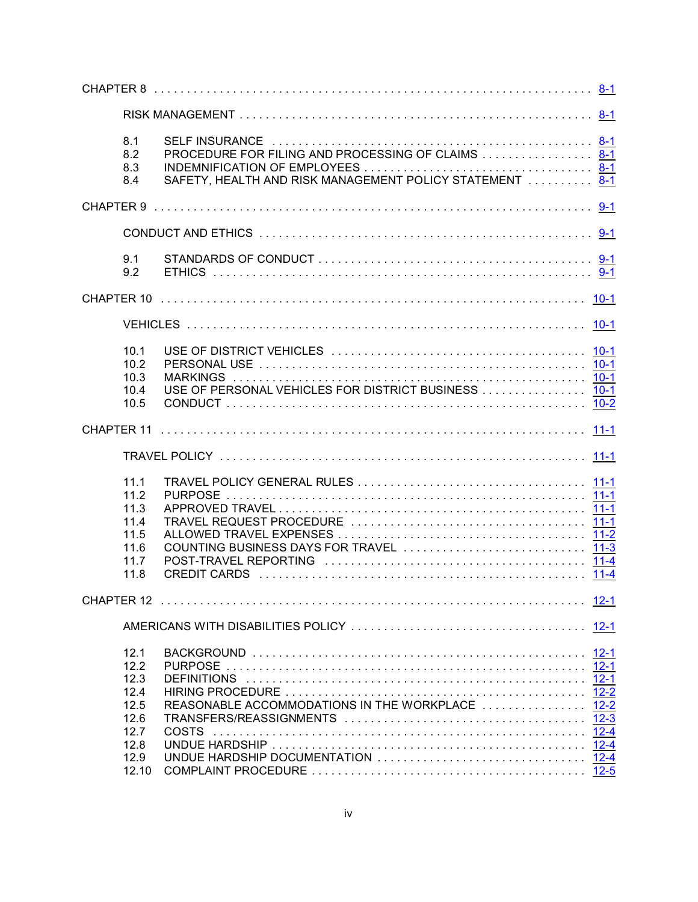CHAPTER 8 . . . . . . . . . . . . . . . . . . . . . . . . . . . . . . . . . . . . . . . . . . . . . . . . . . . . . . . . . . . . . 8-1

RISK MANAGEMENT . . . . . . . . . . . . . . . . . . . . . . . . . . . . . . . . . . . . . . . . . . . . . . . . . . . . 8-1

8.1 SELF INSURANCE . . . . . . . . . . . . . . . . . . . . . . . . . . . . . . . . . . . . . . . . . . . . . . . 8-1
8.2 PROCEDURE FOR FILING AND PROCESSING OF CLAIMS . . . . . . . . . . . . . . . . . 8-1
8.3 INDEMNIFICATION OF EMPLOYEES . . . . . . . . . . . . . . . . . . . . . . . . . . . . . . . . . 8-1
8.4 SAFETY, HEALTH AND RISK MANAGEMENT POLICY STATEMENT . . . . . . . . . . 8-1

CHAPTER 9 . . . . . . . . . . . . . . . . . . . . . . . . . . . . . . . . . . . . . . . . . . . . . . . . . . . . . . . . . . . . . 9-1

CONDUCT AND ETHICS . . . . . . . . . . . . . . . . . . . . . . . . . . . . . . . . . . . . . . . . . . . . . . . . . . 9-1

9.1 STANDARDS OF CONDUCT . . . . . . . . . . . . . . . . . . . . . . . . . . . . . . . . . . . . . . . . 9-1
9.2 ETHICS . . . . . . . . . . . . . . . . . . . . . . . . . . . . . . . . . . . . . . . . . . . . . . . . . . . . . . . 9-1

CHAPTER 10 . . . . . . . . . . . . . . . . . . . . . . . . . . . . . . . . . . . . . . . . . . . . . . . . . . . . . . . . . . . 10-1

VEHICLES . . . . . . . . . . . . . . . . . . . . . . . . . . . . . . . . . . . . . . . . . . . . . . . . . . . . . . . . . . . 10-1

10.1 USE OF DISTRICT VEHICLES . . . . . . . . . . . . . . . . . . . . . . . . . . . . . . . . . . . . . 10-1
10.2 PERSONAL USE . . . . . . . . . . . . . . . . . . . . . . . . . . . . . . . . . . . . . . . . . . . . . . . . 10-1
10.3 MARKINGS . . . . . . . . . . . . . . . . . . . . . . . . . . . . . . . . . . . . . . . . . . . . . . . . . . . 10-1
10.4 USE OF PERSONAL VEHICLES FOR DISTRICT BUSINESS . . . . . . . . . . . . . . . 10-1
10.5 CONDUCT . . . . . . . . . . . . . . . . . . . . . . . . . . . . . . . . . . . . . . . . . . . . . . . . . . . . 10-2

CHAPTER 11 . . . . . . . . . . . . . . . . . . . . . . . . . . . . . . . . . . . . . . . . . . . . . . . . . . . . . . . . . . . 11-1

TRAVEL POLICY . . . . . . . . . . . . . . . . . . . . . . . . . . . . . . . . . . . . . . . . . . . . . . . . . . . . . . . 11-1

11.1 TRAVEL POLICY GENERAL RULES . . . . . . . . . . . . . . . . . . . . . . . . . . . . . . . . . 11-1
11.2 PURPOSE . . . . . . . . . . . . . . . . . . . . . . . . . . . . . . . . . . . . . . . . . . . . . . . . . . . . 11-1
11.3 APPROVED TRAVEL . . . . . . . . . . . . . . . . . . . . . . . . . . . . . . . . . . . . . . . . . . . . 11-1
11.4 TRAVEL REQUEST PROCEDURE . . . . . . . . . . . . . . . . . . . . . . . . . . . . . . . . . . 11-1
11.5 ALLOWED TRAVEL EXPENSES . . . . . . . . . . . . . . . . . . . . . . . . . . . . . . . . . . . . 11-2
11.6 COUNTING BUSINESS DAYS FOR TRAVEL . . . . . . . . . . . . . . . . . . . . . . . . . . 11-3
11.7 POST-TRAVEL REPORTING . . . . . . . . . . . . . . . . . . . . . . . . . . . . . . . . . . . . . . 11-4
11.8 CREDIT CARDS . . . . . . . . . . . . . . . . . . . . . . . . . . . . . . . . . . . . . . . . . . . . . . . 11-4

CHAPTER 12 . . . . . . . . . . . . . . . . . . . . . . . . . . . . . . . . . . . . . . . . . . . . . . . . . . . . . . . . . . . 12-1

AMERICANS WITH DISABILITIES POLICY . . . . . . . . . . . . . . . . . . . . . . . . . . . . . . . . . . . 12-1

12.1 BACKGROUND . . . . . . . . . . . . . . . . . . . . . . . . . . . . . . . . . . . . . . . . . . . . . . . . 12-1
12.2 PURPOSE . . . . . . . . . . . . . . . . . . . . . . . . . . . . . . . . . . . . . . . . . . . . . . . . . . . . 12-1
12.3 DEFINITIONS . . . . . . . . . . . . . . . . . . . . . . . . . . . . . . . . . . . . . . . . . . . . . . . . . 12-1
12.4 HIRING PROCEDURE . . . . . . . . . . . . . . . . . . . . . . . . . . . . . . . . . . . . . . . . . . . 12-2
12.5 REASONABLE ACCOMMODATIONS IN THE WORKPLACE . . . . . . . . . . . . . . . 12-2
12.6 TRANSFERS/REASSIGNMENTS . . . . . . . . . . . . . . . . . . . . . . . . . . . . . . . . . . . 12-3
12.7 COSTS . . . . . . . . . . . . . . . . . . . . . . . . . . . . . . . . . . . . . . . . . . . . . . . . . . . . . . 12-4
12.8 UNDUE HARDSHIP . . . . . . . . . . . . . . . . . . . . . . . . . . . . . . . . . . . . . . . . . . . . . 12-4
12.9 UNDUE HARDSHIP DOCUMENTATION . . . . . . . . . . . . . . . . . . . . . . . . . . . . . . 12-4
12.10 COMPLAINT PROCEDURE . . . . . . . . . . . . . . . . . . . . . . . . . . . . . . . . . . . . . . . 12-5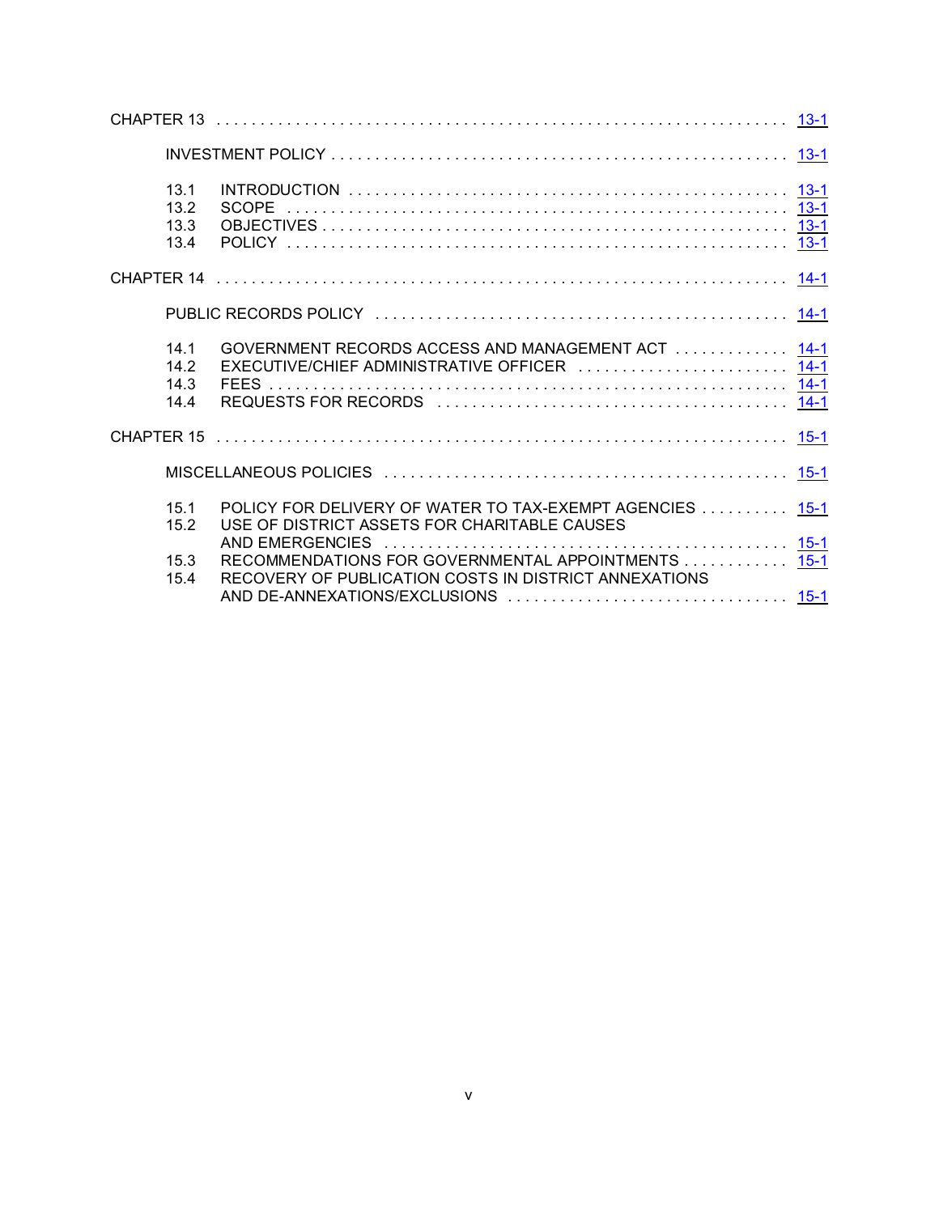CHAPTER 13 . . . . . . . . . . . . . . . . . . . . . . . . . . . . . . . . . . . . . . . . . . . . . . . . . . . . . . . . . . . . . 13-1

INVESTMENT POLICY . . . . . . . . . . . . . . . . . . . . . . . . . . . . . . . . . . . . . . . . . . . . . . . . . . . 13-1

13.1 INTRODUCTION . . . . . . . . . . . . . . . . . . . . . . . . . . . . . . . . . . . . . . . . . . . . . . . . . 13-1
13.2 SCOPE . . . . . . . . . . . . . . . . . . . . . . . . . . . . . . . . . . . . . . . . . . . . . . . . . . . . . . . 13-1
13.3 OBJECTIVES . . . . . . . . . . . . . . . . . . . . . . . . . . . . . . . . . . . . . . . . . . . . . . . . . . . 13-1
13.4 POLICY . . . . . . . . . . . . . . . . . . . . . . . . . . . . . . . . . . . . . . . . . . . . . . . . . . . . . . . 13-1

CHAPTER 14 . . . . . . . . . . . . . . . . . . . . . . . . . . . . . . . . . . . . . . . . . . . . . . . . . . . . . . . . . . . . . 14-1

PUBLIC RECORDS POLICY . . . . . . . . . . . . . . . . . . . . . . . . . . . . . . . . . . . . . . . . . . . . . . 14-1

14.1 GOVERNMENT RECORDS ACCESS AND MANAGEMENT ACT . . . . . . . . . . . . . 14-1
14.2 EXECUTIVE/CHIEF ADMINISTRATIVE OFFICER . . . . . . . . . . . . . . . . . . . . . . . . 14-1
14.3 FEES . . . . . . . . . . . . . . . . . . . . . . . . . . . . . . . . . . . . . . . . . . . . . . . . . . . . . . . . . 14-1
14.4 REQUESTS FOR RECORDS . . . . . . . . . . . . . . . . . . . . . . . . . . . . . . . . . . . . . . . 14-1

CHAPTER 15 . . . . . . . . . . . . . . . . . . . . . . . . . . . . . . . . . . . . . . . . . . . . . . . . . . . . . . . . . . . . . 15-1

MISCELLANEOUS POLICIES . . . . . . . . . . . . . . . . . . . . . . . . . . . . . . . . . . . . . . . . . . . . . 15-1

15.1 POLICY FOR DELIVERY OF WATER TO TAX-EXEMPT AGENCIES . . . . . . . . . . 15-1
15.2 USE OF DISTRICT ASSETS FOR CHARITABLE CAUSES AND EMERGENCIES . . . . . . . . . . . . . . . . . . . . . . . . . . . . . . . . . . . . . . . . . . . . . . . 15-1
15.3 RECOMMENDATIONS FOR GOVERNMENTAL APPOINTMENTS . . . . . . . . . . . . 15-1
15.4 RECOVERY OF PUBLICATION COSTS IN DISTRICT ANNEXATIONS AND DE-ANNEXATIONS/EXCLUSIONS . . . . . . . . . . . . . . . . . . . . . . . . . . . . . . . 15-1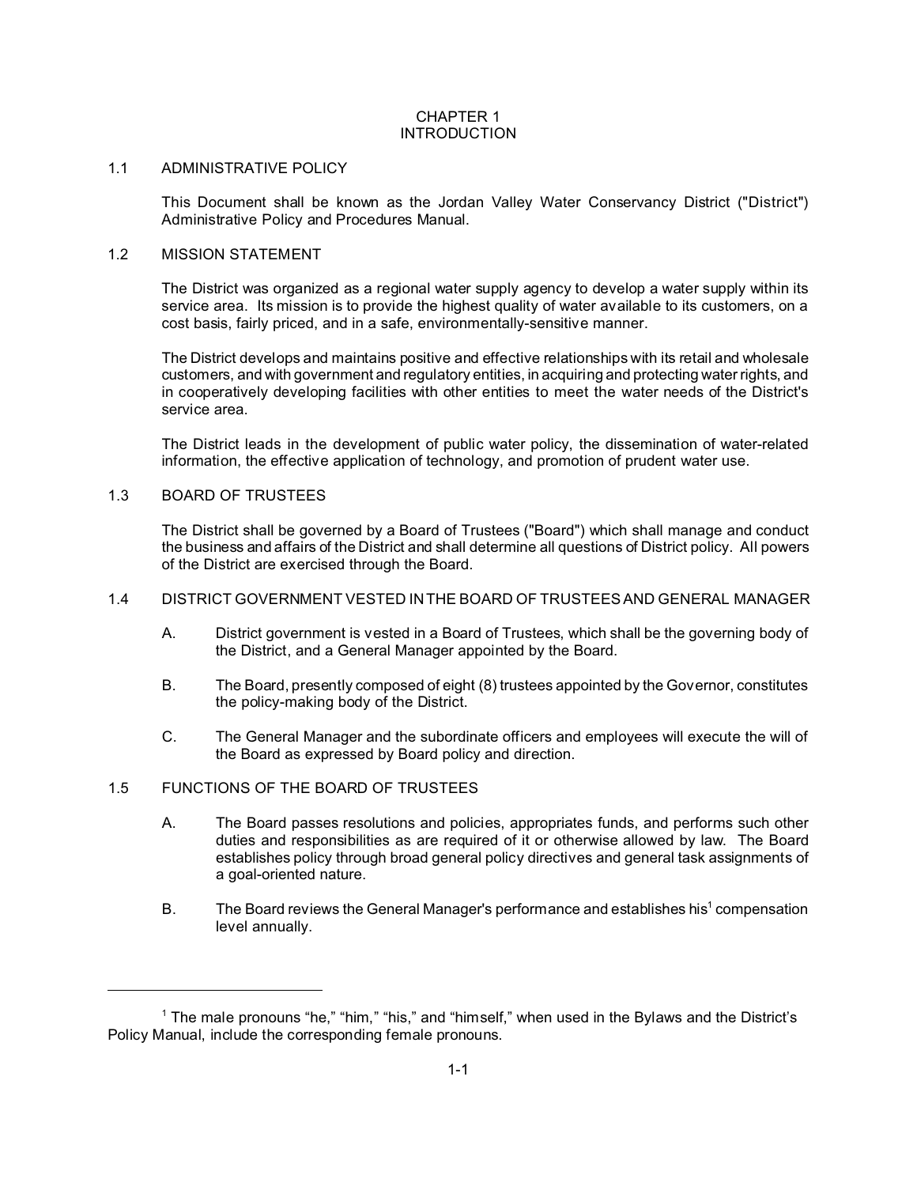# CHAPTER 1
# INTRODUCTION

## 1.1 ADMINISTRATIVE POLICY

This Document shall be known as the Jordan Valley Water Conservancy District ("District") Administrative Policy and Procedures Manual.

## 1.2 MISSION STATEMENT

The District was organized as a regional water supply agency to develop a water supply within its service area. Its mission is to provide the highest quality of water available to its customers, on a cost basis, fairly priced, and in a safe, environmentally-sensitive manner.

The District develops and maintains positive and effective relationships with its retail and wholesale customers, and with government and regulatory entities, in acquiring and protecting water rights, and in cooperatively developing facilities with other entities to meet the water needs of the District's service area.

The District leads in the development of public water policy, the dissemination of water-related information, the effective application of technology, and promotion of prudent water use.

## 1.3 BOARD OF TRUSTEES

The District shall be governed by a Board of Trustees ("Board") which shall manage and conduct the business and affairs of the District and shall determine all questions of District policy. All powers of the District are exercised through the Board.

## 1.4 DISTRICT GOVERNMENT VESTED IN THE BOARD OF TRUSTEES AND GENERAL MANAGER

A. District government is vested in a Board of Trustees, which shall be the governing body of the District, and a General Manager appointed by the Board.

B. The Board, presently composed of eight (8) trustees appointed by the Governor, constitutes the policy-making body of the District.

C. The General Manager and the subordinate officers and employees will execute the will of the Board as expressed by Board policy and direction.

## 1.5 FUNCTIONS OF THE BOARD OF TRUSTEES

A. The Board passes resolutions and policies, appropriates funds, and performs such other duties and responsibilities as are required of it or otherwise allowed by law. The Board establishes policy through broad general policy directives and general task assignments of a goal-oriented nature.

B. The Board reviews the General Manager's performance and establishes his[1] compensation level annually.

---

[1] The male pronouns "he," "him," "his," and "himself," when used in the Bylaws and the District's Policy Manual, include the corresponding female pronouns.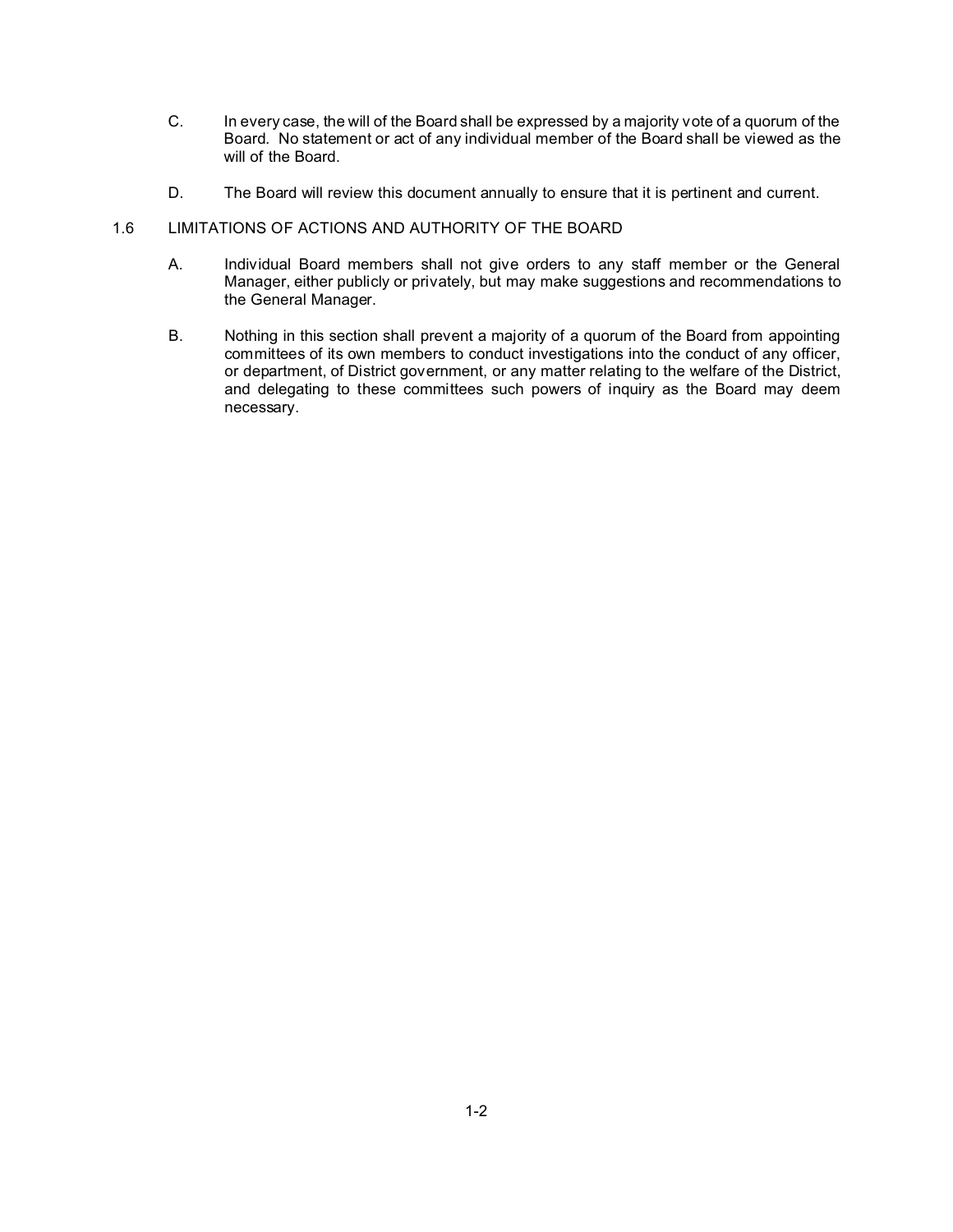C. In every case, the will of the Board shall be expressed by a majority vote of a quorum of the Board. No statement or act of any individual member of the Board shall be viewed as the will of the Board.

D. The Board will review this document annually to ensure that it is pertinent and current.

## 1.6 LIMITATIONS OF ACTIONS AND AUTHORITY OF THE BOARD

A. Individual Board members shall not give orders to any staff member or the General Manager, either publicly or privately, but may make suggestions and recommendations to the General Manager.

B. Nothing in this section shall prevent a majority of a quorum of the Board from appointing committees of its own members to conduct investigations into the conduct of any officer, or department, of District government, or any matter relating to the welfare of the District, and delegating to these committees such powers of inquiry as the Board may deem necessary.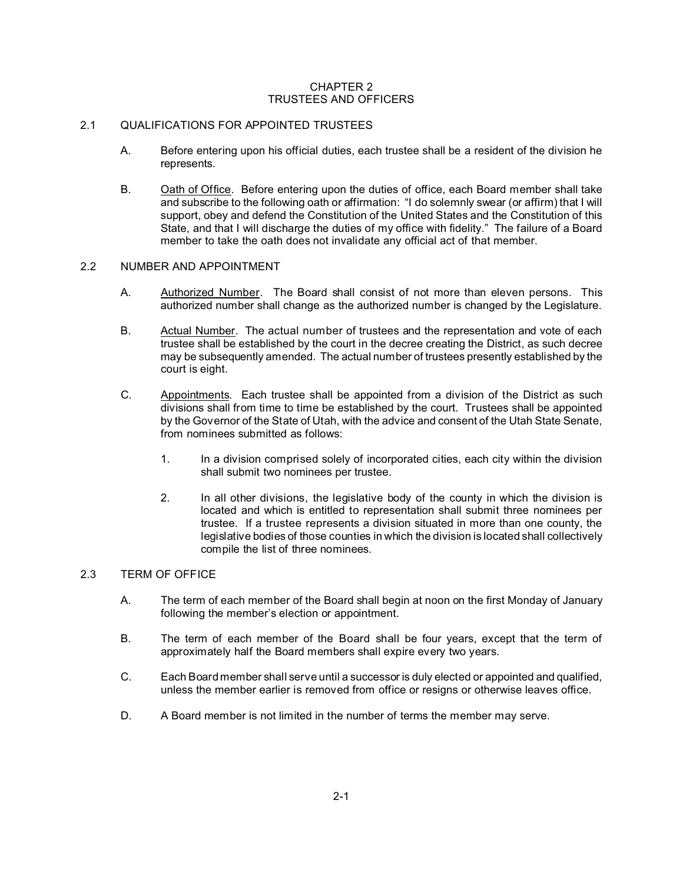# CHAPTER 2
# TRUSTEES AND OFFICERS

## 2.1 QUALIFICATIONS FOR APPOINTED TRUSTEES

A. Before entering upon his official duties, each trustee shall be a resident of the division he represents.

B. Oath of Office. Before entering upon the duties of office, each Board member shall take and subscribe to the following oath or affirmation: "I do solemnly swear (or affirm) that I will support, obey and defend the Constitution of the United States and the Constitution of this State, and that I will discharge the duties of my office with fidelity." The failure of a Board member to take the oath does not invalidate any official act of that member.

## 2.2 NUMBER AND APPOINTMENT

A. Authorized Number. The Board shall consist of not more than eleven persons. This authorized number shall change as the authorized number is changed by the Legislature.

B. Actual Number. The actual number of trustees and the representation and vote of each trustee shall be established by the court in the decree creating the District, as such decree may be subsequently amended. The actual number of trustees presently established by the court is eight.

C. Appointments. Each trustee shall be appointed from a division of the District as such divisions shall from time to time be established by the court. Trustees shall be appointed by the Governor of the State of Utah, with the advice and consent of the Utah State Senate, from nominees submitted as follows:

1. In a division comprised solely of incorporated cities, each city within the division shall submit two nominees per trustee.

2. In all other divisions, the legislative body of the county in which the division is located and which is entitled to representation shall submit three nominees per trustee. If a trustee represents a division situated in more than one county, the legislative bodies of those counties in which the division is located shall collectively compile the list of three nominees.

## 2.3 TERM OF OFFICE

A. The term of each member of the Board shall begin at noon on the first Monday of January following the member's election or appointment.

B. The term of each member of the Board shall be four years, except that the term of approximately half the Board members shall expire every two years.

C. Each Board member shall serve until a successor is duly elected or appointed and qualified, unless the member earlier is removed from office or resigns or otherwise leaves office.

D. A Board member is not limited in the number of terms the member may serve.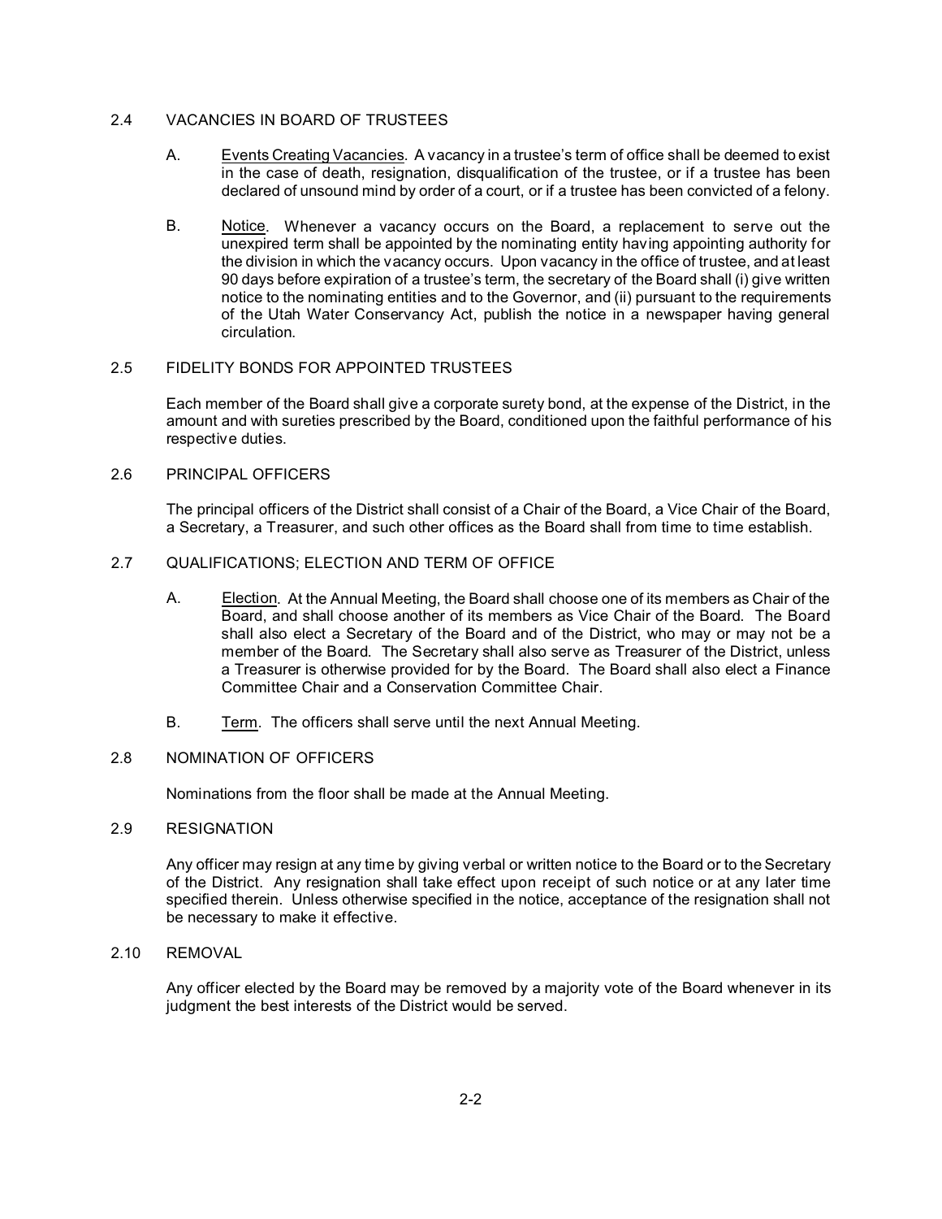## 2.4 VACANCIES IN BOARD OF TRUSTEES

A. Events Creating Vacancies. A vacancy in a trustee's term of office shall be deemed to exist in the case of death, resignation, disqualification of the trustee, or if a trustee has been declared of unsound mind by order of a court, or if a trustee has been convicted of a felony.

B. Notice. Whenever a vacancy occurs on the Board, a replacement to serve out the unexpired term shall be appointed by the nominating entity having appointing authority for the division in which the vacancy occurs. Upon vacancy in the office of trustee, and at least 90 days before expiration of a trustee's term, the secretary of the Board shall (i) give written notice to the nominating entities and to the Governor, and (ii) pursuant to the requirements of the Utah Water Conservancy Act, publish the notice in a newspaper having general circulation.

## 2.5 FIDELITY BONDS FOR APPOINTED TRUSTEES

Each member of the Board shall give a corporate surety bond, at the expense of the District, in the amount and with sureties prescribed by the Board, conditioned upon the faithful performance of his respective duties.

## 2.6 PRINCIPAL OFFICERS

The principal officers of the District shall consist of a Chair of the Board, a Vice Chair of the Board, a Secretary, a Treasurer, and such other offices as the Board shall from time to time establish.

## 2.7 QUALIFICATIONS; ELECTION AND TERM OF OFFICE

A. Election. At the Annual Meeting, the Board shall choose one of its members as Chair of the Board, and shall choose another of its members as Vice Chair of the Board. The Board shall also elect a Secretary of the Board and of the District, who may or may not be a member of the Board. The Secretary shall also serve as Treasurer of the District, unless a Treasurer is otherwise provided for by the Board. The Board shall also elect a Finance Committee Chair and a Conservation Committee Chair.

B. Term. The officers shall serve until the next Annual Meeting.

## 2.8 NOMINATION OF OFFICERS

Nominations from the floor shall be made at the Annual Meeting.

## 2.9 RESIGNATION

Any officer may resign at any time by giving verbal or written notice to the Board or to the Secretary of the District. Any resignation shall take effect upon receipt of such notice or at any later time specified therein. Unless otherwise specified in the notice, acceptance of the resignation shall not be necessary to make it effective.

## 2.10 REMOVAL

Any officer elected by the Board may be removed by a majority vote of the Board whenever in its judgment the best interests of the District would be served.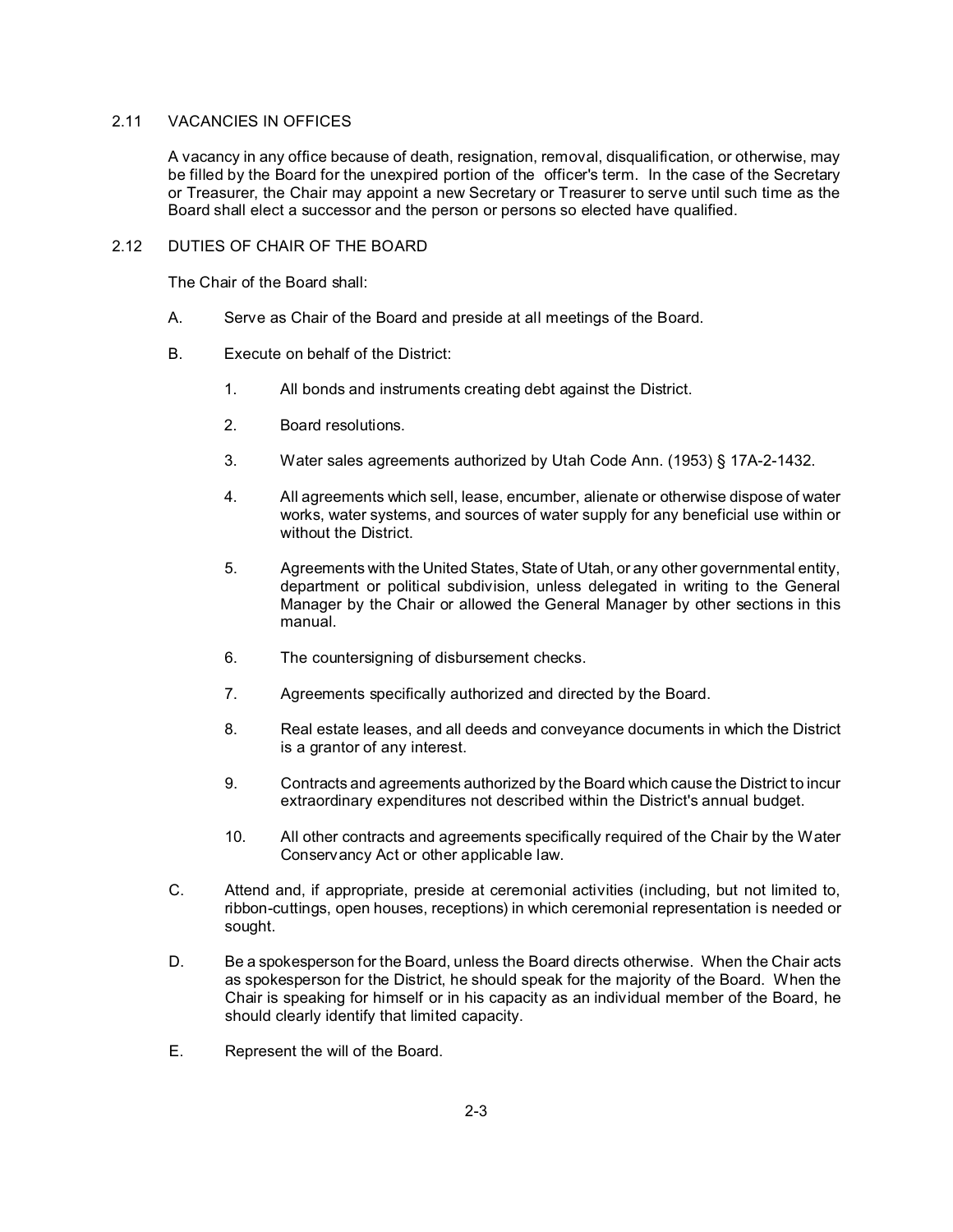## 2.11 VACANCIES IN OFFICES

A vacancy in any office because of death, resignation, removal, disqualification, or otherwise, may be filled by the Board for the unexpired portion of the officer's term. In the case of the Secretary or Treasurer, the Chair may appoint a new Secretary or Treasurer to serve until such time as the Board shall elect a successor and the person or persons so elected have qualified.

## 2.12 DUTIES OF CHAIR OF THE BOARD

The Chair of the Board shall:

A. Serve as Chair of the Board and preside at all meetings of the Board.

B. Execute on behalf of the District:

   1. All bonds and instruments creating debt against the District.

   2. Board resolutions.

   3. Water sales agreements authorized by Utah Code Ann. (1953) § 17A-2-1432.

   4. All agreements which sell, lease, encumber, alienate or otherwise dispose of water works, water systems, and sources of water supply for any beneficial use within or without the District.

   5. Agreements with the United States, State of Utah, or any other governmental entity, department or political subdivision, unless delegated in writing to the General Manager by the Chair or allowed the General Manager by other sections in this manual.

   6. The countersigning of disbursement checks.

   7. Agreements specifically authorized and directed by the Board.

   8. Real estate leases, and all deeds and conveyance documents in which the District is a grantor of any interest.

   9. Contracts and agreements authorized by the Board which cause the District to incur extraordinary expenditures not described within the District's annual budget.

   10. All other contracts and agreements specifically required of the Chair by the Water Conservancy Act or other applicable law.

C. Attend and, if appropriate, preside at ceremonial activities (including, but not limited to, ribbon-cuttings, open houses, receptions) in which ceremonial representation is needed or sought.

D. Be a spokesperson for the Board, unless the Board directs otherwise. When the Chair acts as spokesperson for the District, he should speak for the majority of the Board. When the Chair is speaking for himself or in his capacity as an individual member of the Board, he should clearly identify that limited capacity.

E. Represent the will of the Board.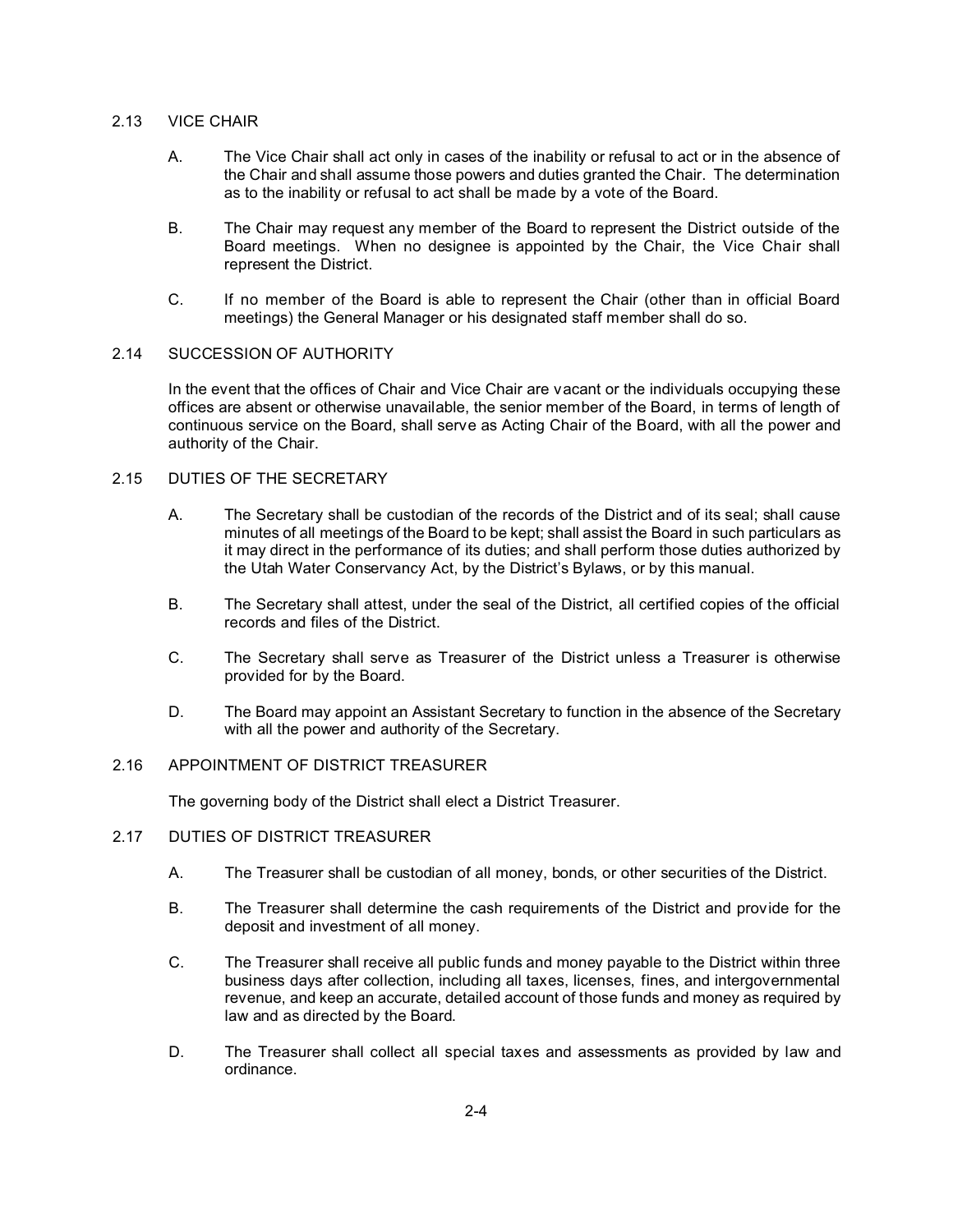## 2.13 VICE CHAIR

A. The Vice Chair shall act only in cases of the inability or refusal to act or in the absence of the Chair and shall assume those powers and duties granted the Chair. The determination as to the inability or refusal to act shall be made by a vote of the Board.

B. The Chair may request any member of the Board to represent the District outside of the Board meetings. When no designee is appointed by the Chair, the Vice Chair shall represent the District.

C. If no member of the Board is able to represent the Chair (other than in official Board meetings) the General Manager or his designated staff member shall do so.

## 2.14 SUCCESSION OF AUTHORITY

In the event that the offices of Chair and Vice Chair are vacant or the individuals occupying these offices are absent or otherwise unavailable, the senior member of the Board, in terms of length of continuous service on the Board, shall serve as Acting Chair of the Board, with all the power and authority of the Chair.

## 2.15 DUTIES OF THE SECRETARY

A. The Secretary shall be custodian of the records of the District and of its seal; shall cause minutes of all meetings of the Board to be kept; shall assist the Board in such particulars as it may direct in the performance of its duties; and shall perform those duties authorized by the Utah Water Conservancy Act, by the District's Bylaws, or by this manual.

B. The Secretary shall attest, under the seal of the District, all certified copies of the official records and files of the District.

C. The Secretary shall serve as Treasurer of the District unless a Treasurer is otherwise provided for by the Board.

D. The Board may appoint an Assistant Secretary to function in the absence of the Secretary with all the power and authority of the Secretary.

## 2.16 APPOINTMENT OF DISTRICT TREASURER

The governing body of the District shall elect a District Treasurer.

## 2.17 DUTIES OF DISTRICT TREASURER

A. The Treasurer shall be custodian of all money, bonds, or other securities of the District.

B. The Treasurer shall determine the cash requirements of the District and provide for the deposit and investment of all money.

C. The Treasurer shall receive all public funds and money payable to the District within three business days after collection, including all taxes, licenses, fines, and intergovernmental revenue, and keep an accurate, detailed account of those funds and money as required by law and as directed by the Board.

D. The Treasurer shall collect all special taxes and assessments as provided by law and ordinance.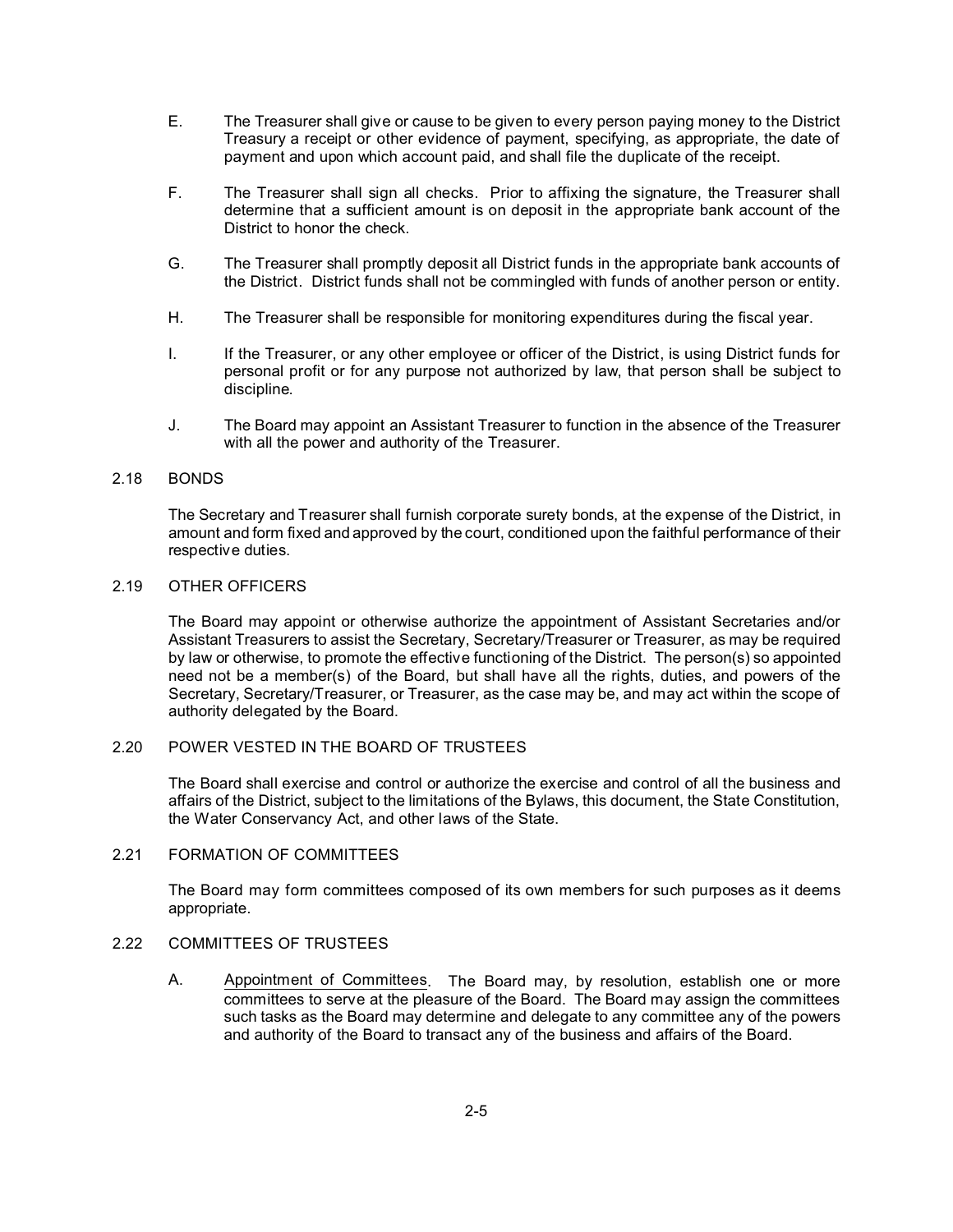E. The Treasurer shall give or cause to be given to every person paying money to the District Treasury a receipt or other evidence of payment, specifying, as appropriate, the date of payment and upon which account paid, and shall file the duplicate of the receipt.

F. The Treasurer shall sign all checks. Prior to affixing the signature, the Treasurer shall determine that a sufficient amount is on deposit in the appropriate bank account of the District to honor the check.

G. The Treasurer shall promptly deposit all District funds in the appropriate bank accounts of the District. District funds shall not be commingled with funds of another person or entity.

H. The Treasurer shall be responsible for monitoring expenditures during the fiscal year.

I. If the Treasurer, or any other employee or officer of the District, is using District funds for personal profit or for any purpose not authorized by law, that person shall be subject to discipline.

J. The Board may appoint an Assistant Treasurer to function in the absence of the Treasurer with all the power and authority of the Treasurer.

## 2.18 BONDS

The Secretary and Treasurer shall furnish corporate surety bonds, at the expense of the District, in amount and form fixed and approved by the court, conditioned upon the faithful performance of their respective duties.

## 2.19 OTHER OFFICERS

The Board may appoint or otherwise authorize the appointment of Assistant Secretaries and/or Assistant Treasurers to assist the Secretary, Secretary/Treasurer or Treasurer, as may be required by law or otherwise, to promote the effective functioning of the District. The person(s) so appointed need not be a member(s) of the Board, but shall have all the rights, duties, and powers of the Secretary, Secretary/Treasurer, or Treasurer, as the case may be, and may act within the scope of authority delegated by the Board.

## 2.20 POWER VESTED IN THE BOARD OF TRUSTEES

The Board shall exercise and control or authorize the exercise and control of all the business and affairs of the District, subject to the limitations of the Bylaws, this document, the State Constitution, the Water Conservancy Act, and other laws of the State.

## 2.21 FORMATION OF COMMITTEES

The Board may form committees composed of its own members for such purposes as it deems appropriate.

## 2.22 COMMITTEES OF TRUSTEES

A. Appointment of Committees. The Board may, by resolution, establish one or more committees to serve at the pleasure of the Board. The Board may assign the committees such tasks as the Board may determine and delegate to any committee any of the powers and authority of the Board to transact any of the business and affairs of the Board.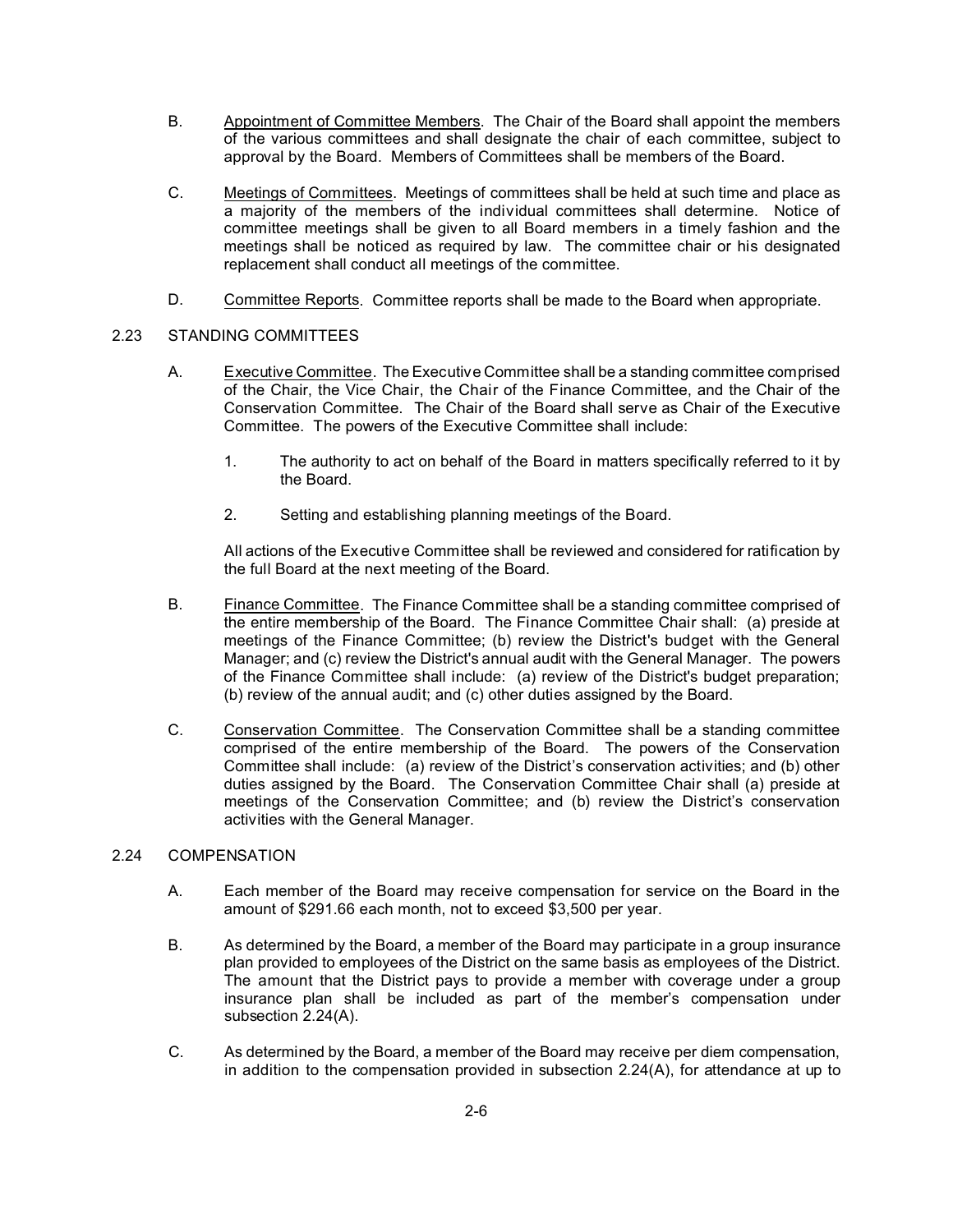B. Appointment of Committee Members. The Chair of the Board shall appoint the members of the various committees and shall designate the chair of each committee, subject to approval by the Board. Members of Committees shall be members of the Board.

C. Meetings of Committees. Meetings of committees shall be held at such time and place as a majority of the members of the individual committees shall determine. Notice of committee meetings shall be given to all Board members in a timely fashion and the meetings shall be noticed as required by law. The committee chair or his designated replacement shall conduct all meetings of the committee.

D. Committee Reports. Committee reports shall be made to the Board when appropriate.

## 2.23 STANDING COMMITTEES

A. Executive Committee. The Executive Committee shall be a standing committee comprised of the Chair, the Vice Chair, the Chair of the Finance Committee, and the Chair of the Conservation Committee. The Chair of the Board shall serve as Chair of the Executive Committee. The powers of the Executive Committee shall include:

1. The authority to act on behalf of the Board in matters specifically referred to it by the Board.

2. Setting and establishing planning meetings of the Board.

All actions of the Executive Committee shall be reviewed and considered for ratification by the full Board at the next meeting of the Board.

B. Finance Committee. The Finance Committee shall be a standing committee comprised of the entire membership of the Board. The Finance Committee Chair shall: (a) preside at meetings of the Finance Committee; (b) review the District's budget with the General Manager; and (c) review the District's annual audit with the General Manager. The powers of the Finance Committee shall include: (a) review of the District's budget preparation; (b) review of the annual audit; and (c) other duties assigned by the Board.

C. Conservation Committee. The Conservation Committee shall be a standing committee comprised of the entire membership of the Board. The powers of the Conservation Committee shall include: (a) review of the District's conservation activities; and (b) other duties assigned by the Board. The Conservation Committee Chair shall (a) preside at meetings of the Conservation Committee; and (b) review the District's conservation activities with the General Manager.

## 2.24 COMPENSATION

A. Each member of the Board may receive compensation for service on the Board in the amount of $291.66 each month, not to exceed $3,500 per year.

B. As determined by the Board, a member of the Board may participate in a group insurance plan provided to employees of the District on the same basis as employees of the District. The amount that the District pays to provide a member with coverage under a group insurance plan shall be included as part of the member's compensation under subsection 2.24(A).

C. As determined by the Board, a member of the Board may receive per diem compensation, in addition to the compensation provided in subsection 2.24(A), for attendance at up to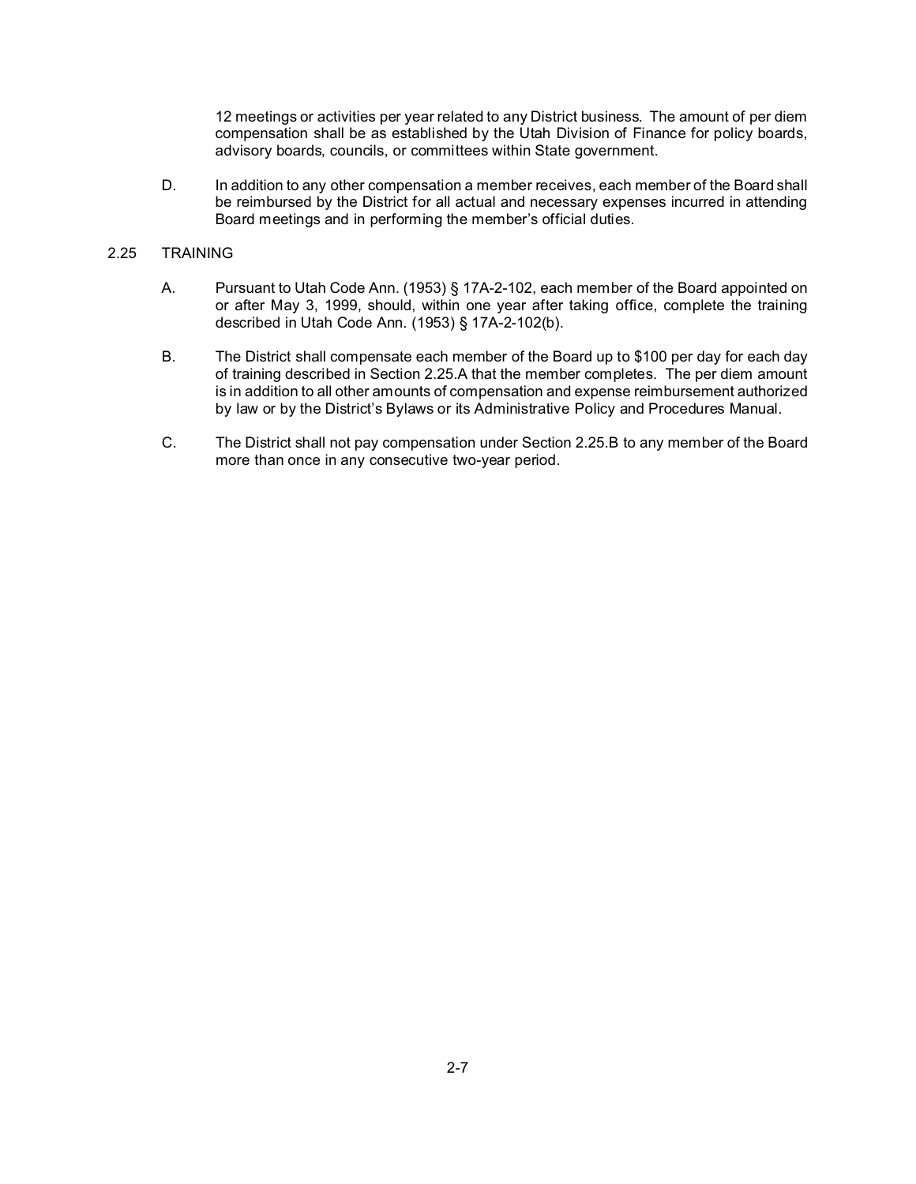12 meetings or activities per year related to any District business. The amount of per diem compensation shall be as established by the Utah Division of Finance for policy boards, advisory boards, councils, or committees within State government.

D. In addition to any other compensation a member receives, each member of the Board shall be reimbursed by the District for all actual and necessary expenses incurred in attending Board meetings and in performing the member's official duties.

## 2.25 TRAINING

A. Pursuant to Utah Code Ann. (1953) § 17A-2-102, each member of the Board appointed on or after May 3, 1999, should, within one year after taking office, complete the training described in Utah Code Ann. (1953) § 17A-2-102(b).

B. The District shall compensate each member of the Board up to $100 per day for each day of training described in Section 2.25.A that the member completes. The per diem amount is in addition to all other amounts of compensation and expense reimbursement authorized by law or by the District's Bylaws or its Administrative Policy and Procedures Manual.

C. The District shall not pay compensation under Section 2.25.B to any member of the Board more than once in any consecutive two-year period.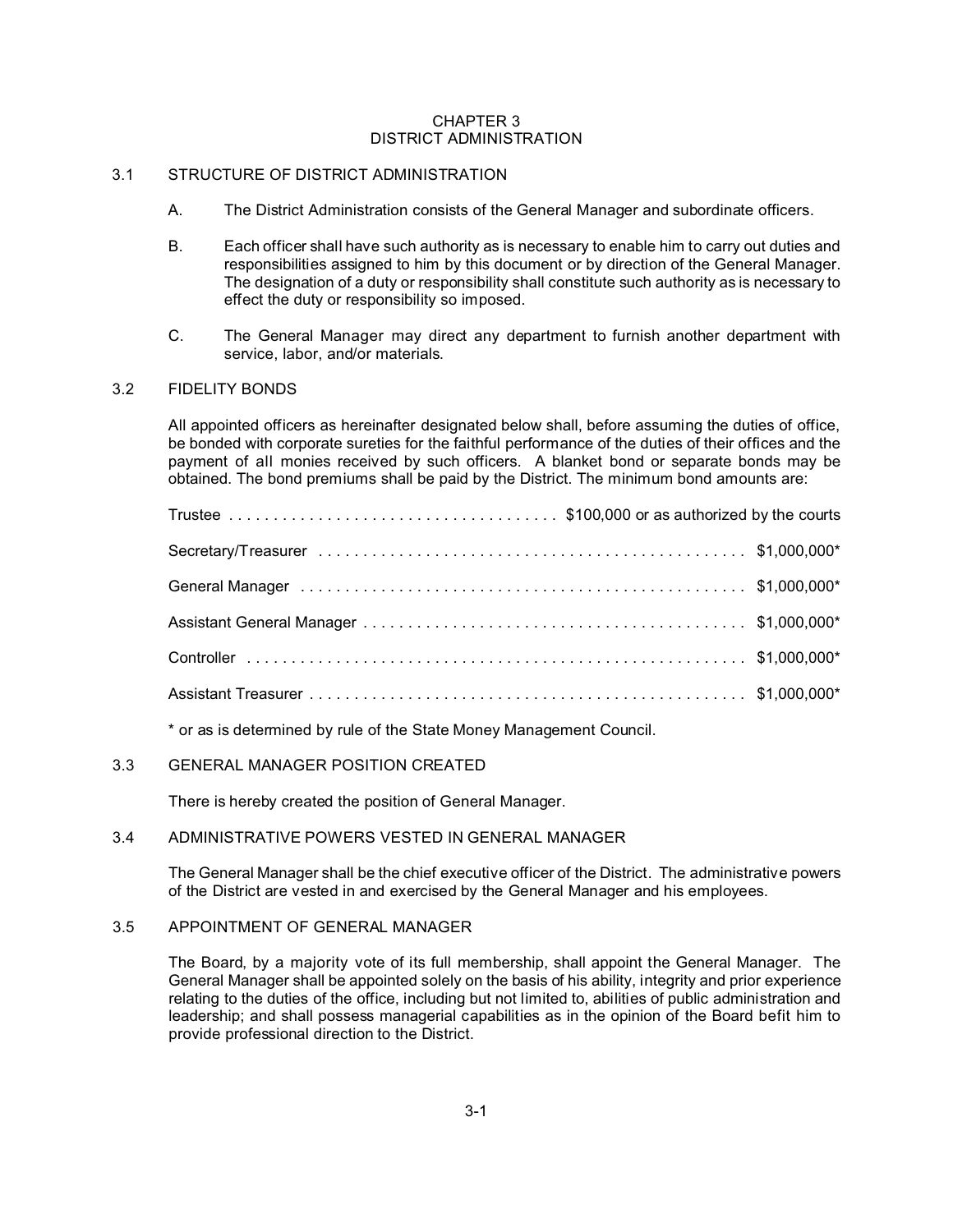# CHAPTER 3
# DISTRICT ADMINISTRATION

## 3.1 STRUCTURE OF DISTRICT ADMINISTRATION

A. The District Administration consists of the General Manager and subordinate officers.

B. Each officer shall have such authority as is necessary to enable him to carry out duties and responsibilities assigned to him by this document or by direction of the General Manager. The designation of a duty or responsibility shall constitute such authority as is necessary to effect the duty or responsibility so imposed.

C. The General Manager may direct any department to furnish another department with service, labor, and/or materials.

## 3.2 FIDELITY BONDS

All appointed officers as hereinafter designated below shall, before assuming the duties of office, be bonded with corporate sureties for the faithful performance of the duties of their offices and the payment of all monies received by such officers. A blanket bond or separate bonds may be obtained. The bond premiums shall be paid by the District. The minimum bond amounts are:

| Officer | Minimum Bond Amount |
| --- | --- |
| Trustee | $100,000 or as authorized by the courts |
| Secretary/Treasurer | $1,000,000* |
| General Manager | $1,000,000* |
| Assistant General Manager | $1,000,000* |
| Controller | $1,000,000* |
| Assistant Treasurer | $1,000,000* |

* or as is determined by rule of the State Money Management Council.

## 3.3 GENERAL MANAGER POSITION CREATED

There is hereby created the position of General Manager.

## 3.4 ADMINISTRATIVE POWERS VESTED IN GENERAL MANAGER

The General Manager shall be the chief executive officer of the District. The administrative powers of the District are vested in and exercised by the General Manager and his employees.

## 3.5 APPOINTMENT OF GENERAL MANAGER

The Board, by a majority vote of its full membership, shall appoint the General Manager. The General Manager shall be appointed solely on the basis of his ability, integrity and prior experience relating to the duties of the office, including but not limited to, abilities of public administration and leadership; and shall possess managerial capabilities as in the opinion of the Board befit him to provide professional direction to the District.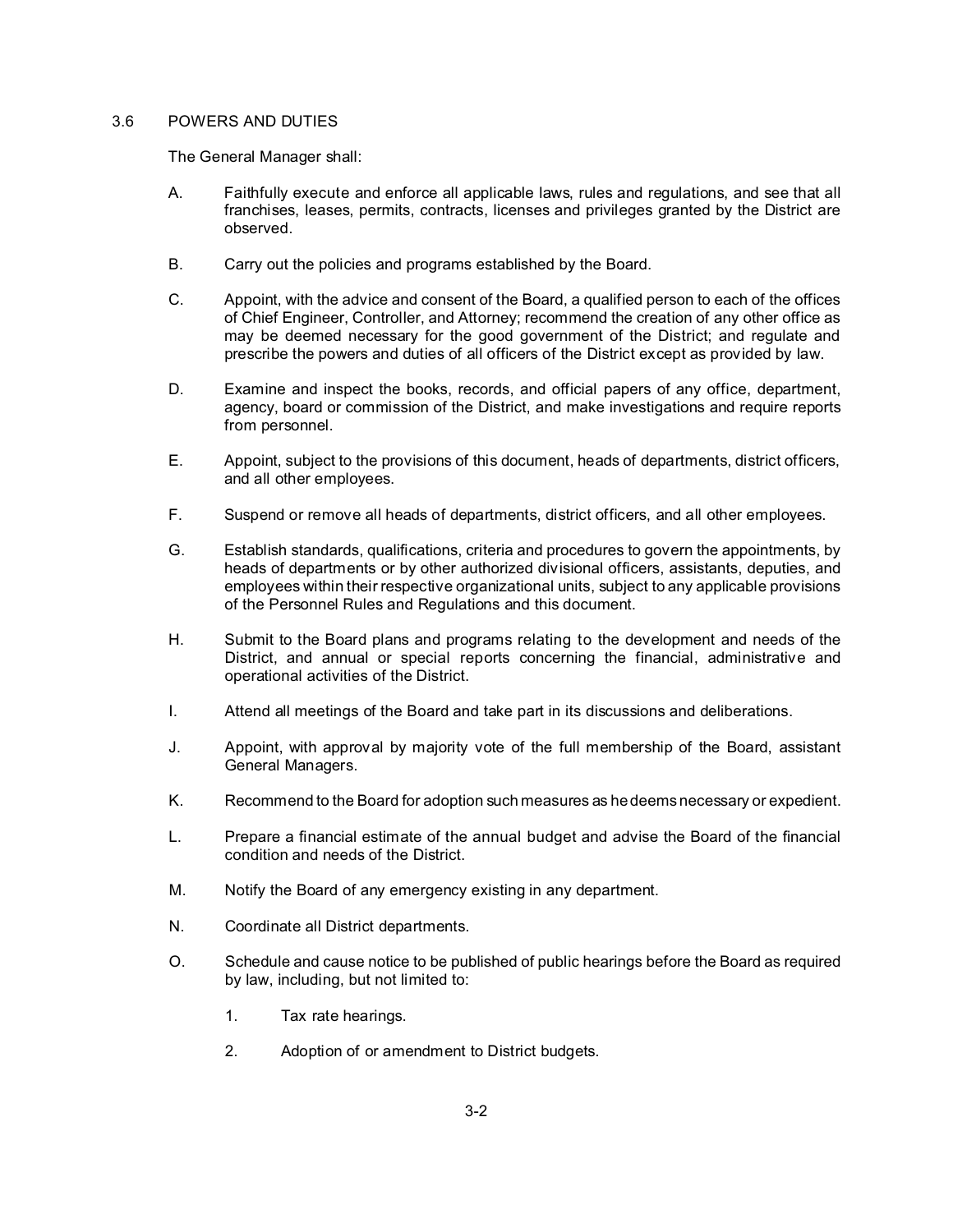## 3.6 POWERS AND DUTIES

The General Manager shall:

A. Faithfully execute and enforce all applicable laws, rules and regulations, and see that all franchises, leases, permits, contracts, licenses and privileges granted by the District are observed.

B. Carry out the policies and programs established by the Board.

C. Appoint, with the advice and consent of the Board, a qualified person to each of the offices of Chief Engineer, Controller, and Attorney; recommend the creation of any other office as may be deemed necessary for the good government of the District; and regulate and prescribe the powers and duties of all officers of the District except as provided by law.

D. Examine and inspect the books, records, and official papers of any office, department, agency, board or commission of the District, and make investigations and require reports from personnel.

E. Appoint, subject to the provisions of this document, heads of departments, district officers, and all other employees.

F. Suspend or remove all heads of departments, district officers, and all other employees.

G. Establish standards, qualifications, criteria and procedures to govern the appointments, by heads of departments or by other authorized divisional officers, assistants, deputies, and employees within their respective organizational units, subject to any applicable provisions of the Personnel Rules and Regulations and this document.

H. Submit to the Board plans and programs relating to the development and needs of the District, and annual or special reports concerning the financial, administrative and operational activities of the District.

I. Attend all meetings of the Board and take part in its discussions and deliberations.

J. Appoint, with approval by majority vote of the full membership of the Board, assistant General Managers.

K. Recommend to the Board for adoption such measures as he deems necessary or expedient.

L. Prepare a financial estimate of the annual budget and advise the Board of the financial condition and needs of the District.

M. Notify the Board of any emergency existing in any department.

N. Coordinate all District departments.

O. Schedule and cause notice to be published of public hearings before the Board as required by law, including, but not limited to:

1. Tax rate hearings.
2. Adoption of or amendment to District budgets.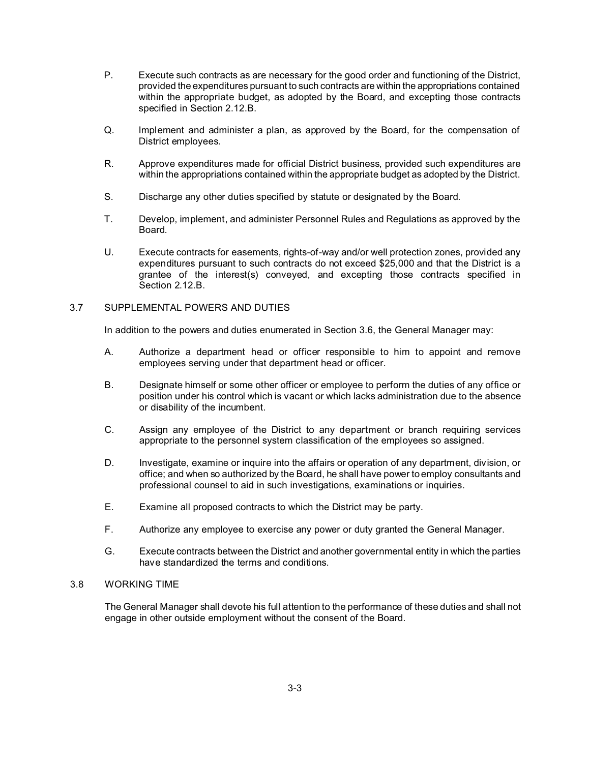P. Execute such contracts as are necessary for the good order and functioning of the District, provided the expenditures pursuant to such contracts are within the appropriations contained within the appropriate budget, as adopted by the Board, and excepting those contracts specified in Section 2.12.B.

Q. Implement and administer a plan, as approved by the Board, for the compensation of District employees.

R. Approve expenditures made for official District business, provided such expenditures are within the appropriations contained within the appropriate budget as adopted by the District.

S. Discharge any other duties specified by statute or designated by the Board.

T. Develop, implement, and administer Personnel Rules and Regulations as approved by the Board.

U. Execute contracts for easements, rights-of-way and/or well protection zones, provided any expenditures pursuant to such contracts do not exceed $25,000 and that the District is a grantee of the interest(s) conveyed, and excepting those contracts specified in Section 2.12.B.

## 3.7 SUPPLEMENTAL POWERS AND DUTIES

In addition to the powers and duties enumerated in Section 3.6, the General Manager may:

A. Authorize a department head or officer responsible to him to appoint and remove employees serving under that department head or officer.

B. Designate himself or some other officer or employee to perform the duties of any office or position under his control which is vacant or which lacks administration due to the absence or disability of the incumbent.

C. Assign any employee of the District to any department or branch requiring services appropriate to the personnel system classification of the employees so assigned.

D. Investigate, examine or inquire into the affairs or operation of any department, division, or office; and when so authorized by the Board, he shall have power to employ consultants and professional counsel to aid in such investigations, examinations or inquiries.

E. Examine all proposed contracts to which the District may be party.

F. Authorize any employee to exercise any power or duty granted the General Manager.

G. Execute contracts between the District and another governmental entity in which the parties have standardized the terms and conditions.

## 3.8 WORKING TIME

The General Manager shall devote his full attention to the performance of these duties and shall not engage in other outside employment without the consent of the Board.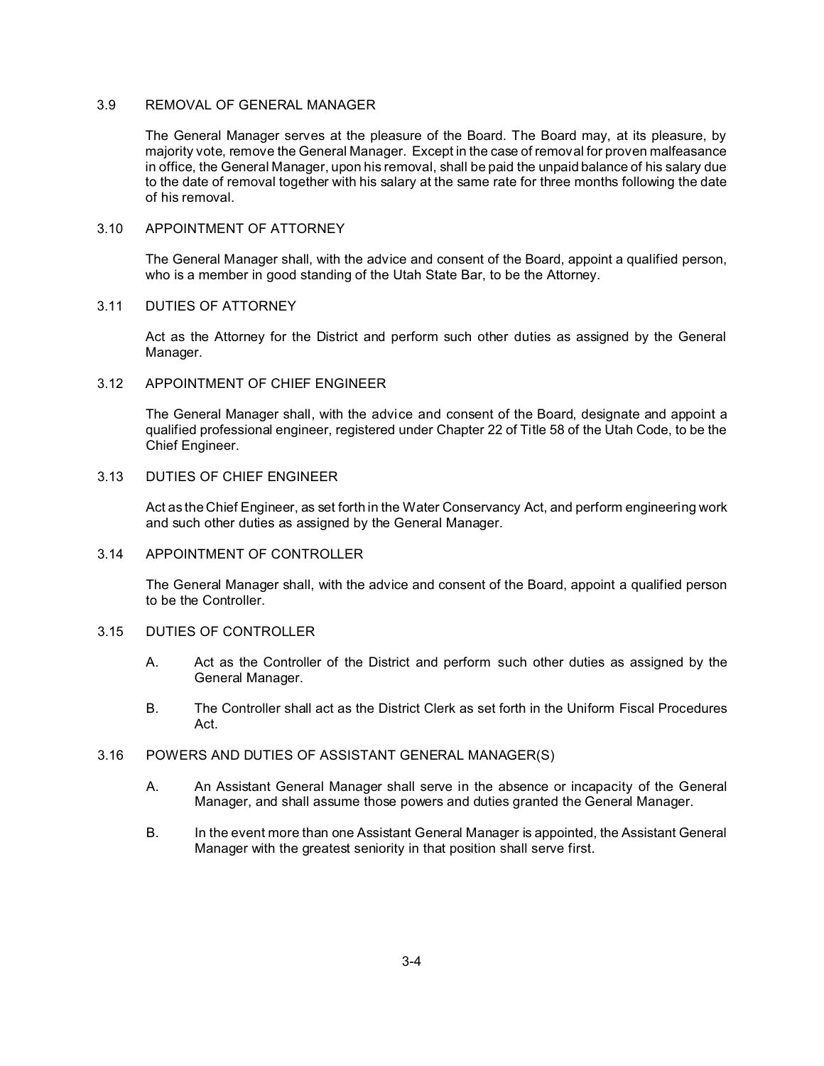### 3.9 REMOVAL OF GENERAL MANAGER

The General Manager serves at the pleasure of the Board. The Board may, at its pleasure, by majority vote, remove the General Manager. Except in the case of removal for proven malfeasance in office, the General Manager, upon his removal, shall be paid the unpaid balance of his salary due to the date of removal together with his salary at the same rate for three months following the date of his removal.

### 3.10 APPOINTMENT OF ATTORNEY

The General Manager shall, with the advice and consent of the Board, appoint a qualified person, who is a member in good standing of the Utah State Bar, to be the Attorney.

### 3.11 DUTIES OF ATTORNEY

Act as the Attorney for the District and perform such other duties as assigned by the General Manager.

### 3.12 APPOINTMENT OF CHIEF ENGINEER

The General Manager shall, with the advice and consent of the Board, designate and appoint a qualified professional engineer, registered under Chapter 22 of Title 58 of the Utah Code, to be the Chief Engineer.

### 3.13 DUTIES OF CHIEF ENGINEER

Act as the Chief Engineer, as set forth in the Water Conservancy Act, and perform engineering work and such other duties as assigned by the General Manager.

### 3.14 APPOINTMENT OF CONTROLLER

The General Manager shall, with the advice and consent of the Board, appoint a qualified person to be the Controller.

### 3.15 DUTIES OF CONTROLLER

A. Act as the Controller of the District and perform such other duties as assigned by the General Manager.

B. The Controller shall act as the District Clerk as set forth in the Uniform Fiscal Procedures Act.

### 3.16 POWERS AND DUTIES OF ASSISTANT GENERAL MANAGER(S)

A. An Assistant General Manager shall serve in the absence or incapacity of the General Manager, and shall assume those powers and duties granted the General Manager.

B. In the event more than one Assistant General Manager is appointed, the Assistant General Manager with the greatest seniority in that position shall serve first.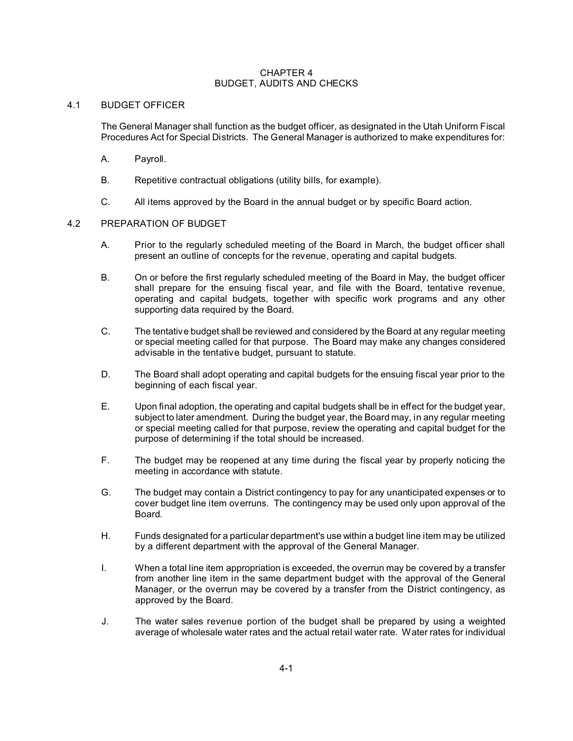# CHAPTER 4
# BUDGET, AUDITS AND CHECKS

## 4.1 BUDGET OFFICER

The General Manager shall function as the budget officer, as designated in the Utah Uniform Fiscal Procedures Act for Special Districts. The General Manager is authorized to make expenditures for:

A. Payroll.

B. Repetitive contractual obligations (utility bills, for example).

C. All items approved by the Board in the annual budget or by specific Board action.

## 4.2 PREPARATION OF BUDGET

A. Prior to the regularly scheduled meeting of the Board in March, the budget officer shall present an outline of concepts for the revenue, operating and capital budgets.

B. On or before the first regularly scheduled meeting of the Board in May, the budget officer shall prepare for the ensuing fiscal year, and file with the Board, tentative revenue, operating and capital budgets, together with specific work programs and any other supporting data required by the Board.

C. The tentative budget shall be reviewed and considered by the Board at any regular meeting or special meeting called for that purpose. The Board may make any changes considered advisable in the tentative budget, pursuant to statute.

D. The Board shall adopt operating and capital budgets for the ensuing fiscal year prior to the beginning of each fiscal year.

E. Upon final adoption, the operating and capital budgets shall be in effect for the budget year, subject to later amendment. During the budget year, the Board may, in any regular meeting or special meeting called for that purpose, review the operating and capital budget for the purpose of determining if the total should be increased.

F. The budget may be reopened at any time during the fiscal year by properly noticing the meeting in accordance with statute.

G. The budget may contain a District contingency to pay for any unanticipated expenses or to cover budget line item overruns. The contingency may be used only upon approval of the Board.

H. Funds designated for a particular department's use within a budget line item may be utilized by a different department with the approval of the General Manager.

I. When a total line item appropriation is exceeded, the overrun may be covered by a transfer from another line item in the same department budget with the approval of the General Manager, or the overrun may be covered by a transfer from the District contingency, as approved by the Board.

J. The water sales revenue portion of the budget shall be prepared by using a weighted average of wholesale water rates and the actual retail water rate. Water rates for individual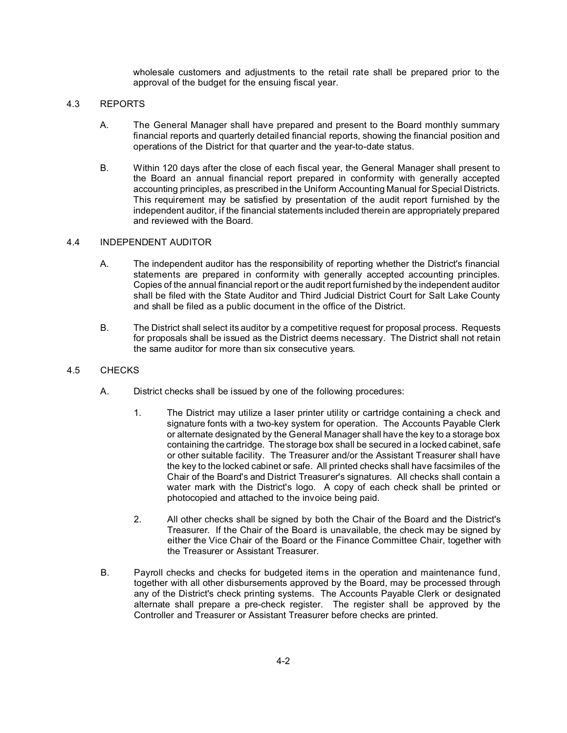wholesale customers and adjustments to the retail rate shall be prepared prior to the approval of the budget for the ensuing fiscal year.

## 4.3 REPORTS

A. The General Manager shall have prepared and present to the Board monthly summary financial reports and quarterly detailed financial reports, showing the financial position and operations of the District for that quarter and the year-to-date status.

B. Within 120 days after the close of each fiscal year, the General Manager shall present to the Board an annual financial report prepared in conformity with generally accepted accounting principles, as prescribed in the Uniform Accounting Manual for Special Districts. This requirement may be satisfied by presentation of the audit report furnished by the independent auditor, if the financial statements included therein are appropriately prepared and reviewed with the Board.

## 4.4 INDEPENDENT AUDITOR

A. The independent auditor has the responsibility of reporting whether the District's financial statements are prepared in conformity with generally accepted accounting principles. Copies of the annual financial report or the audit report furnished by the independent auditor shall be filed with the State Auditor and Third Judicial District Court for Salt Lake County and shall be filed as a public document in the office of the District.

B. The District shall select its auditor by a competitive request for proposal process. Requests for proposals shall be issued as the District deems necessary. The District shall not retain the same auditor for more than six consecutive years.

## 4.5 CHECKS

A. District checks shall be issued by one of the following procedures:

1. The District may utilize a laser printer utility or cartridge containing a check and signature fonts with a two-key system for operation. The Accounts Payable Clerk or alternate designated by the General Manager shall have the key to a storage box containing the cartridge. The storage box shall be secured in a locked cabinet, safe or other suitable facility. The Treasurer and/or the Assistant Treasurer shall have the key to the locked cabinet or safe. All printed checks shall have facsimiles of the Chair of the Board's and District Treasurer's signatures. All checks shall contain a water mark with the District's logo. A copy of each check shall be printed or photocopied and attached to the invoice being paid.

2. All other checks shall be signed by both the Chair of the Board and the District's Treasurer. If the Chair of the Board is unavailable, the check may be signed by either the Vice Chair of the Board or the Finance Committee Chair, together with the Treasurer or Assistant Treasurer.

B. Payroll checks and checks for budgeted items in the operation and maintenance fund, together with all other disbursements approved by the Board, may be processed through any of the District's check printing systems. The Accounts Payable Clerk or designated alternate shall prepare a pre-check register. The register shall be approved by the Controller and Treasurer or Assistant Treasurer before checks are printed.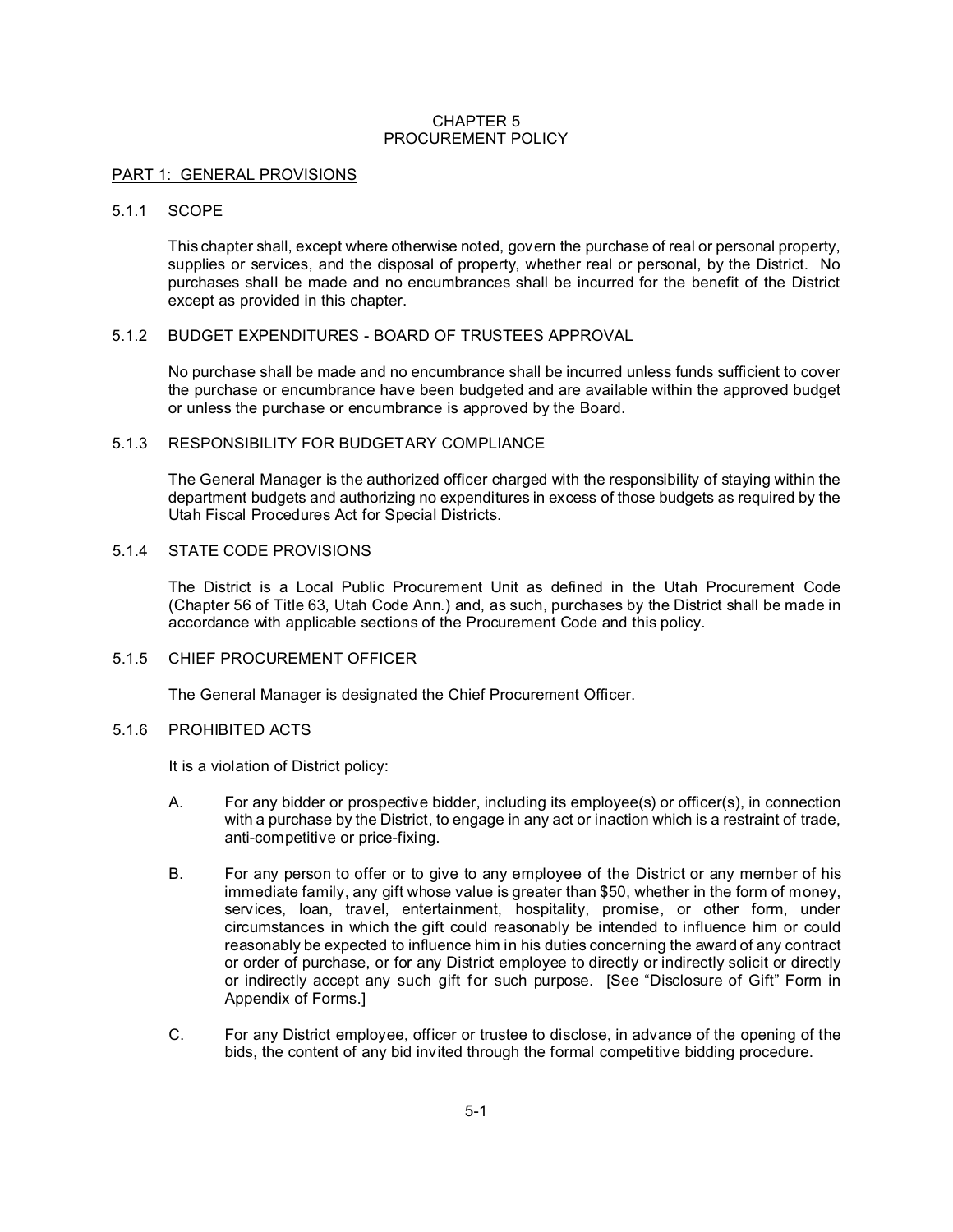# CHAPTER 5
# PROCUREMENT POLICY

## PART 1: GENERAL PROVISIONS

### 5.1.1 SCOPE

This chapter shall, except where otherwise noted, govern the purchase of real or personal property, supplies or services, and the disposal of property, whether real or personal, by the District. No purchases shall be made and no encumbrances shall be incurred for the benefit of the District except as provided in this chapter.

### 5.1.2 BUDGET EXPENDITURES - BOARD OF TRUSTEES APPROVAL

No purchase shall be made and no encumbrance shall be incurred unless funds sufficient to cover the purchase or encumbrance have been budgeted and are available within the approved budget or unless the purchase or encumbrance is approved by the Board.

### 5.1.3 RESPONSIBILITY FOR BUDGETARY COMPLIANCE

The General Manager is the authorized officer charged with the responsibility of staying within the department budgets and authorizing no expenditures in excess of those budgets as required by the Utah Fiscal Procedures Act for Special Districts.

### 5.1.4 STATE CODE PROVISIONS

The District is a Local Public Procurement Unit as defined in the Utah Procurement Code (Chapter 56 of Title 63, Utah Code Ann.) and, as such, purchases by the District shall be made in accordance with applicable sections of the Procurement Code and this policy.

### 5.1.5 CHIEF PROCUREMENT OFFICER

The General Manager is designated the Chief Procurement Officer.

### 5.1.6 PROHIBITED ACTS

It is a violation of District policy:

A. For any bidder or prospective bidder, including its employee(s) or officer(s), in connection with a purchase by the District, to engage in any act or inaction which is a restraint of trade, anti-competitive or price-fixing.

B. For any person to offer or to give to any employee of the District or any member of his immediate family, any gift whose value is greater than $50, whether in the form of money, services, loan, travel, entertainment, hospitality, promise, or other form, under circumstances in which the gift could reasonably be intended to influence him or could reasonably be expected to influence him in his duties concerning the award of any contract or order of purchase, or for any District employee to directly or indirectly solicit or directly or indirectly accept any such gift for such purpose. [See "Disclosure of Gift" Form in Appendix of Forms.]

C. For any District employee, officer or trustee to disclose, in advance of the opening of the bids, the content of any bid invited through the formal competitive bidding procedure.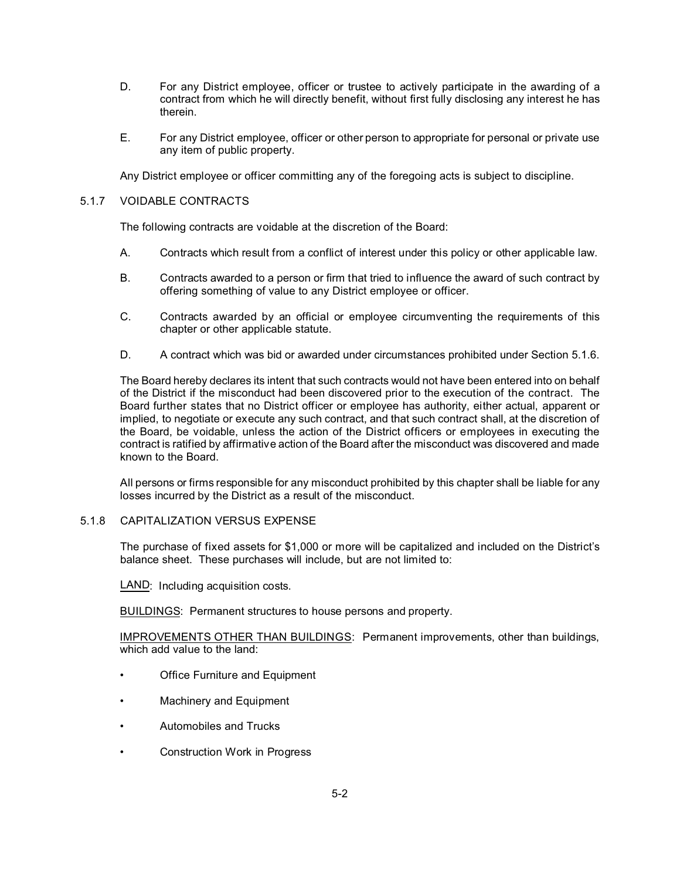D. For any District employee, officer or trustee to actively participate in the awarding of a contract from which he will directly benefit, without first fully disclosing any interest he has therein.

E. For any District employee, officer or other person to appropriate for personal or private use any item of public property.

Any District employee or officer committing any of the foregoing acts is subject to discipline.

### 5.1.7 VOIDABLE CONTRACTS

The following contracts are voidable at the discretion of the Board:

A. Contracts which result from a conflict of interest under this policy or other applicable law.

B. Contracts awarded to a person or firm that tried to influence the award of such contract by offering something of value to any District employee or officer.

C. Contracts awarded by an official or employee circumventing the requirements of this chapter or other applicable statute.

D. A contract which was bid or awarded under circumstances prohibited under Section 5.1.6.

The Board hereby declares its intent that such contracts would not have been entered into on behalf of the District if the misconduct had been discovered prior to the execution of the contract. The Board further states that no District officer or employee has authority, either actual, apparent or implied, to negotiate or execute any such contract, and that such contract shall, at the discretion of the Board, be voidable, unless the action of the District officers or employees in executing the contract is ratified by affirmative action of the Board after the misconduct was discovered and made known to the Board.

All persons or firms responsible for any misconduct prohibited by this chapter shall be liable for any losses incurred by the District as a result of the misconduct.

### 5.1.8 CAPITALIZATION VERSUS EXPENSE

The purchase of fixed assets for $1,000 or more will be capitalized and included on the District's balance sheet. These purchases will include, but are not limited to:

<u>LAND</u>: Including acquisition costs.

<u>BUILDINGS</u>: Permanent structures to house persons and property.

<u>IMPROVEMENTS OTHER THAN BUILDINGS</u>: Permanent improvements, other than buildings, which add value to the land:

- Office Furniture and Equipment
- Machinery and Equipment
- Automobiles and Trucks
- Construction Work in Progress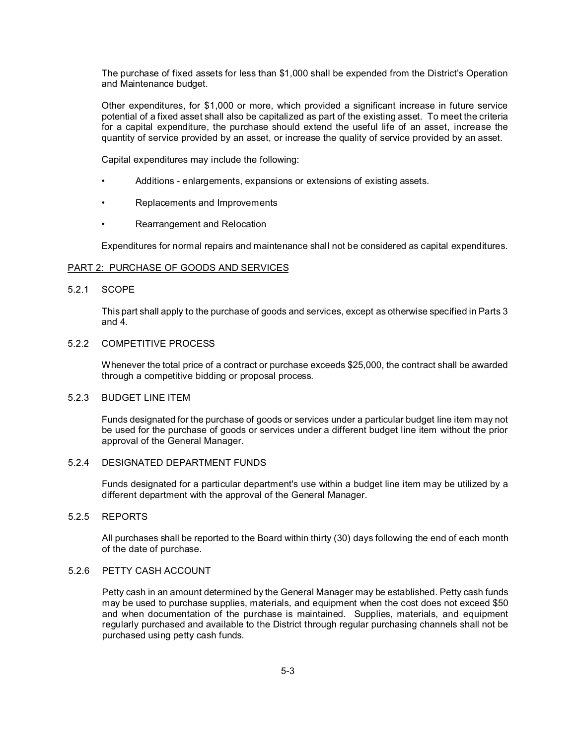The purchase of fixed assets for less than $1,000 shall be expended from the District's Operation and Maintenance budget.

Other expenditures, for $1,000 or more, which provided a significant increase in future service potential of a fixed asset shall also be capitalized as part of the existing asset. To meet the criteria for a capital expenditure, the purchase should extend the useful life of an asset, increase the quantity of service provided by an asset, or increase the quality of service provided by an asset.

Capital expenditures may include the following:

- Additions - enlargements, expansions or extensions of existing assets.
- Replacements and Improvements
- Rearrangement and Relocation

Expenditures for normal repairs and maintenance shall not be considered as capital expenditures.

## PART 2: PURCHASE OF GOODS AND SERVICES

### 5.2.1 SCOPE

This part shall apply to the purchase of goods and services, except as otherwise specified in Parts 3 and 4.

### 5.2.2 COMPETITIVE PROCESS

Whenever the total price of a contract or purchase exceeds $25,000, the contract shall be awarded through a competitive bidding or proposal process.

### 5.2.3 BUDGET LINE ITEM

Funds designated for the purchase of goods or services under a particular budget line item may not be used for the purchase of goods or services under a different budget line item without the prior approval of the General Manager.

### 5.2.4 DESIGNATED DEPARTMENT FUNDS

Funds designated for a particular department's use within a budget line item may be utilized by a different department with the approval of the General Manager.

### 5.2.5 REPORTS

All purchases shall be reported to the Board within thirty (30) days following the end of each month of the date of purchase.

### 5.2.6 PETTY CASH ACCOUNT

Petty cash in an amount determined by the General Manager may be established. Petty cash funds may be used to purchase supplies, materials, and equipment when the cost does not exceed $50 and when documentation of the purchase is maintained. Supplies, materials, and equipment regularly purchased and available to the District through regular purchasing channels shall not be purchased using petty cash funds.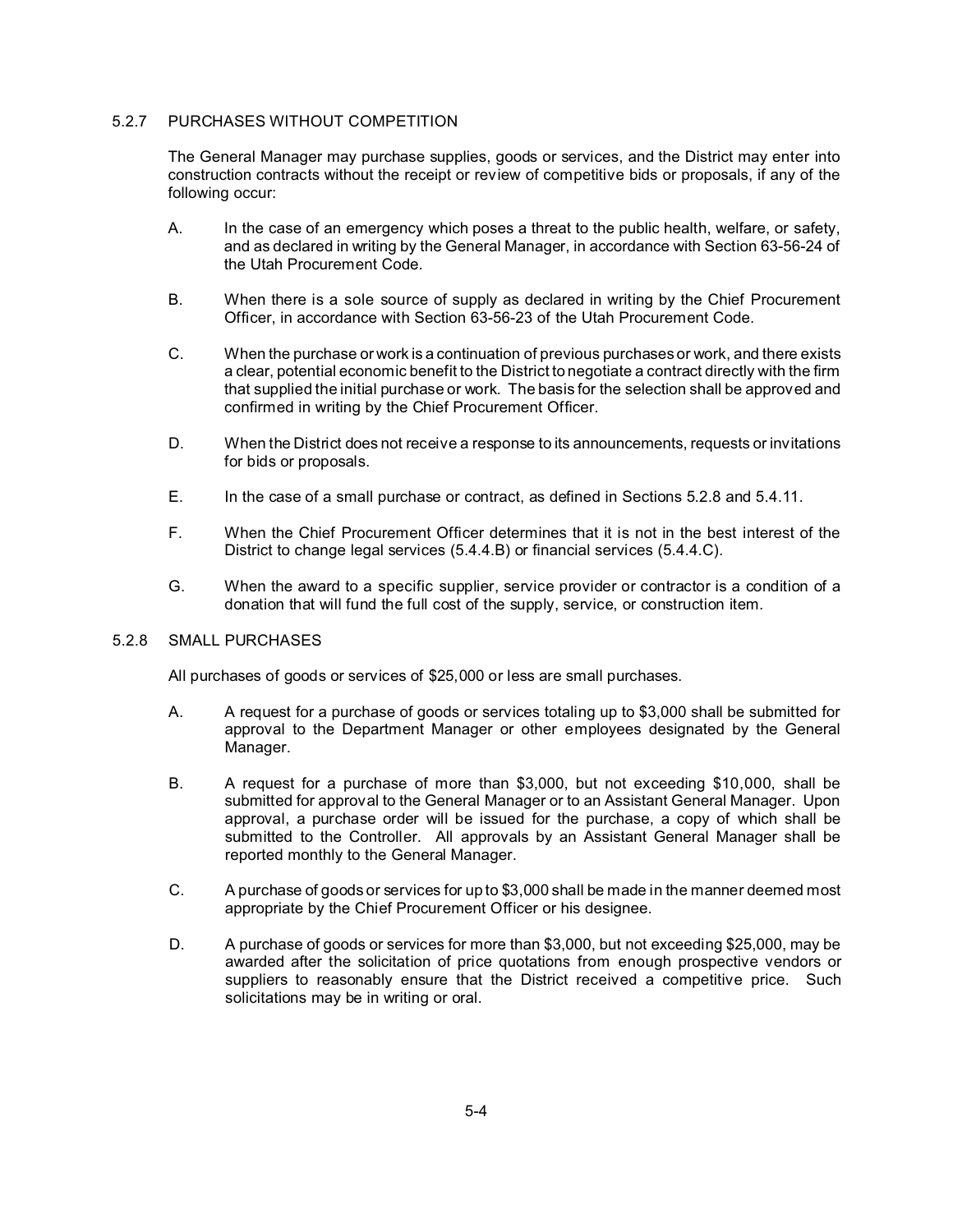### 5.2.7 PURCHASES WITHOUT COMPETITION

The General Manager may purchase supplies, goods or services, and the District may enter into construction contracts without the receipt or review of competitive bids or proposals, if any of the following occur:

A. In the case of an emergency which poses a threat to the public health, welfare, or safety, and as declared in writing by the General Manager, in accordance with Section 63-56-24 of the Utah Procurement Code.

B. When there is a sole source of supply as declared in writing by the Chief Procurement Officer, in accordance with Section 63-56-23 of the Utah Procurement Code.

C. When the purchase or work is a continuation of previous purchases or work, and there exists a clear, potential economic benefit to the District to negotiate a contract directly with the firm that supplied the initial purchase or work. The basis for the selection shall be approved and confirmed in writing by the Chief Procurement Officer.

D. When the District does not receive a response to its announcements, requests or invitations for bids or proposals.

E. In the case of a small purchase or contract, as defined in Sections 5.2.8 and 5.4.11.

F. When the Chief Procurement Officer determines that it is not in the best interest of the District to change legal services (5.4.4.B) or financial services (5.4.4.C).

G. When the award to a specific supplier, service provider or contractor is a condition of a donation that will fund the full cost of the supply, service, or construction item.

### 5.2.8 SMALL PURCHASES

All purchases of goods or services of $25,000 or less are small purchases.

A. A request for a purchase of goods or services totaling up to $3,000 shall be submitted for approval to the Department Manager or other employees designated by the General Manager.

B. A request for a purchase of more than $3,000, but not exceeding $10,000, shall be submitted for approval to the General Manager or to an Assistant General Manager. Upon approval, a purchase order will be issued for the purchase, a copy of which shall be submitted to the Controller. All approvals by an Assistant General Manager shall be reported monthly to the General Manager.

C. A purchase of goods or services for up to $3,000 shall be made in the manner deemed most appropriate by the Chief Procurement Officer or his designee.

D. A purchase of goods or services for more than $3,000, but not exceeding $25,000, may be awarded after the solicitation of price quotations from enough prospective vendors or suppliers to reasonably ensure that the District received a competitive price. Such solicitations may be in writing or oral.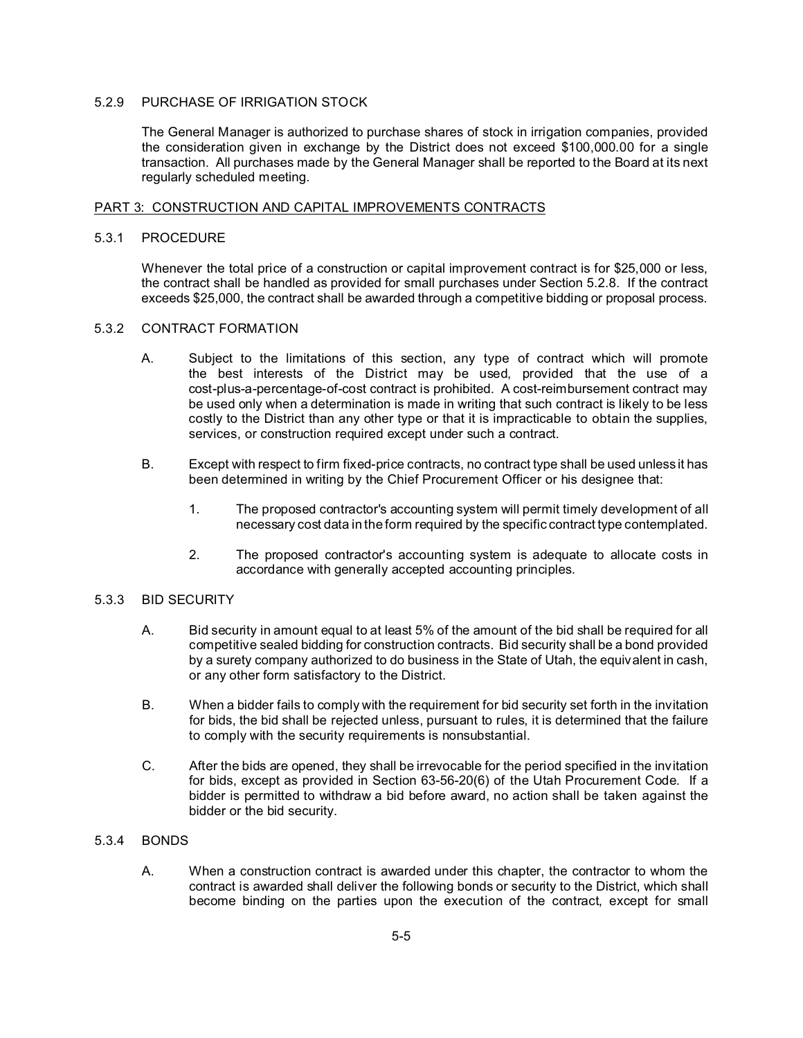### 5.2.9 PURCHASE OF IRRIGATION STOCK

The General Manager is authorized to purchase shares of stock in irrigation companies, provided the consideration given in exchange by the District does not exceed $100,000.00 for a single transaction. All purchases made by the General Manager shall be reported to the Board at its next regularly scheduled meeting.

## PART 3: CONSTRUCTION AND CAPITAL IMPROVEMENTS CONTRACTS

### 5.3.1 PROCEDURE

Whenever the total price of a construction or capital improvement contract is for $25,000 or less, the contract shall be handled as provided for small purchases under Section 5.2.8. If the contract exceeds $25,000, the contract shall be awarded through a competitive bidding or proposal process.

### 5.3.2 CONTRACT FORMATION

A. Subject to the limitations of this section, any type of contract which will promote the best interests of the District may be used, provided that the use of a cost-plus-a-percentage-of-cost contract is prohibited. A cost-reimbursement contract may be used only when a determination is made in writing that such contract is likely to be less costly to the District than any other type or that it is impracticable to obtain the supplies, services, or construction required except under such a contract.

B. Except with respect to firm fixed-price contracts, no contract type shall be used unless it has been determined in writing by the Chief Procurement Officer or his designee that:

1. The proposed contractor's accounting system will permit timely development of all necessary cost data in the form required by the specific contract type contemplated.

2. The proposed contractor's accounting system is adequate to allocate costs in accordance with generally accepted accounting principles.

### 5.3.3 BID SECURITY

A. Bid security in amount equal to at least 5% of the amount of the bid shall be required for all competitive sealed bidding for construction contracts. Bid security shall be a bond provided by a surety company authorized to do business in the State of Utah, the equivalent in cash, or any other form satisfactory to the District.

B. When a bidder fails to comply with the requirement for bid security set forth in the invitation for bids, the bid shall be rejected unless, pursuant to rules, it is determined that the failure to comply with the security requirements is nonsubstantial.

C. After the bids are opened, they shall be irrevocable for the period specified in the invitation for bids, except as provided in Section 63-56-20(6) of the Utah Procurement Code. If a bidder is permitted to withdraw a bid before award, no action shall be taken against the bidder or the bid security.

### 5.3.4 BONDS

A. When a construction contract is awarded under this chapter, the contractor to whom the contract is awarded shall deliver the following bonds or security to the District, which shall become binding on the parties upon the execution of the contract, except for small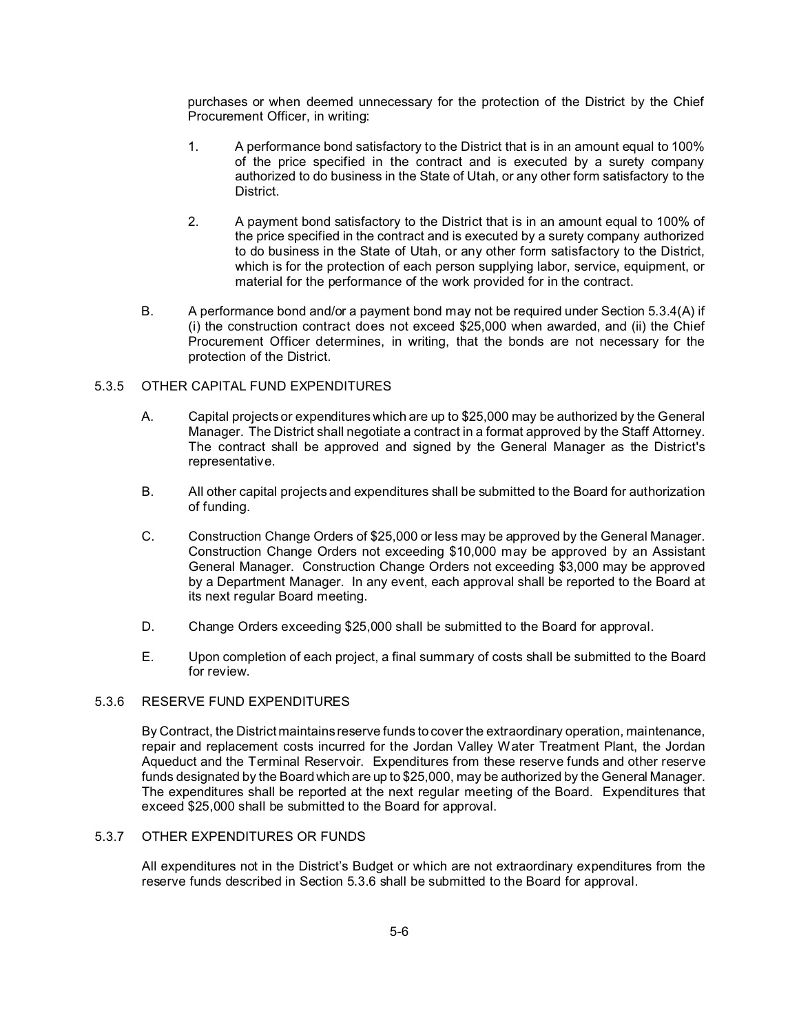purchases or when deemed unnecessary for the protection of the District by the Chief Procurement Officer, in writing:

1. A performance bond satisfactory to the District that is in an amount equal to 100% of the price specified in the contract and is executed by a surety company authorized to do business in the State of Utah, or any other form satisfactory to the District.

2. A payment bond satisfactory to the District that is in an amount equal to 100% of the price specified in the contract and is executed by a surety company authorized to do business in the State of Utah, or any other form satisfactory to the District, which is for the protection of each person supplying labor, service, equipment, or material for the performance of the work provided for in the contract.

B. A performance bond and/or a payment bond may not be required under Section 5.3.4(A) if (i) the construction contract does not exceed $25,000 when awarded, and (ii) the Chief Procurement Officer determines, in writing, that the bonds are not necessary for the protection of the District.

### 5.3.5 OTHER CAPITAL FUND EXPENDITURES

A. Capital projects or expenditures which are up to $25,000 may be authorized by the General Manager. The District shall negotiate a contract in a format approved by the Staff Attorney. The contract shall be approved and signed by the General Manager as the District's representative.

B. All other capital projects and expenditures shall be submitted to the Board for authorization of funding.

C. Construction Change Orders of $25,000 or less may be approved by the General Manager. Construction Change Orders not exceeding $10,000 may be approved by an Assistant General Manager. Construction Change Orders not exceeding $3,000 may be approved by a Department Manager. In any event, each approval shall be reported to the Board at its next regular Board meeting.

D. Change Orders exceeding $25,000 shall be submitted to the Board for approval.

E. Upon completion of each project, a final summary of costs shall be submitted to the Board for review.

### 5.3.6 RESERVE FUND EXPENDITURES

By Contract, the District maintains reserve funds to cover the extraordinary operation, maintenance, repair and replacement costs incurred for the Jordan Valley Water Treatment Plant, the Jordan Aqueduct and the Terminal Reservoir. Expenditures from these reserve funds and other reserve funds designated by the Board which are up to $25,000, may be authorized by the General Manager. The expenditures shall be reported at the next regular meeting of the Board. Expenditures that exceed $25,000 shall be submitted to the Board for approval.

### 5.3.7 OTHER EXPENDITURES OR FUNDS

All expenditures not in the District's Budget or which are not extraordinary expenditures from the reserve funds described in Section 5.3.6 shall be submitted to the Board for approval.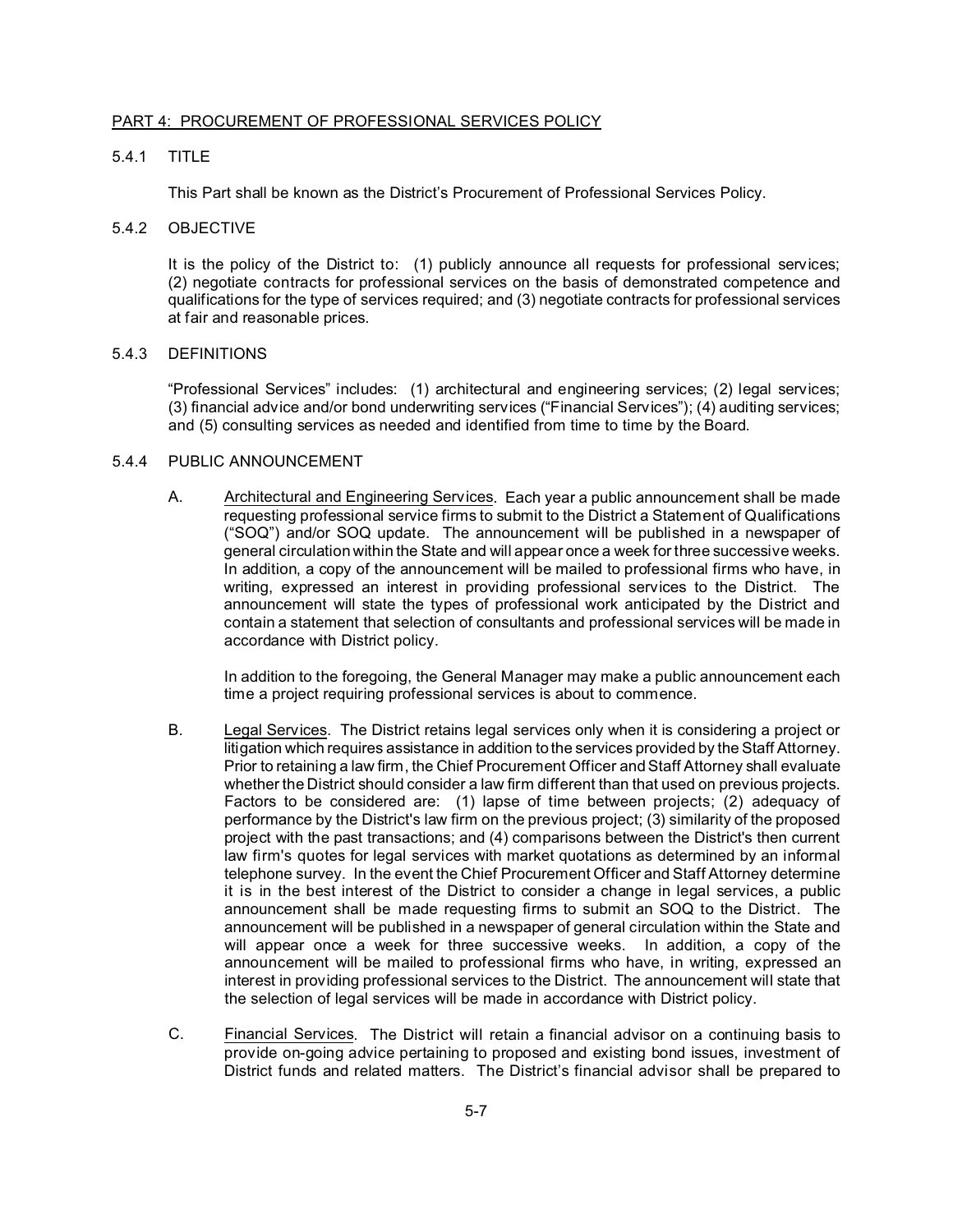## PART 4: PROCUREMENT OF PROFESSIONAL SERVICES POLICY

### 5.4.1 TITLE

This Part shall be known as the District's Procurement of Professional Services Policy.

### 5.4.2 OBJECTIVE

It is the policy of the District to: (1) publicly announce all requests for professional services; (2) negotiate contracts for professional services on the basis of demonstrated competence and qualifications for the type of services required; and (3) negotiate contracts for professional services at fair and reasonable prices.

### 5.4.3 DEFINITIONS

"Professional Services" includes: (1) architectural and engineering services; (2) legal services; (3) financial advice and/or bond underwriting services ("Financial Services"); (4) auditing services; and (5) consulting services as needed and identified from time to time by the Board.

### 5.4.4 PUBLIC ANNOUNCEMENT

A. Architectural and Engineering Services. Each year a public announcement shall be made requesting professional service firms to submit to the District a Statement of Qualifications ("SOQ") and/or SOQ update. The announcement will be published in a newspaper of general circulation within the State and will appear once a week for three successive weeks. In addition, a copy of the announcement will be mailed to professional firms who have, in writing, expressed an interest in providing professional services to the District. The announcement will state the types of professional work anticipated by the District and contain a statement that selection of consultants and professional services will be made in accordance with District policy.

In addition to the foregoing, the General Manager may make a public announcement each time a project requiring professional services is about to commence.

B. Legal Services. The District retains legal services only when it is considering a project or litigation which requires assistance in addition to the services provided by the Staff Attorney. Prior to retaining a law firm, the Chief Procurement Officer and Staff Attorney shall evaluate whether the District should consider a law firm different than that used on previous projects. Factors to be considered are: (1) lapse of time between projects; (2) adequacy of performance by the District's law firm on the previous project; (3) similarity of the proposed project with the past transactions; and (4) comparisons between the District's then current law firm's quotes for legal services with market quotations as determined by an informal telephone survey. In the event the Chief Procurement Officer and Staff Attorney determine it is in the best interest of the District to consider a change in legal services, a public announcement shall be made requesting firms to submit an SOQ to the District. The announcement will be published in a newspaper of general circulation within the State and will appear once a week for three successive weeks. In addition, a copy of the announcement will be mailed to professional firms who have, in writing, expressed an interest in providing professional services to the District. The announcement will state that the selection of legal services will be made in accordance with District policy.

C. Financial Services. The District will retain a financial advisor on a continuing basis to provide on-going advice pertaining to proposed and existing bond issues, investment of District funds and related matters. The District's financial advisor shall be prepared to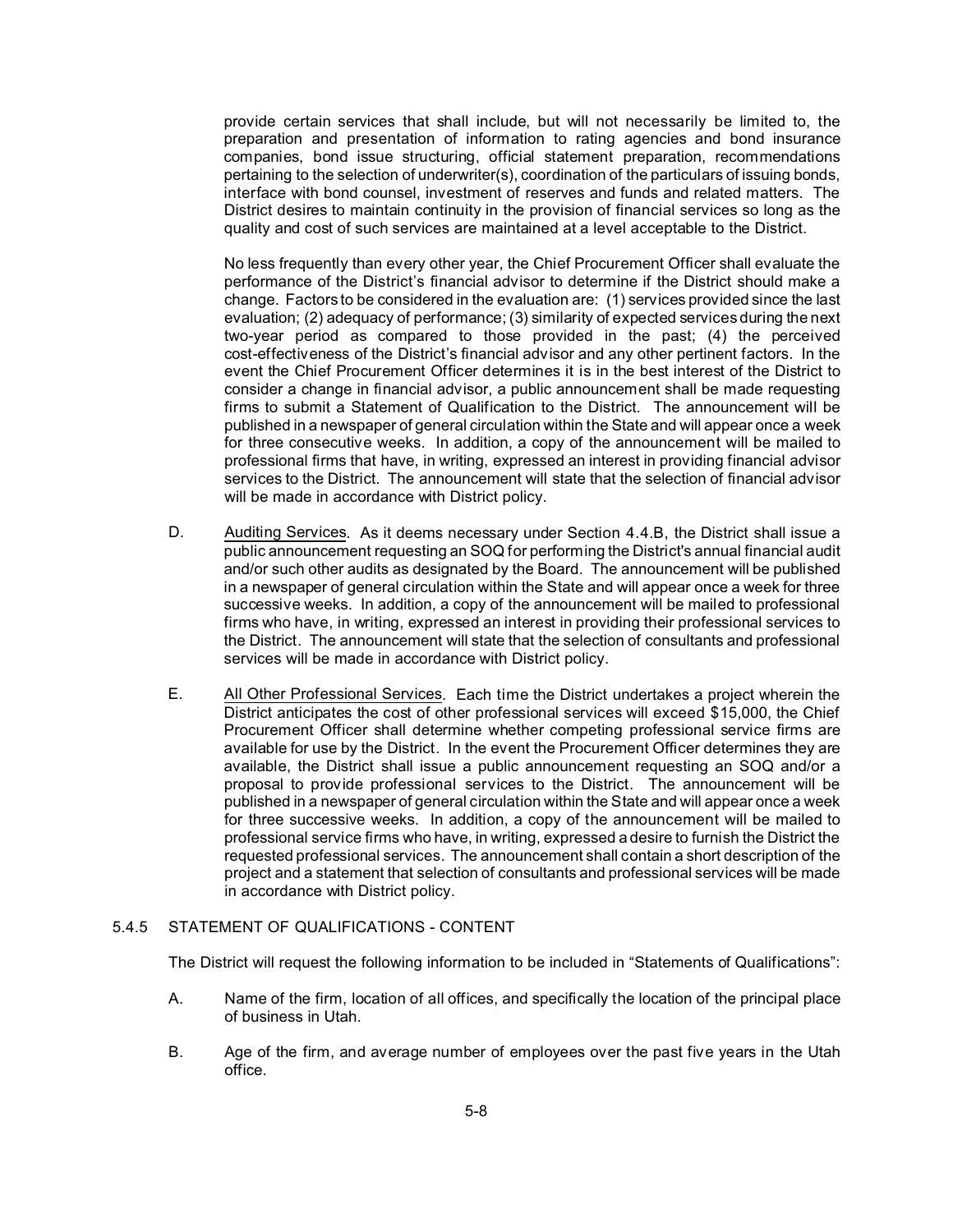provide certain services that shall include, but will not necessarily be limited to, the preparation and presentation of information to rating agencies and bond insurance companies, bond issue structuring, official statement preparation, recommendations pertaining to the selection of underwriter(s), coordination of the particulars of issuing bonds, interface with bond counsel, investment of reserves and funds and related matters. The District desires to maintain continuity in the provision of financial services so long as the quality and cost of such services are maintained at a level acceptable to the District.

No less frequently than every other year, the Chief Procurement Officer shall evaluate the performance of the District's financial advisor to determine if the District should make a change. Factors to be considered in the evaluation are: (1) services provided since the last evaluation; (2) adequacy of performance; (3) similarity of expected services during the next two-year period as compared to those provided in the past; (4) the perceived cost-effectiveness of the District's financial advisor and any other pertinent factors. In the event the Chief Procurement Officer determines it is in the best interest of the District to consider a change in financial advisor, a public announcement shall be made requesting firms to submit a Statement of Qualification to the District. The announcement will be published in a newspaper of general circulation within the State and will appear once a week for three consecutive weeks. In addition, a copy of the announcement will be mailed to professional firms that have, in writing, expressed an interest in providing financial advisor services to the District. The announcement will state that the selection of financial advisor will be made in accordance with District policy.

D. Auditing Services. As it deems necessary under Section 4.4.B, the District shall issue a public announcement requesting an SOQ for performing the District's annual financial audit and/or such other audits as designated by the Board. The announcement will be published in a newspaper of general circulation within the State and will appear once a week for three successive weeks. In addition, a copy of the announcement will be mailed to professional firms who have, in writing, expressed an interest in providing their professional services to the District. The announcement will state that the selection of consultants and professional services will be made in accordance with District policy.

E. All Other Professional Services. Each time the District undertakes a project wherein the District anticipates the cost of other professional services will exceed $15,000, the Chief Procurement Officer shall determine whether competing professional service firms are available for use by the District. In the event the Procurement Officer determines they are available, the District shall issue a public announcement requesting an SOQ and/or a proposal to provide professional services to the District. The announcement will be published in a newspaper of general circulation within the State and will appear once a week for three successive weeks. In addition, a copy of the announcement will be mailed to professional service firms who have, in writing, expressed a desire to furnish the District the requested professional services. The announcement shall contain a short description of the project and a statement that selection of consultants and professional services will be made in accordance with District policy.

### 5.4.5 STATEMENT OF QUALIFICATIONS - CONTENT

The District will request the following information to be included in "Statements of Qualifications":

A. Name of the firm, location of all offices, and specifically the location of the principal place of business in Utah.

B. Age of the firm, and average number of employees over the past five years in the Utah office.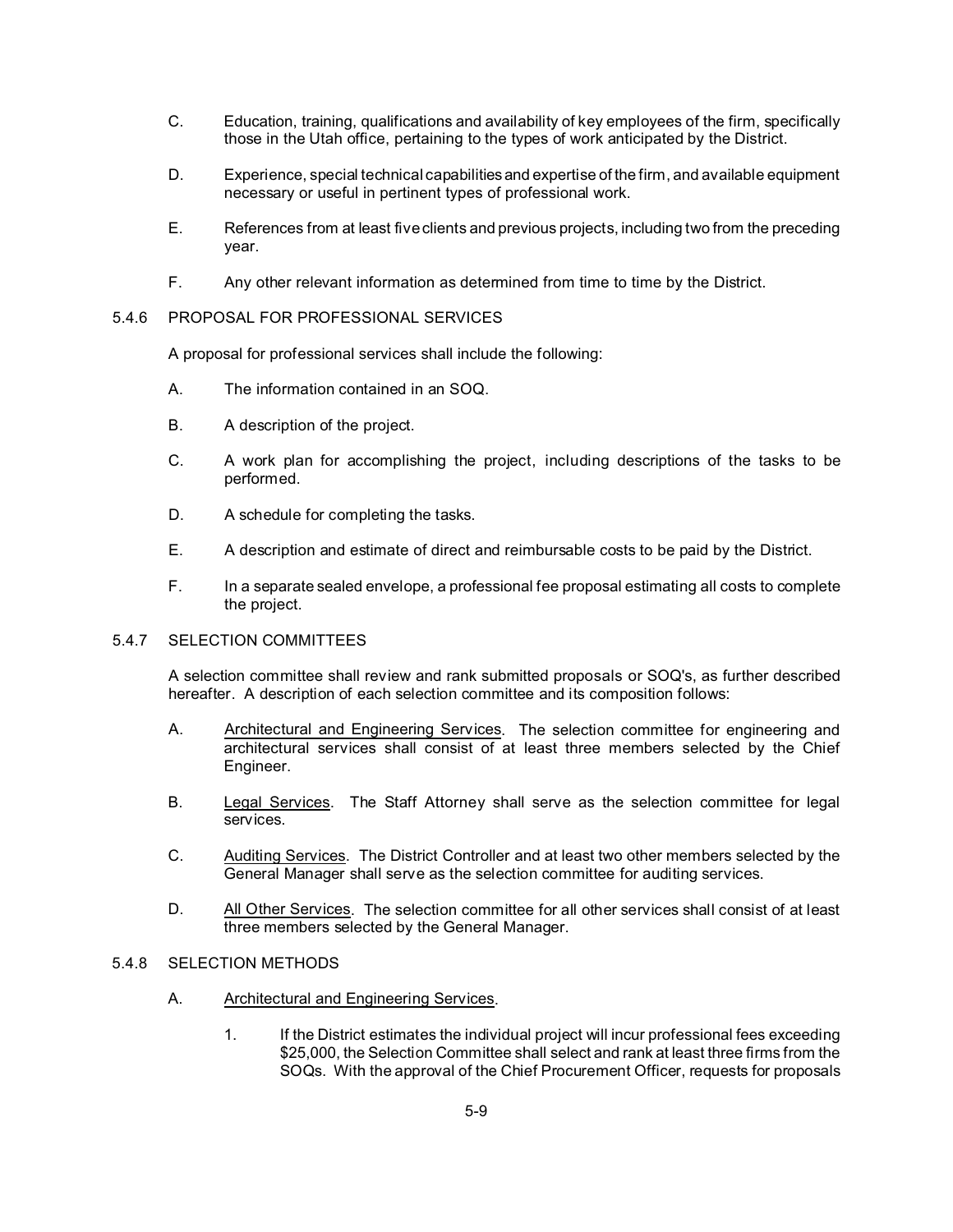C. Education, training, qualifications and availability of key employees of the firm, specifically those in the Utah office, pertaining to the types of work anticipated by the District.

D. Experience, special technical capabilities and expertise of the firm, and available equipment necessary or useful in pertinent types of professional work.

E. References from at least five clients and previous projects, including two from the preceding year.

F. Any other relevant information as determined from time to time by the District.

### 5.4.6 PROPOSAL FOR PROFESSIONAL SERVICES

A proposal for professional services shall include the following:

A. The information contained in an SOQ.

B. A description of the project.

C. A work plan for accomplishing the project, including descriptions of the tasks to be performed.

D. A schedule for completing the tasks.

E. A description and estimate of direct and reimbursable costs to be paid by the District.

F. In a separate sealed envelope, a professional fee proposal estimating all costs to complete the project.

### 5.4.7 SELECTION COMMITTEES

A selection committee shall review and rank submitted proposals or SOQ's, as further described hereafter. A description of each selection committee and its composition follows:

A. Architectural and Engineering Services. The selection committee for engineering and architectural services shall consist of at least three members selected by the Chief Engineer.

B. Legal Services. The Staff Attorney shall serve as the selection committee for legal services.

C. Auditing Services. The District Controller and at least two other members selected by the General Manager shall serve as the selection committee for auditing services.

D. All Other Services. The selection committee for all other services shall consist of at least three members selected by the General Manager.

### 5.4.8 SELECTION METHODS

A. Architectural and Engineering Services.

1. If the District estimates the individual project will incur professional fees exceeding $25,000, the Selection Committee shall select and rank at least three firms from the SOQs. With the approval of the Chief Procurement Officer, requests for proposals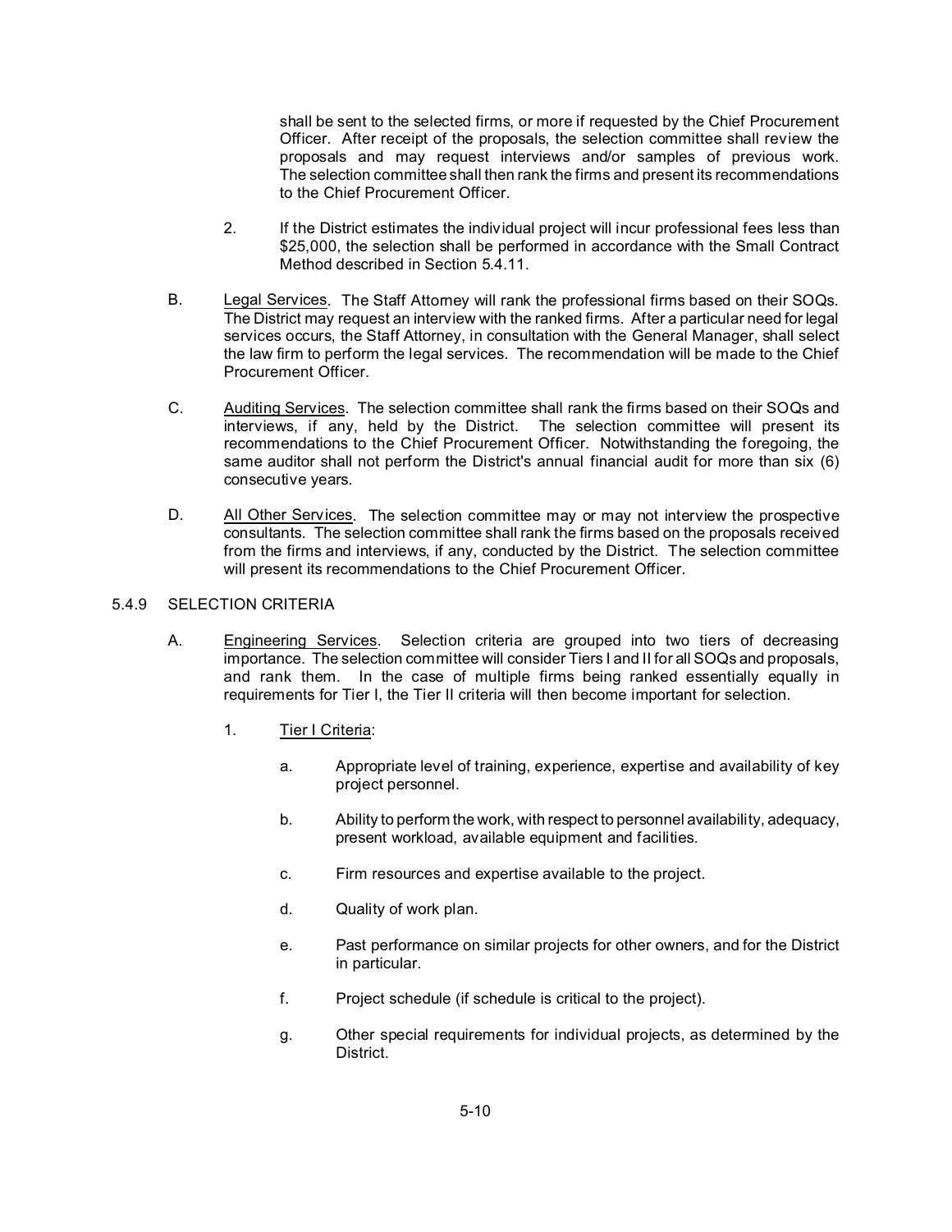shall be sent to the selected firms, or more if requested by the Chief Procurement Officer. After receipt of the proposals, the selection committee shall review the proposals and may request interviews and/or samples of previous work. The selection committee shall then rank the firms and present its recommendations to the Chief Procurement Officer.

2. If the District estimates the individual project will incur professional fees less than $25,000, the selection shall be performed in accordance with the Small Contract Method described in Section 5.4.11.

B. Legal Services. The Staff Attorney will rank the professional firms based on their SOQs. The District may request an interview with the ranked firms. After a particular need for legal services occurs, the Staff Attorney, in consultation with the General Manager, shall select the law firm to perform the legal services. The recommendation will be made to the Chief Procurement Officer.

C. Auditing Services. The selection committee shall rank the firms based on their SOQs and interviews, if any, held by the District. The selection committee will present its recommendations to the Chief Procurement Officer. Notwithstanding the foregoing, the same auditor shall not perform the District's annual financial audit for more than six (6) consecutive years.

D. All Other Services. The selection committee may or may not interview the prospective consultants. The selection committee shall rank the firms based on the proposals received from the firms and interviews, if any, conducted by the District. The selection committee will present its recommendations to the Chief Procurement Officer.

## 5.4.9 SELECTION CRITERIA

A. Engineering Services. Selection criteria are grouped into two tiers of decreasing importance. The selection committee will consider Tiers I and II for all SOQs and proposals, and rank them. In the case of multiple firms being ranked essentially equally in requirements for Tier I, the Tier II criteria will then become important for selection.

1. Tier I Criteria:

   a. Appropriate level of training, experience, expertise and availability of key project personnel.

   b. Ability to perform the work, with respect to personnel availability, adequacy, present workload, available equipment and facilities.

   c. Firm resources and expertise available to the project.

   d. Quality of work plan.

   e. Past performance on similar projects for other owners, and for the District in particular.

   f. Project schedule (if schedule is critical to the project).

   g. Other special requirements for individual projects, as determined by the District.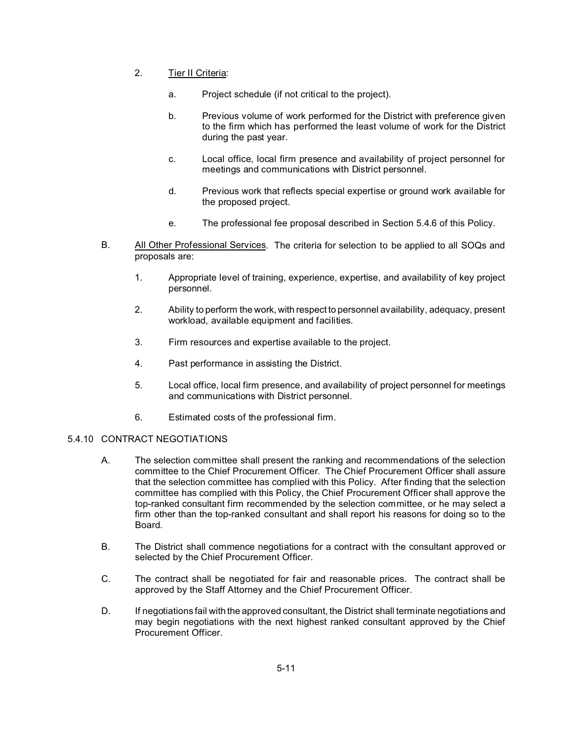2. Tier II Criteria:

   a. Project schedule (if not critical to the project).

   b. Previous volume of work performed for the District with preference given to the firm which has performed the least volume of work for the District during the past year.

   c. Local office, local firm presence and availability of project personnel for meetings and communications with District personnel.

   d. Previous work that reflects special expertise or ground work available for the proposed project.

   e. The professional fee proposal described in Section 5.4.6 of this Policy.

B. All Other Professional Services. The criteria for selection to be applied to all SOQs and proposals are:

   1. Appropriate level of training, experience, expertise, and availability of key project personnel.

   2. Ability to perform the work, with respect to personnel availability, adequacy, present workload, available equipment and facilities.

   3. Firm resources and expertise available to the project.

   4. Past performance in assisting the District.

   5. Local office, local firm presence, and availability of project personnel for meetings and communications with District personnel.

   6. Estimated costs of the professional firm.

## 5.4.10 CONTRACT NEGOTIATIONS

A. The selection committee shall present the ranking and recommendations of the selection committee to the Chief Procurement Officer. The Chief Procurement Officer shall assure that the selection committee has complied with this Policy. After finding that the selection committee has complied with this Policy, the Chief Procurement Officer shall approve the top-ranked consultant firm recommended by the selection committee, or he may select a firm other than the top-ranked consultant and shall report his reasons for doing so to the Board.

B. The District shall commence negotiations for a contract with the consultant approved or selected by the Chief Procurement Officer.

C. The contract shall be negotiated for fair and reasonable prices. The contract shall be approved by the Staff Attorney and the Chief Procurement Officer.

D. If negotiations fail with the approved consultant, the District shall terminate negotiations and may begin negotiations with the next highest ranked consultant approved by the Chief Procurement Officer.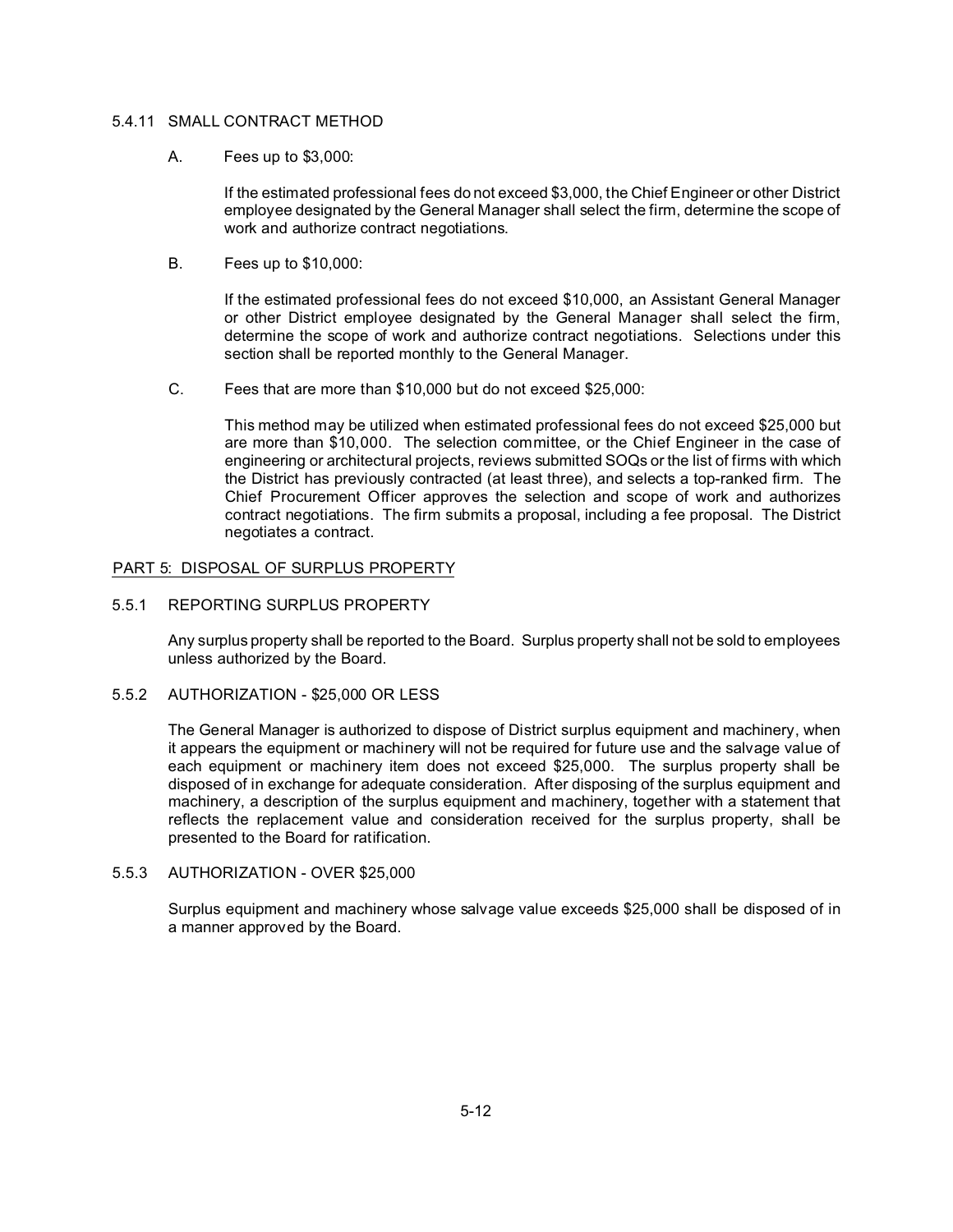### 5.4.11 SMALL CONTRACT METHOD

A. Fees up to $3,000:

If the estimated professional fees do not exceed $3,000, the Chief Engineer or other District employee designated by the General Manager shall select the firm, determine the scope of work and authorize contract negotiations.

B. Fees up to $10,000:

If the estimated professional fees do not exceed $10,000, an Assistant General Manager or other District employee designated by the General Manager shall select the firm, determine the scope of work and authorize contract negotiations. Selections under this section shall be reported monthly to the General Manager.

C. Fees that are more than $10,000 but do not exceed $25,000:

This method may be utilized when estimated professional fees do not exceed $25,000 but are more than $10,000. The selection committee, or the Chief Engineer in the case of engineering or architectural projects, reviews submitted SOQs or the list of firms with which the District has previously contracted (at least three), and selects a top-ranked firm. The Chief Procurement Officer approves the selection and scope of work and authorizes contract negotiations. The firm submits a proposal, including a fee proposal. The District negotiates a contract.

## PART 5: DISPOSAL OF SURPLUS PROPERTY

### 5.5.1 REPORTING SURPLUS PROPERTY

Any surplus property shall be reported to the Board. Surplus property shall not be sold to employees unless authorized by the Board.

### 5.5.2 AUTHORIZATION - $25,000 OR LESS

The General Manager is authorized to dispose of District surplus equipment and machinery, when it appears the equipment or machinery will not be required for future use and the salvage value of each equipment or machinery item does not exceed $25,000. The surplus property shall be disposed of in exchange for adequate consideration. After disposing of the surplus equipment and machinery, a description of the surplus equipment and machinery, together with a statement that reflects the replacement value and consideration received for the surplus property, shall be presented to the Board for ratification.

### 5.5.3 AUTHORIZATION - OVER $25,000

Surplus equipment and machinery whose salvage value exceeds $25,000 shall be disposed of in a manner approved by the Board.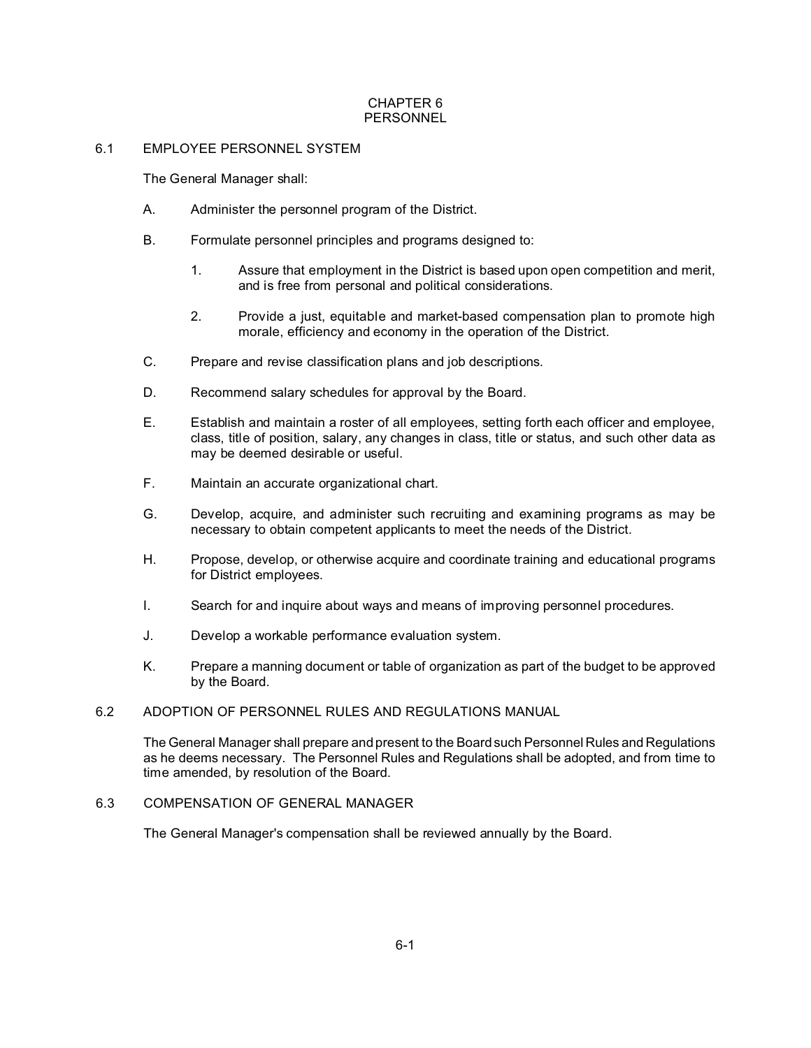# CHAPTER 6
# PERSONNEL

## 6.1 EMPLOYEE PERSONNEL SYSTEM

The General Manager shall:

A. Administer the personnel program of the District.

B. Formulate personnel principles and programs designed to:

   1. Assure that employment in the District is based upon open competition and merit, and is free from personal and political considerations.

   2. Provide a just, equitable and market-based compensation plan to promote high morale, efficiency and economy in the operation of the District.

C. Prepare and revise classification plans and job descriptions.

D. Recommend salary schedules for approval by the Board.

E. Establish and maintain a roster of all employees, setting forth each officer and employee, class, title of position, salary, any changes in class, title or status, and such other data as may be deemed desirable or useful.

F. Maintain an accurate organizational chart.

G. Develop, acquire, and administer such recruiting and examining programs as may be necessary to obtain competent applicants to meet the needs of the District.

H. Propose, develop, or otherwise acquire and coordinate training and educational programs for District employees.

I. Search for and inquire about ways and means of improving personnel procedures.

J. Develop a workable performance evaluation system.

K. Prepare a manning document or table of organization as part of the budget to be approved by the Board.

## 6.2 ADOPTION OF PERSONNEL RULES AND REGULATIONS MANUAL

The General Manager shall prepare and present to the Board such Personnel Rules and Regulations as he deems necessary. The Personnel Rules and Regulations shall be adopted, and from time to time amended, by resolution of the Board.

## 6.3 COMPENSATION OF GENERAL MANAGER

The General Manager's compensation shall be reviewed annually by the Board.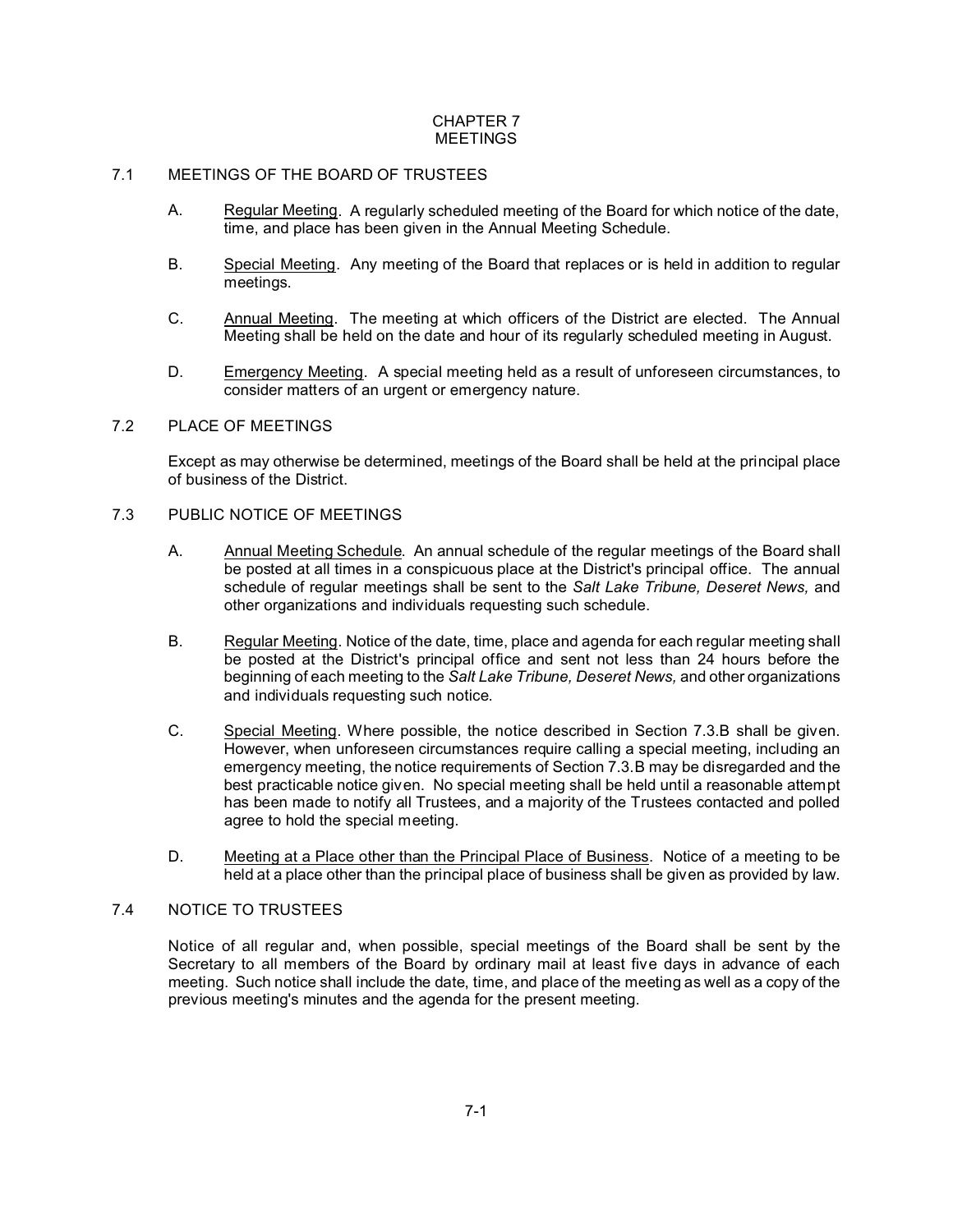# CHAPTER 7
# MEETINGS

## 7.1 MEETINGS OF THE BOARD OF TRUSTEES

A. Regular Meeting. A regularly scheduled meeting of the Board for which notice of the date, time, and place has been given in the Annual Meeting Schedule.

B. Special Meeting. Any meeting of the Board that replaces or is held in addition to regular meetings.

C. Annual Meeting. The meeting at which officers of the District are elected. The Annual Meeting shall be held on the date and hour of its regularly scheduled meeting in August.

D. Emergency Meeting. A special meeting held as a result of unforeseen circumstances, to consider matters of an urgent or emergency nature.

## 7.2 PLACE OF MEETINGS

Except as may otherwise be determined, meetings of the Board shall be held at the principal place of business of the District.

## 7.3 PUBLIC NOTICE OF MEETINGS

A. Annual Meeting Schedule. An annual schedule of the regular meetings of the Board shall be posted at all times in a conspicuous place at the District's principal office. The annual schedule of regular meetings shall be sent to the *Salt Lake Tribune, Deseret News,* and other organizations and individuals requesting such schedule.

B. Regular Meeting. Notice of the date, time, place and agenda for each regular meeting shall be posted at the District's principal office and sent not less than 24 hours before the beginning of each meeting to the *Salt Lake Tribune, Deseret News,* and other organizations and individuals requesting such notice.

C. Special Meeting. Where possible, the notice described in Section 7.3.B shall be given. However, when unforeseen circumstances require calling a special meeting, including an emergency meeting, the notice requirements of Section 7.3.B may be disregarded and the best practicable notice given. No special meeting shall be held until a reasonable attempt has been made to notify all Trustees, and a majority of the Trustees contacted and polled agree to hold the special meeting.

D. Meeting at a Place other than the Principal Place of Business. Notice of a meeting to be held at a place other than the principal place of business shall be given as provided by law.

## 7.4 NOTICE TO TRUSTEES

Notice of all regular and, when possible, special meetings of the Board shall be sent by the Secretary to all members of the Board by ordinary mail at least five days in advance of each meeting. Such notice shall include the date, time, and place of the meeting as well as a copy of the previous meeting's minutes and the agenda for the present meeting.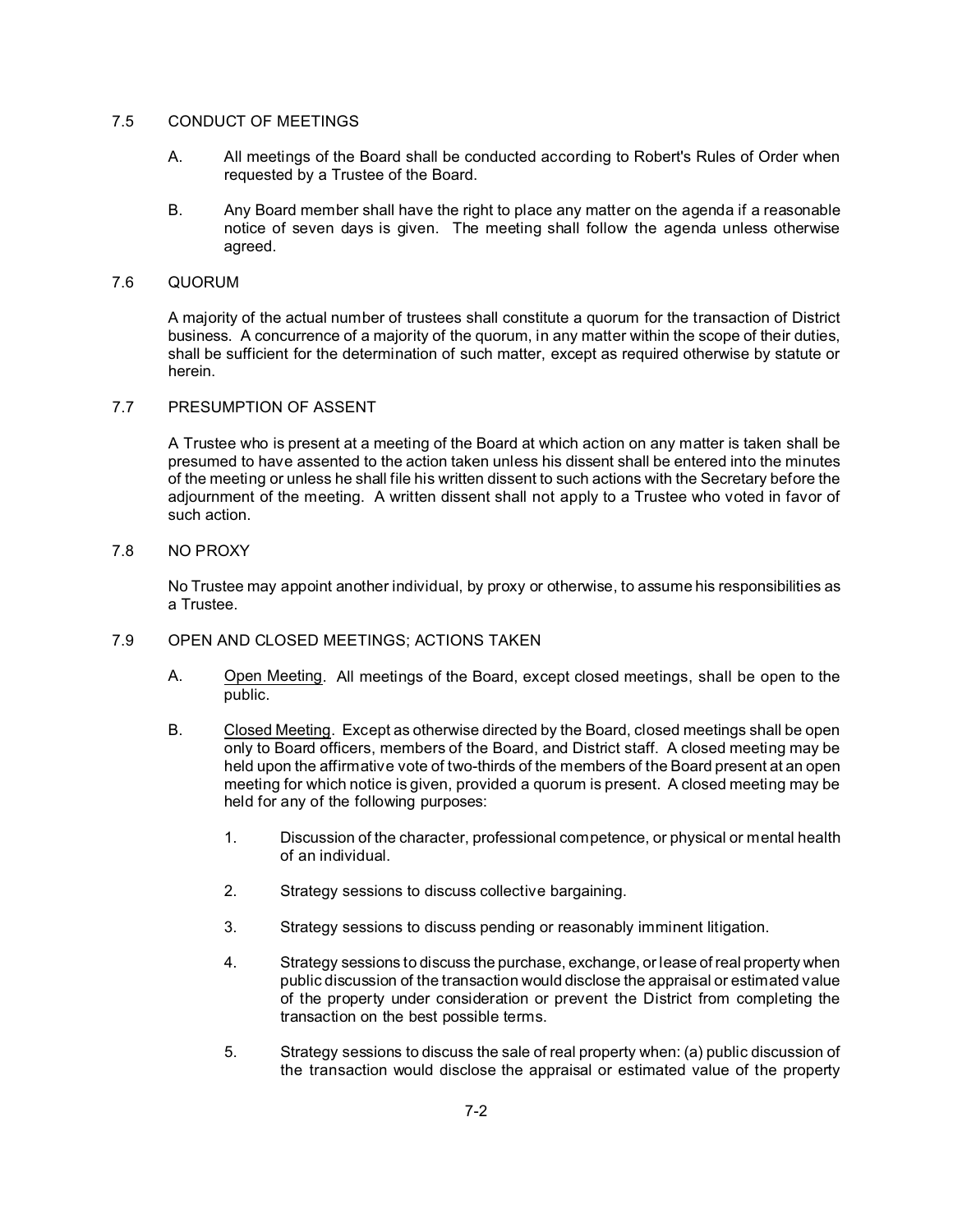## 7.5 CONDUCT OF MEETINGS

A. All meetings of the Board shall be conducted according to Robert's Rules of Order when requested by a Trustee of the Board.

B. Any Board member shall have the right to place any matter on the agenda if a reasonable notice of seven days is given. The meeting shall follow the agenda unless otherwise agreed.

## 7.6 QUORUM

A majority of the actual number of trustees shall constitute a quorum for the transaction of District business. A concurrence of a majority of the quorum, in any matter within the scope of their duties, shall be sufficient for the determination of such matter, except as required otherwise by statute or herein.

## 7.7 PRESUMPTION OF ASSENT

A Trustee who is present at a meeting of the Board at which action on any matter is taken shall be presumed to have assented to the action taken unless his dissent shall be entered into the minutes of the meeting or unless he shall file his written dissent to such actions with the Secretary before the adjournment of the meeting. A written dissent shall not apply to a Trustee who voted in favor of such action.

## 7.8 NO PROXY

No Trustee may appoint another individual, by proxy or otherwise, to assume his responsibilities as a Trustee.

## 7.9 OPEN AND CLOSED MEETINGS; ACTIONS TAKEN

A. Open Meeting. All meetings of the Board, except closed meetings, shall be open to the public.

B. Closed Meeting. Except as otherwise directed by the Board, closed meetings shall be open only to Board officers, members of the Board, and District staff. A closed meeting may be held upon the affirmative vote of two-thirds of the members of the Board present at an open meeting for which notice is given, provided a quorum is present. A closed meeting may be held for any of the following purposes:

1. Discussion of the character, professional competence, or physical or mental health of an individual.

2. Strategy sessions to discuss collective bargaining.

3. Strategy sessions to discuss pending or reasonably imminent litigation.

4. Strategy sessions to discuss the purchase, exchange, or lease of real property when public discussion of the transaction would disclose the appraisal or estimated value of the property under consideration or prevent the District from completing the transaction on the best possible terms.

5. Strategy sessions to discuss the sale of real property when: (a) public discussion of the transaction would disclose the appraisal or estimated value of the property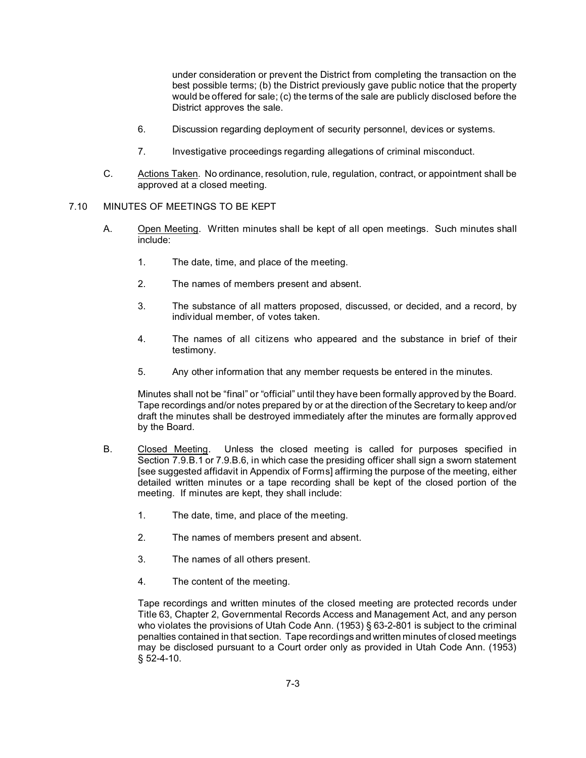under consideration or prevent the District from completing the transaction on the best possible terms; (b) the District previously gave public notice that the property would be offered for sale; (c) the terms of the sale are publicly disclosed before the District approves the sale.

6. Discussion regarding deployment of security personnel, devices or systems.

7. Investigative proceedings regarding allegations of criminal misconduct.

C. Actions Taken. No ordinance, resolution, rule, regulation, contract, or appointment shall be approved at a closed meeting.

## 7.10 MINUTES OF MEETINGS TO BE KEPT

A. Open Meeting. Written minutes shall be kept of all open meetings. Such minutes shall include:

1. The date, time, and place of the meeting.

2. The names of members present and absent.

3. The substance of all matters proposed, discussed, or decided, and a record, by individual member, of votes taken.

4. The names of all citizens who appeared and the substance in brief of their testimony.

5. Any other information that any member requests be entered in the minutes.

Minutes shall not be "final" or "official" until they have been formally approved by the Board. Tape recordings and/or notes prepared by or at the direction of the Secretary to keep and/or draft the minutes shall be destroyed immediately after the minutes are formally approved by the Board.

B. Closed Meeting. Unless the closed meeting is called for purposes specified in Section 7.9.B.1 or 7.9.B.6, in which case the presiding officer shall sign a sworn statement [see suggested affidavit in Appendix of Forms] affirming the purpose of the meeting, either detailed written minutes or a tape recording shall be kept of the closed portion of the meeting. If minutes are kept, they shall include:

1. The date, time, and place of the meeting.

2. The names of members present and absent.

3. The names of all others present.

4. The content of the meeting.

Tape recordings and written minutes of the closed meeting are protected records under Title 63, Chapter 2, Governmental Records Access and Management Act, and any person who violates the provisions of Utah Code Ann. (1953) § 63-2-801 is subject to the criminal penalties contained in that section. Tape recordings and written minutes of closed meetings may be disclosed pursuant to a Court order only as provided in Utah Code Ann. (1953) § 52-4-10.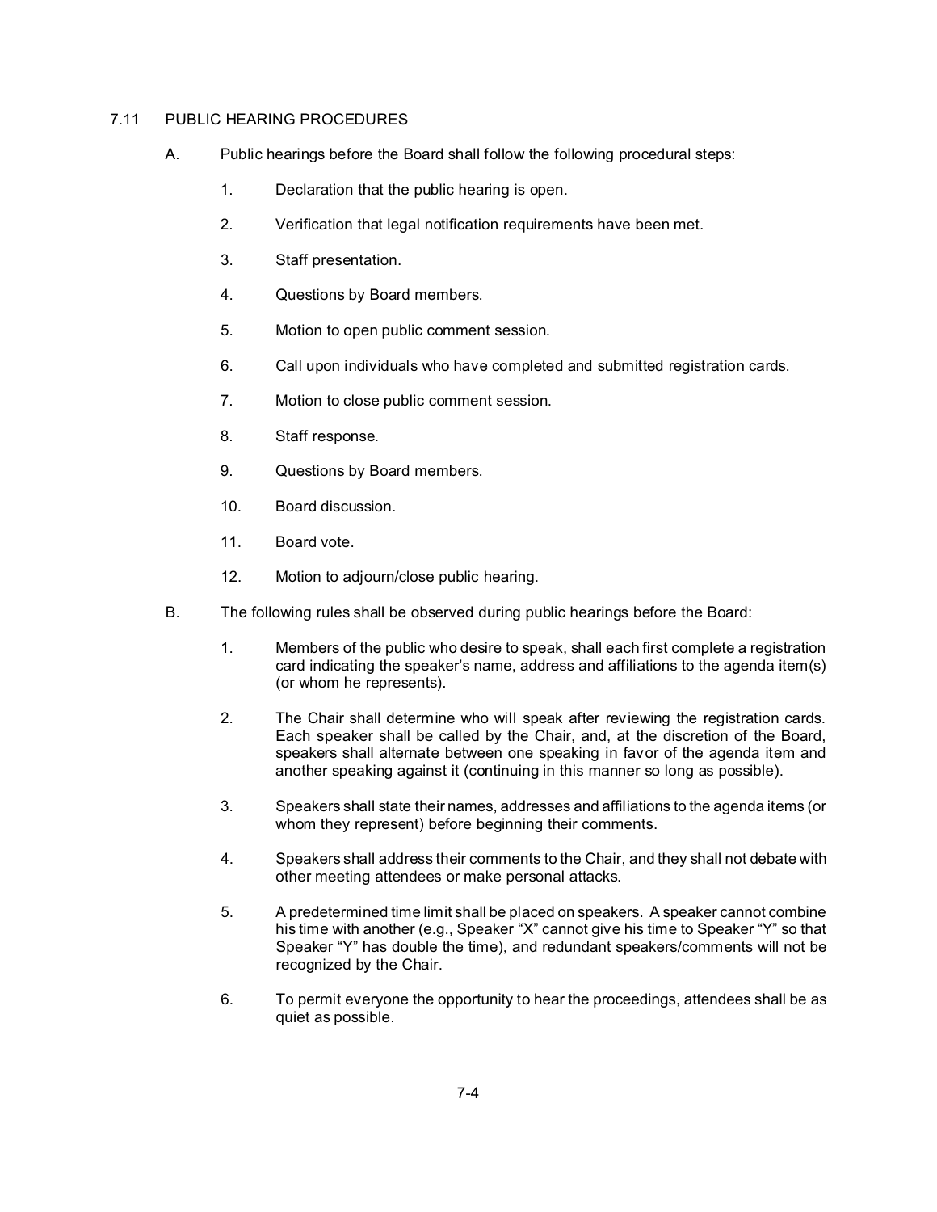## 7.11 PUBLIC HEARING PROCEDURES

A. Public hearings before the Board shall follow the following procedural steps:

1. Declaration that the public hearing is open.
2. Verification that legal notification requirements have been met.
3. Staff presentation.
4. Questions by Board members.
5. Motion to open public comment session.
6. Call upon individuals who have completed and submitted registration cards.
7. Motion to close public comment session.
8. Staff response.
9. Questions by Board members.
10. Board discussion.
11. Board vote.
12. Motion to adjourn/close public hearing.

B. The following rules shall be observed during public hearings before the Board:

1. Members of the public who desire to speak, shall each first complete a registration card indicating the speaker's name, address and affiliations to the agenda item(s) (or whom he represents).
2. The Chair shall determine who will speak after reviewing the registration cards. Each speaker shall be called by the Chair, and, at the discretion of the Board, speakers shall alternate between one speaking in favor of the agenda item and another speaking against it (continuing in this manner so long as possible).
3. Speakers shall state their names, addresses and affiliations to the agenda items (or whom they represent) before beginning their comments.
4. Speakers shall address their comments to the Chair, and they shall not debate with other meeting attendees or make personal attacks.
5. A predetermined time limit shall be placed on speakers. A speaker cannot combine his time with another (e.g., Speaker "X" cannot give his time to Speaker "Y" so that Speaker "Y" has double the time), and redundant speakers/comments will not be recognized by the Chair.
6. To permit everyone the opportunity to hear the proceedings, attendees shall be as quiet as possible.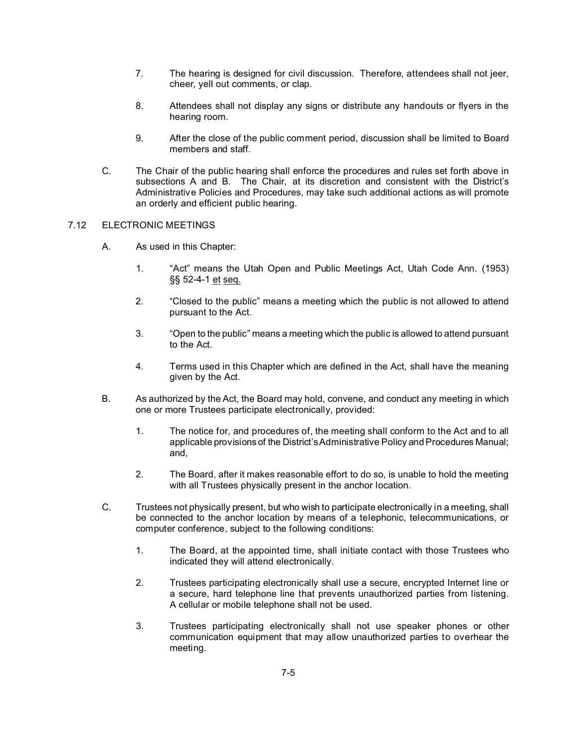7. The hearing is designed for civil discussion. Therefore, attendees shall not jeer, cheer, yell out comments, or clap.

8. Attendees shall not display any signs or distribute any handouts or flyers in the hearing room.

9. After the close of the public comment period, discussion shall be limited to Board members and staff.

C. The Chair of the public hearing shall enforce the procedures and rules set forth above in subsections A and B. The Chair, at its discretion and consistent with the District's Administrative Policies and Procedures, may take such additional actions as will promote an orderly and efficient public hearing.

## 7.12 ELECTRONIC MEETINGS

A. As used in this Chapter:

1. "Act" means the Utah Open and Public Meetings Act, Utah Code Ann. (1953) §§ 52-4-1 et seq.

2. "Closed to the public" means a meeting which the public is not allowed to attend pursuant to the Act.

3. "Open to the public" means a meeting which the public is allowed to attend pursuant to the Act.

4. Terms used in this Chapter which are defined in the Act, shall have the meaning given by the Act.

B. As authorized by the Act, the Board may hold, convene, and conduct any meeting in which one or more Trustees participate electronically, provided:

1. The notice for, and procedures of, the meeting shall conform to the Act and to all applicable provisions of the District's Administrative Policy and Procedures Manual; and,

2. The Board, after it makes reasonable effort to do so, is unable to hold the meeting with all Trustees physically present in the anchor location.

C. Trustees not physically present, but who wish to participate electronically in a meeting, shall be connected to the anchor location by means of a telephonic, telecommunications, or computer conference, subject to the following conditions:

1. The Board, at the appointed time, shall initiate contact with those Trustees who indicated they will attend electronically.

2. Trustees participating electronically shall use a secure, encrypted Internet line or a secure, hard telephone line that prevents unauthorized parties from listening. A cellular or mobile telephone shall not be used.

3. Trustees participating electronically shall not use speaker phones or other communication equipment that may allow unauthorized parties to overhear the meeting.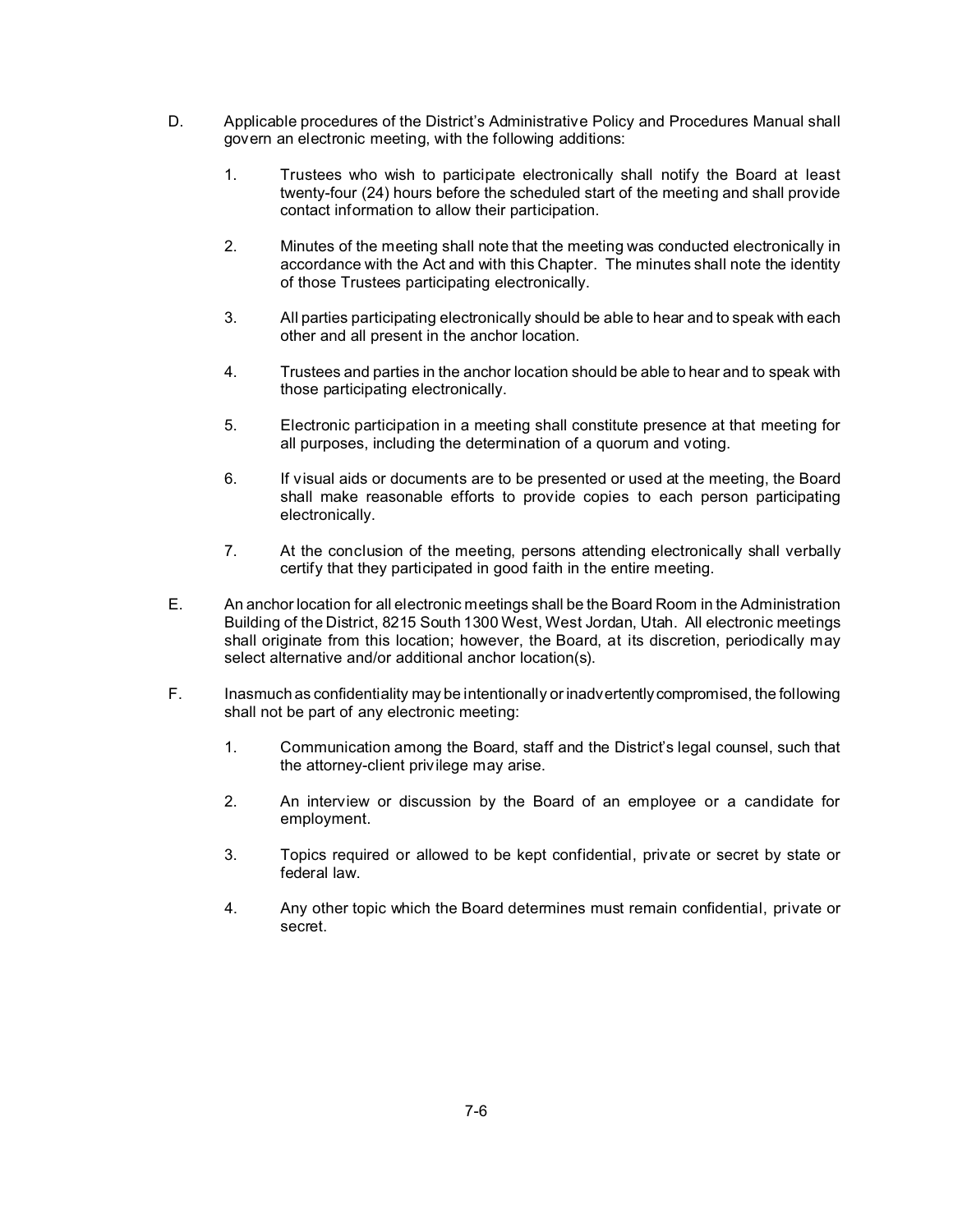D. Applicable procedures of the District's Administrative Policy and Procedures Manual shall govern an electronic meeting, with the following additions:

   1. Trustees who wish to participate electronically shall notify the Board at least twenty-four (24) hours before the scheduled start of the meeting and shall provide contact information to allow their participation.

   2. Minutes of the meeting shall note that the meeting was conducted electronically in accordance with the Act and with this Chapter. The minutes shall note the identity of those Trustees participating electronically.

   3. All parties participating electronically should be able to hear and to speak with each other and all present in the anchor location.

   4. Trustees and parties in the anchor location should be able to hear and to speak with those participating electronically.

   5. Electronic participation in a meeting shall constitute presence at that meeting for all purposes, including the determination of a quorum and voting.

   6. If visual aids or documents are to be presented or used at the meeting, the Board shall make reasonable efforts to provide copies to each person participating electronically.

   7. At the conclusion of the meeting, persons attending electronically shall verbally certify that they participated in good faith in the entire meeting.

E. An anchor location for all electronic meetings shall be the Board Room in the Administration Building of the District, 8215 South 1300 West, West Jordan, Utah. All electronic meetings shall originate from this location; however, the Board, at its discretion, periodically may select alternative and/or additional anchor location(s).

F. Inasmuch as confidentiality may be intentionally or inadvertently compromised, the following shall not be part of any electronic meeting:

   1. Communication among the Board, staff and the District's legal counsel, such that the attorney-client privilege may arise.

   2. An interview or discussion by the Board of an employee or a candidate for employment.

   3. Topics required or allowed to be kept confidential, private or secret by state or federal law.

   4. Any other topic which the Board determines must remain confidential, private or secret.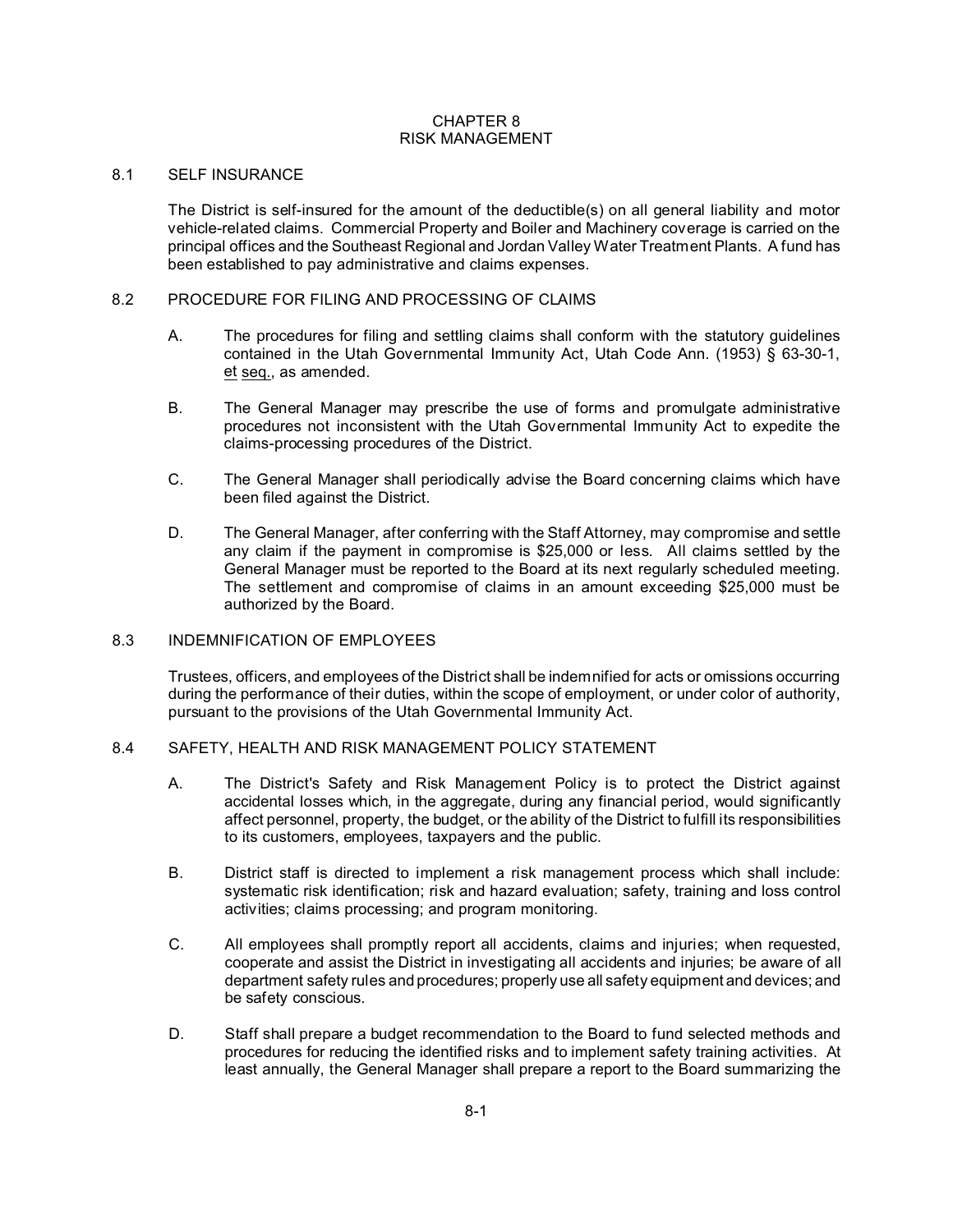# CHAPTER 8
# RISK MANAGEMENT

## 8.1 SELF INSURANCE

The District is self-insured for the amount of the deductible(s) on all general liability and motor vehicle-related claims. Commercial Property and Boiler and Machinery coverage is carried on the principal offices and the Southeast Regional and Jordan Valley Water Treatment Plants. A fund has been established to pay administrative and claims expenses.

## 8.2 PROCEDURE FOR FILING AND PROCESSING OF CLAIMS

A. The procedures for filing and settling claims shall conform with the statutory guidelines contained in the Utah Governmental Immunity Act, Utah Code Ann. (1953) § 63-30-1, et seq., as amended.

B. The General Manager may prescribe the use of forms and promulgate administrative procedures not inconsistent with the Utah Governmental Immunity Act to expedite the claims-processing procedures of the District.

C. The General Manager shall periodically advise the Board concerning claims which have been filed against the District.

D. The General Manager, after conferring with the Staff Attorney, may compromise and settle any claim if the payment in compromise is $25,000 or less. All claims settled by the General Manager must be reported to the Board at its next regularly scheduled meeting. The settlement and compromise of claims in an amount exceeding $25,000 must be authorized by the Board.

## 8.3 INDEMNIFICATION OF EMPLOYEES

Trustees, officers, and employees of the District shall be indemnified for acts or omissions occurring during the performance of their duties, within the scope of employment, or under color of authority, pursuant to the provisions of the Utah Governmental Immunity Act.

## 8.4 SAFETY, HEALTH AND RISK MANAGEMENT POLICY STATEMENT

A. The District's Safety and Risk Management Policy is to protect the District against accidental losses which, in the aggregate, during any financial period, would significantly affect personnel, property, the budget, or the ability of the District to fulfill its responsibilities to its customers, employees, taxpayers and the public.

B. District staff is directed to implement a risk management process which shall include: systematic risk identification; risk and hazard evaluation; safety, training and loss control activities; claims processing; and program monitoring.

C. All employees shall promptly report all accidents, claims and injuries; when requested, cooperate and assist the District in investigating all accidents and injuries; be aware of all department safety rules and procedures; properly use all safety equipment and devices; and be safety conscious.

D. Staff shall prepare a budget recommendation to the Board to fund selected methods and procedures for reducing the identified risks and to implement safety training activities. At least annually, the General Manager shall prepare a report to the Board summarizing the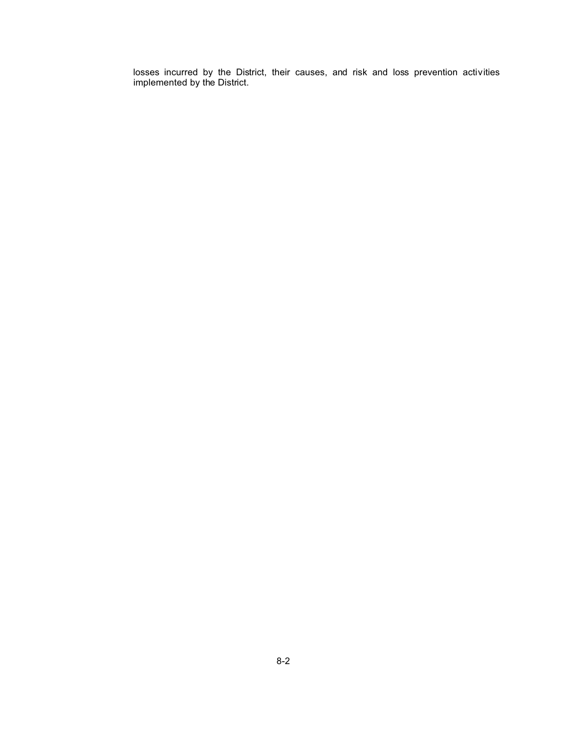losses incurred by the District, their causes, and risk and loss prevention activities implemented by the District.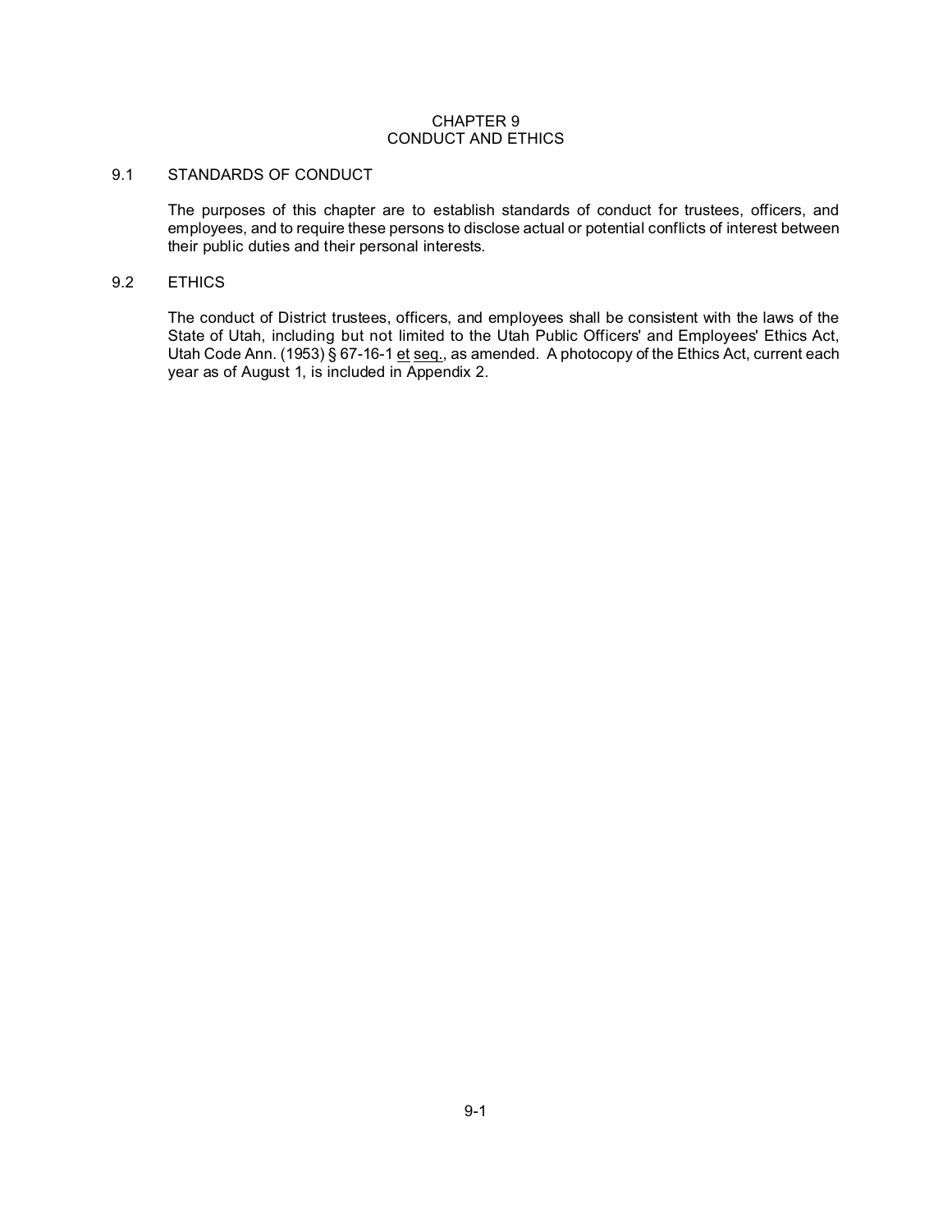# CHAPTER 9
# CONDUCT AND ETHICS

## 9.1 STANDARDS OF CONDUCT

The purposes of this chapter are to establish standards of conduct for trustees, officers, and employees, and to require these persons to disclose actual or potential conflicts of interest between their public duties and their personal interests.

## 9.2 ETHICS

The conduct of District trustees, officers, and employees shall be consistent with the laws of the State of Utah, including but not limited to the Utah Public Officers' and Employees' Ethics Act, Utah Code Ann. (1953) § 67-16-1 et seq., as amended. A photocopy of the Ethics Act, current each year as of August 1, is included in Appendix 2.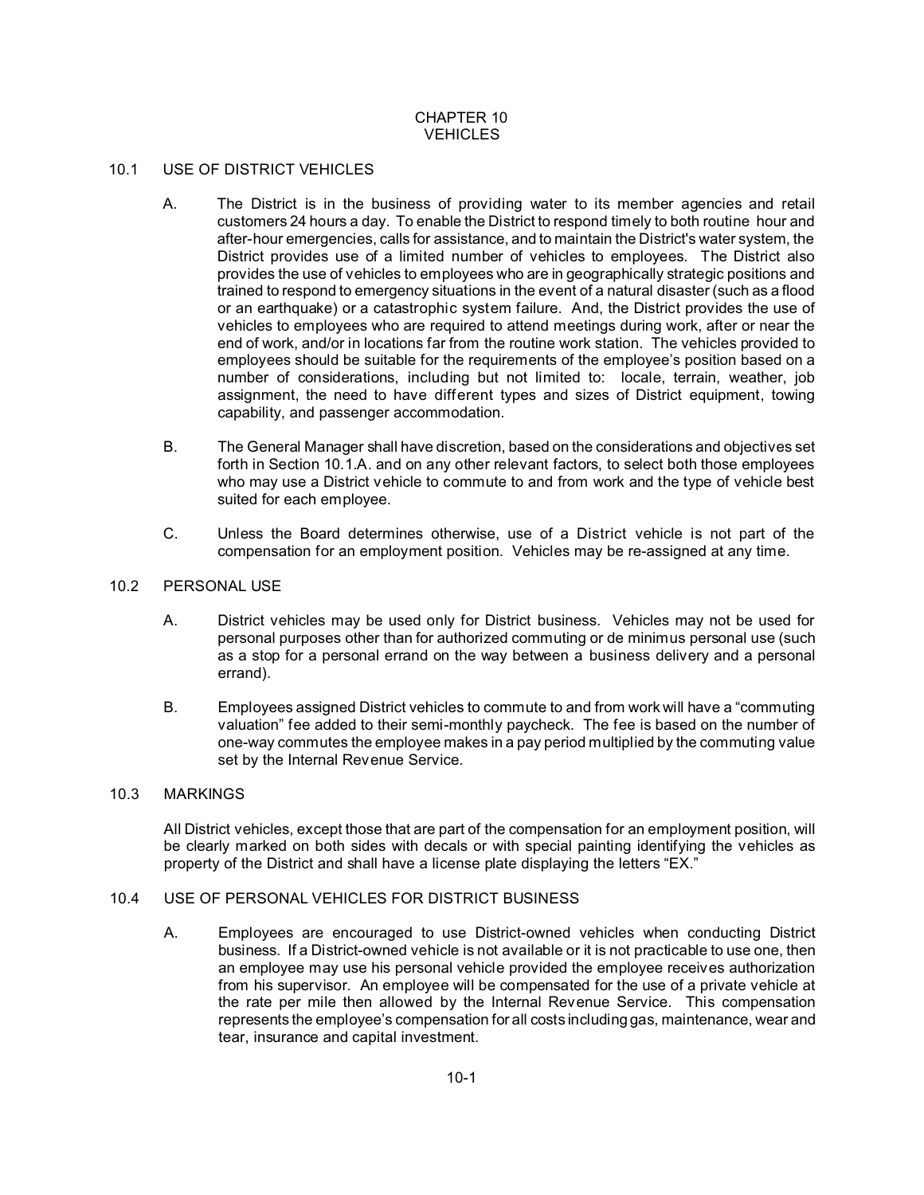# CHAPTER 10
# VEHICLES

## 10.1 USE OF DISTRICT VEHICLES

A. The District is in the business of providing water to its member agencies and retail customers 24 hours a day. To enable the District to respond timely to both routine hour and after-hour emergencies, calls for assistance, and to maintain the District's water system, the District provides use of a limited number of vehicles to employees. The District also provides the use of vehicles to employees who are in geographically strategic positions and trained to respond to emergency situations in the event of a natural disaster (such as a flood or an earthquake) or a catastrophic system failure. And, the District provides the use of vehicles to employees who are required to attend meetings during work, after or near the end of work, and/or in locations far from the routine work station. The vehicles provided to employees should be suitable for the requirements of the employee's position based on a number of considerations, including but not limited to: locale, terrain, weather, job assignment, the need to have different types and sizes of District equipment, towing capability, and passenger accommodation.

B. The General Manager shall have discretion, based on the considerations and objectives set forth in Section 10.1.A. and on any other relevant factors, to select both those employees who may use a District vehicle to commute to and from work and the type of vehicle best suited for each employee.

C. Unless the Board determines otherwise, use of a District vehicle is not part of the compensation for an employment position. Vehicles may be re-assigned at any time.

## 10.2 PERSONAL USE

A. District vehicles may be used only for District business. Vehicles may not be used for personal purposes other than for authorized commuting or de minimus personal use (such as a stop for a personal errand on the way between a business delivery and a personal errand).

B. Employees assigned District vehicles to commute to and from work will have a "commuting valuation" fee added to their semi-monthly paycheck. The fee is based on the number of one-way commutes the employee makes in a pay period multiplied by the commuting value set by the Internal Revenue Service.

## 10.3 MARKINGS

All District vehicles, except those that are part of the compensation for an employment position, will be clearly marked on both sides with decals or with special painting identifying the vehicles as property of the District and shall have a license plate displaying the letters "EX."

## 10.4 USE OF PERSONAL VEHICLES FOR DISTRICT BUSINESS

A. Employees are encouraged to use District-owned vehicles when conducting District business. If a District-owned vehicle is not available or it is not practicable to use one, then an employee may use his personal vehicle provided the employee receives authorization from his supervisor. An employee will be compensated for the use of a private vehicle at the rate per mile then allowed by the Internal Revenue Service. This compensation represents the employee's compensation for all costs including gas, maintenance, wear and tear, insurance and capital investment.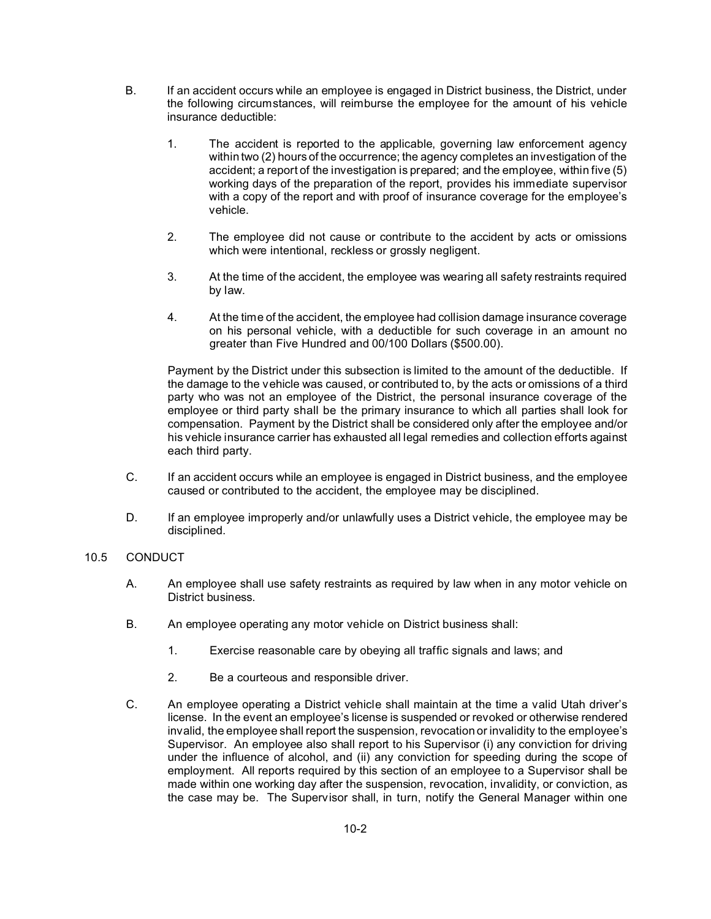B. If an accident occurs while an employee is engaged in District business, the District, under the following circumstances, will reimburse the employee for the amount of his vehicle insurance deductible:

   1. The accident is reported to the applicable, governing law enforcement agency within two (2) hours of the occurrence; the agency completes an investigation of the accident; a report of the investigation is prepared; and the employee, within five (5) working days of the preparation of the report, provides his immediate supervisor with a copy of the report and with proof of insurance coverage for the employee's vehicle.

   2. The employee did not cause or contribute to the accident by acts or omissions which were intentional, reckless or grossly negligent.

   3. At the time of the accident, the employee was wearing all safety restraints required by law.

   4. At the time of the accident, the employee had collision damage insurance coverage on his personal vehicle, with a deductible for such coverage in an amount no greater than Five Hundred and 00/100 Dollars ($500.00).

   Payment by the District under this subsection is limited to the amount of the deductible. If the damage to the vehicle was caused, or contributed to, by the acts or omissions of a third party who was not an employee of the District, the personal insurance coverage of the employee or third party shall be the primary insurance to which all parties shall look for compensation. Payment by the District shall be considered only after the employee and/or his vehicle insurance carrier has exhausted all legal remedies and collection efforts against each third party.

C. If an accident occurs while an employee is engaged in District business, and the employee caused or contributed to the accident, the employee may be disciplined.

D. If an employee improperly and/or unlawfully uses a District vehicle, the employee may be disciplined.

## 10.5 CONDUCT

A. An employee shall use safety restraints as required by law when in any motor vehicle on District business.

B. An employee operating any motor vehicle on District business shall:

   1. Exercise reasonable care by obeying all traffic signals and laws; and

   2. Be a courteous and responsible driver.

C. An employee operating a District vehicle shall maintain at the time a valid Utah driver's license. In the event an employee's license is suspended or revoked or otherwise rendered invalid, the employee shall report the suspension, revocation or invalidity to the employee's Supervisor. An employee also shall report to his Supervisor (i) any conviction for driving under the influence of alcohol, and (ii) any conviction for speeding during the scope of employment. All reports required by this section of an employee to a Supervisor shall be made within one working day after the suspension, revocation, invalidity, or conviction, as the case may be. The Supervisor shall, in turn, notify the General Manager within one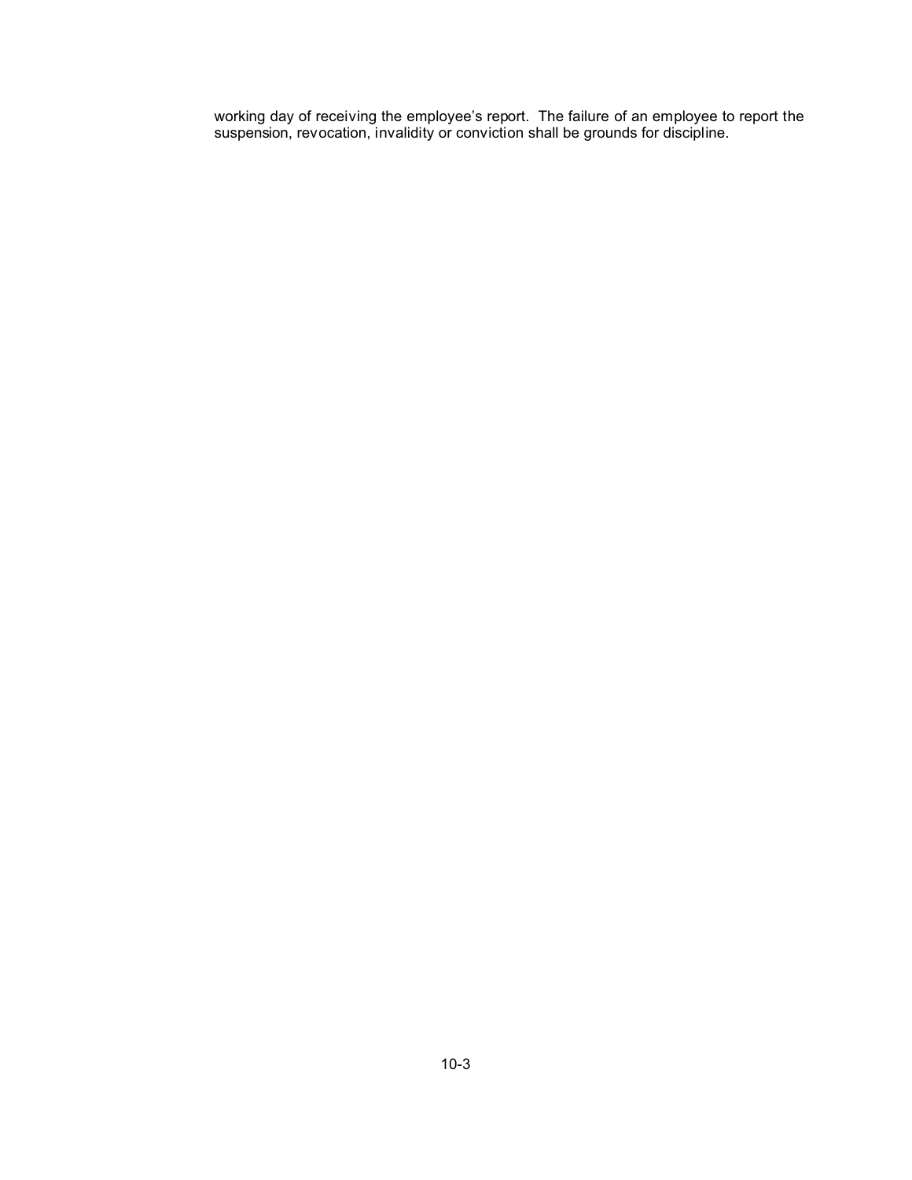working day of receiving the employee's report. The failure of an employee to report the suspension, revocation, invalidity or conviction shall be grounds for discipline.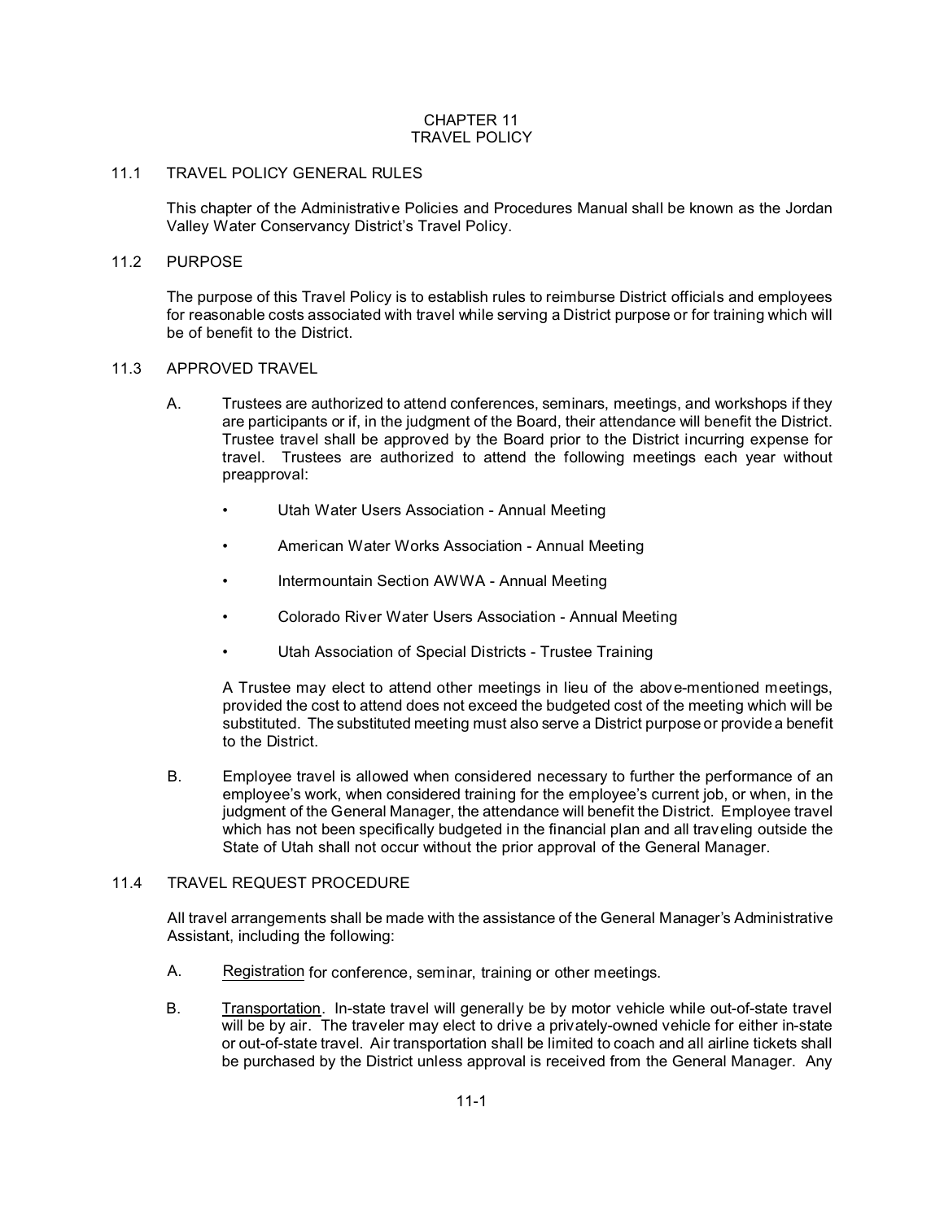# CHAPTER 11
# TRAVEL POLICY

## 11.1 TRAVEL POLICY GENERAL RULES

This chapter of the Administrative Policies and Procedures Manual shall be known as the Jordan Valley Water Conservancy District's Travel Policy.

## 11.2 PURPOSE

The purpose of this Travel Policy is to establish rules to reimburse District officials and employees for reasonable costs associated with travel while serving a District purpose or for training which will be of benefit to the District.

## 11.3 APPROVED TRAVEL

A. Trustees are authorized to attend conferences, seminars, meetings, and workshops if they are participants or if, in the judgment of the Board, their attendance will benefit the District. Trustee travel shall be approved by the Board prior to the District incurring expense for travel. Trustees are authorized to attend the following meetings each year without preapproval:

- Utah Water Users Association - Annual Meeting
- American Water Works Association - Annual Meeting
- Intermountain Section AWWA - Annual Meeting
- Colorado River Water Users Association - Annual Meeting
- Utah Association of Special Districts - Trustee Training

A Trustee may elect to attend other meetings in lieu of the above-mentioned meetings, provided the cost to attend does not exceed the budgeted cost of the meeting which will be substituted. The substituted meeting must also serve a District purpose or provide a benefit to the District.

B. Employee travel is allowed when considered necessary to further the performance of an employee's work, when considered training for the employee's current job, or when, in the judgment of the General Manager, the attendance will benefit the District. Employee travel which has not been specifically budgeted in the financial plan and all traveling outside the State of Utah shall not occur without the prior approval of the General Manager.

## 11.4 TRAVEL REQUEST PROCEDURE

All travel arrangements shall be made with the assistance of the General Manager's Administrative Assistant, including the following:

A. Registration for conference, seminar, training or other meetings.

B. Transportation. In-state travel will generally be by motor vehicle while out-of-state travel will be by air. The traveler may elect to drive a privately-owned vehicle for either in-state or out-of-state travel. Air transportation shall be limited to coach and all airline tickets shall be purchased by the District unless approval is received from the General Manager. Any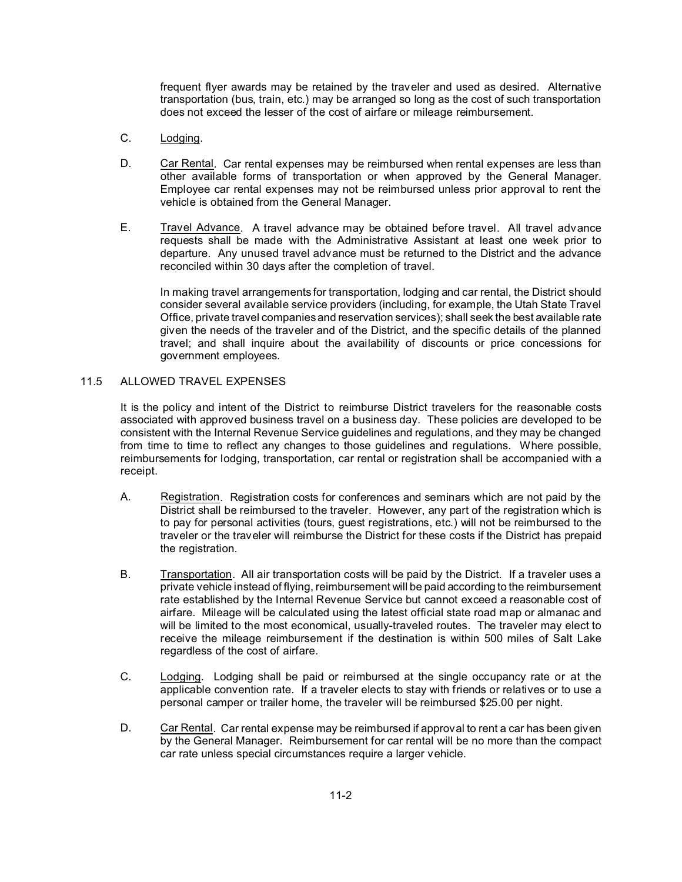frequent flyer awards may be retained by the traveler and used as desired. Alternative transportation (bus, train, etc.) may be arranged so long as the cost of such transportation does not exceed the lesser of the cost of airfare or mileage reimbursement.

C. Lodging.

D. Car Rental. Car rental expenses may be reimbursed when rental expenses are less than other available forms of transportation or when approved by the General Manager. Employee car rental expenses may not be reimbursed unless prior approval to rent the vehicle is obtained from the General Manager.

E. Travel Advance. A travel advance may be obtained before travel. All travel advance requests shall be made with the Administrative Assistant at least one week prior to departure. Any unused travel advance must be returned to the District and the advance reconciled within 30 days after the completion of travel.

In making travel arrangements for transportation, lodging and car rental, the District should consider several available service providers (including, for example, the Utah State Travel Office, private travel companies and reservation services); shall seek the best available rate given the needs of the traveler and of the District, and the specific details of the planned travel; and shall inquire about the availability of discounts or price concessions for government employees.

## 11.5 ALLOWED TRAVEL EXPENSES

It is the policy and intent of the District to reimburse District travelers for the reasonable costs associated with approved business travel on a business day. These policies are developed to be consistent with the Internal Revenue Service guidelines and regulations, and they may be changed from time to time to reflect any changes to those guidelines and regulations. Where possible, reimbursements for lodging, transportation, car rental or registration shall be accompanied with a receipt.

A. Registration. Registration costs for conferences and seminars which are not paid by the District shall be reimbursed to the traveler. However, any part of the registration which is to pay for personal activities (tours, guest registrations, etc.) will not be reimbursed to the traveler or the traveler will reimburse the District for these costs if the District has prepaid the registration.

B. Transportation. All air transportation costs will be paid by the District. If a traveler uses a private vehicle instead of flying, reimbursement will be paid according to the reimbursement rate established by the Internal Revenue Service but cannot exceed a reasonable cost of airfare. Mileage will be calculated using the latest official state road map or almanac and will be limited to the most economical, usually-traveled routes. The traveler may elect to receive the mileage reimbursement if the destination is within 500 miles of Salt Lake regardless of the cost of airfare.

C. Lodging. Lodging shall be paid or reimbursed at the single occupancy rate or at the applicable convention rate. If a traveler elects to stay with friends or relatives or to use a personal camper or trailer home, the traveler will be reimbursed $25.00 per night.

D. Car Rental. Car rental expense may be reimbursed if approval to rent a car has been given by the General Manager. Reimbursement for car rental will be no more than the compact car rate unless special circumstances require a larger vehicle.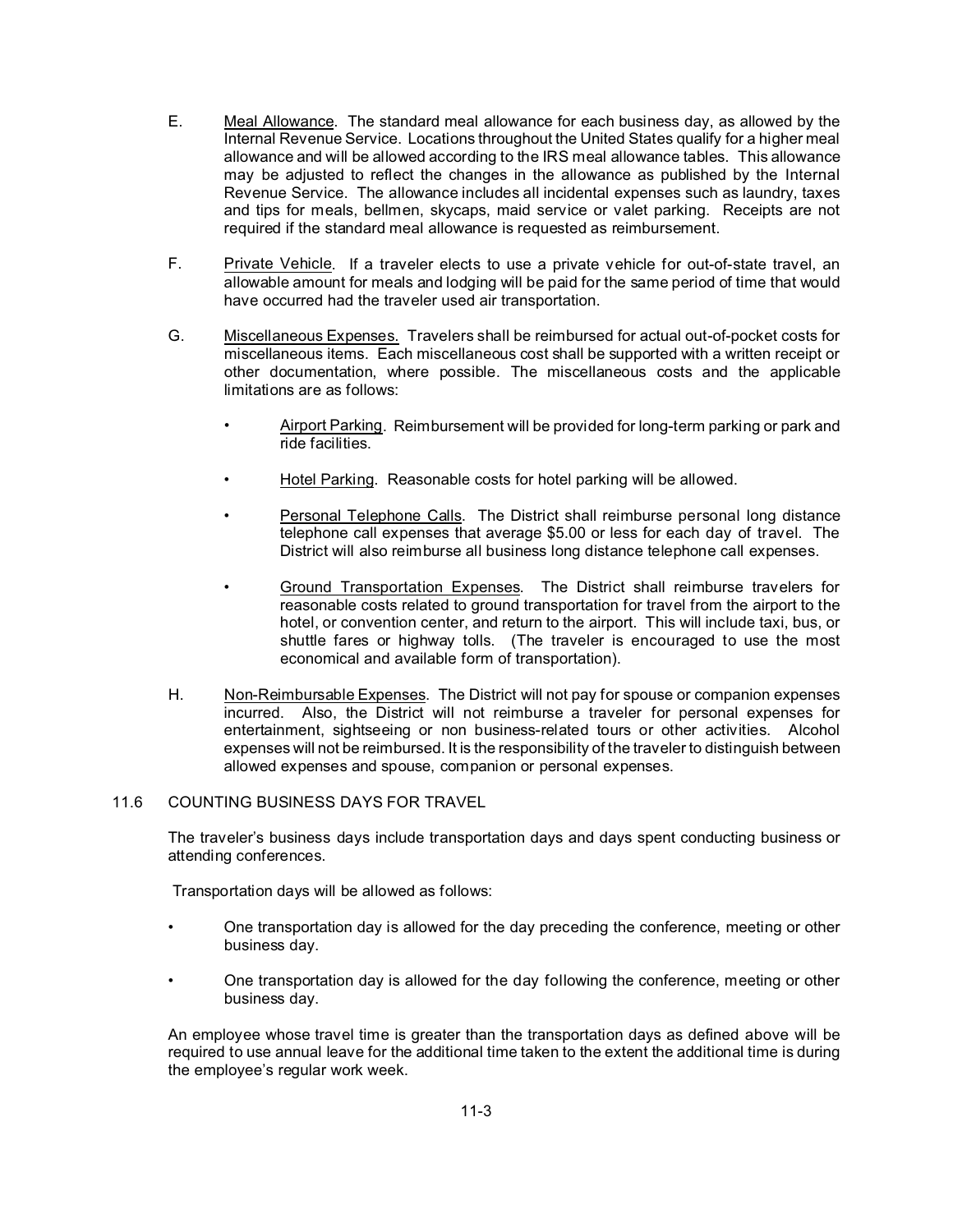E. Meal Allowance. The standard meal allowance for each business day, as allowed by the Internal Revenue Service. Locations throughout the United States qualify for a higher meal allowance and will be allowed according to the IRS meal allowance tables. This allowance may be adjusted to reflect the changes in the allowance as published by the Internal Revenue Service. The allowance includes all incidental expenses such as laundry, taxes and tips for meals, bellmen, skycaps, maid service or valet parking. Receipts are not required if the standard meal allowance is requested as reimbursement.

F. Private Vehicle. If a traveler elects to use a private vehicle for out-of-state travel, an allowable amount for meals and lodging will be paid for the same period of time that would have occurred had the traveler used air transportation.

G. Miscellaneous Expenses. Travelers shall be reimbursed for actual out-of-pocket costs for miscellaneous items. Each miscellaneous cost shall be supported with a written receipt or other documentation, where possible. The miscellaneous costs and the applicable limitations are as follows:

- Airport Parking. Reimbursement will be provided for long-term parking or park and ride facilities.
- Hotel Parking. Reasonable costs for hotel parking will be allowed.
- Personal Telephone Calls. The District shall reimburse personal long distance telephone call expenses that average $5.00 or less for each day of travel. The District will also reimburse all business long distance telephone call expenses.
- Ground Transportation Expenses. The District shall reimburse travelers for reasonable costs related to ground transportation for travel from the airport to the hotel, or convention center, and return to the airport. This will include taxi, bus, or shuttle fares or highway tolls. (The traveler is encouraged to use the most economical and available form of transportation).

H. Non-Reimbursable Expenses. The District will not pay for spouse or companion expenses incurred. Also, the District will not reimburse a traveler for personal expenses for entertainment, sightseeing or non business-related tours or other activities. Alcohol expenses will not be reimbursed. It is the responsibility of the traveler to distinguish between allowed expenses and spouse, companion or personal expenses.

## 11.6 COUNTING BUSINESS DAYS FOR TRAVEL

The traveler's business days include transportation days and days spent conducting business or attending conferences.

Transportation days will be allowed as follows:

- One transportation day is allowed for the day preceding the conference, meeting or other business day.
- One transportation day is allowed for the day following the conference, meeting or other business day.

An employee whose travel time is greater than the transportation days as defined above will be required to use annual leave for the additional time taken to the extent the additional time is during the employee's regular work week.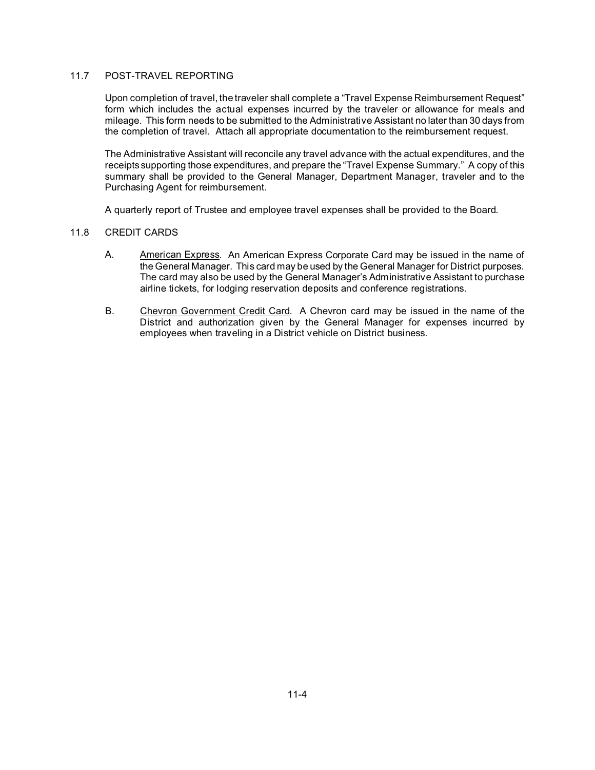## 11.7 POST-TRAVEL REPORTING

Upon completion of travel, the traveler shall complete a "Travel Expense Reimbursement Request" form which includes the actual expenses incurred by the traveler or allowance for meals and mileage. This form needs to be submitted to the Administrative Assistant no later than 30 days from the completion of travel. Attach all appropriate documentation to the reimbursement request.

The Administrative Assistant will reconcile any travel advance with the actual expenditures, and the receipts supporting those expenditures, and prepare the "Travel Expense Summary." A copy of this summary shall be provided to the General Manager, Department Manager, traveler and to the Purchasing Agent for reimbursement.

A quarterly report of Trustee and employee travel expenses shall be provided to the Board.

## 11.8 CREDIT CARDS

A. American Express. An American Express Corporate Card may be issued in the name of the General Manager. This card may be used by the General Manager for District purposes. The card may also be used by the General Manager's Administrative Assistant to purchase airline tickets, for lodging reservation deposits and conference registrations.

B. Chevron Government Credit Card. A Chevron card may be issued in the name of the District and authorization given by the General Manager for expenses incurred by employees when traveling in a District vehicle on District business.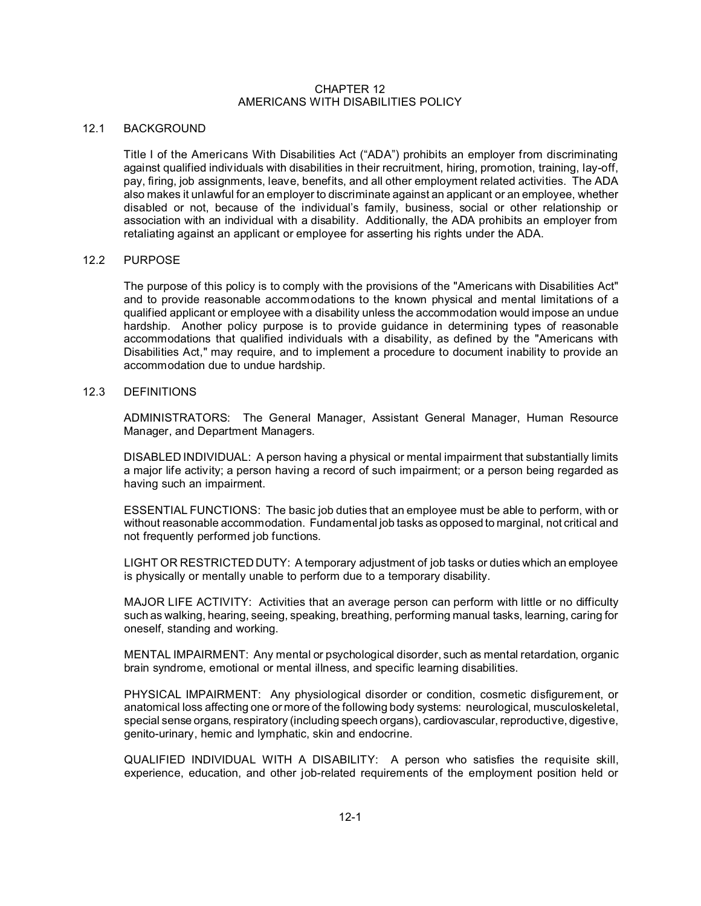# CHAPTER 12
# AMERICANS WITH DISABILITIES POLICY

## 12.1 BACKGROUND

Title I of the Americans With Disabilities Act ("ADA") prohibits an employer from discriminating against qualified individuals with disabilities in their recruitment, hiring, promotion, training, lay-off, pay, firing, job assignments, leave, benefits, and all other employment related activities. The ADA also makes it unlawful for an employer to discriminate against an applicant or an employee, whether disabled or not, because of the individual's family, business, social or other relationship or association with an individual with a disability. Additionally, the ADA prohibits an employer from retaliating against an applicant or employee for asserting his rights under the ADA.

## 12.2 PURPOSE

The purpose of this policy is to comply with the provisions of the "Americans with Disabilities Act" and to provide reasonable accommodations to the known physical and mental limitations of a qualified applicant or employee with a disability unless the accommodation would impose an undue hardship. Another policy purpose is to provide guidance in determining types of reasonable accommodations that qualified individuals with a disability, as defined by the "Americans with Disabilities Act," may require, and to implement a procedure to document inability to provide an accommodation due to undue hardship.

## 12.3 DEFINITIONS

ADMINISTRATORS: The General Manager, Assistant General Manager, Human Resource Manager, and Department Managers.

DISABLED INDIVIDUAL: A person having a physical or mental impairment that substantially limits a major life activity; a person having a record of such impairment; or a person being regarded as having such an impairment.

ESSENTIAL FUNCTIONS: The basic job duties that an employee must be able to perform, with or without reasonable accommodation. Fundamental job tasks as opposed to marginal, not critical and not frequently performed job functions.

LIGHT OR RESTRICTED DUTY: A temporary adjustment of job tasks or duties which an employee is physically or mentally unable to perform due to a temporary disability.

MAJOR LIFE ACTIVITY: Activities that an average person can perform with little or no difficulty such as walking, hearing, seeing, speaking, breathing, performing manual tasks, learning, caring for oneself, standing and working.

MENTAL IMPAIRMENT: Any mental or psychological disorder, such as mental retardation, organic brain syndrome, emotional or mental illness, and specific learning disabilities.

PHYSICAL IMPAIRMENT: Any physiological disorder or condition, cosmetic disfigurement, or anatomical loss affecting one or more of the following body systems: neurological, musculoskeletal, special sense organs, respiratory (including speech organs), cardiovascular, reproductive, digestive, genito-urinary, hemic and lymphatic, skin and endocrine.

QUALIFIED INDIVIDUAL WITH A DISABILITY: A person who satisfies the requisite skill, experience, education, and other job-related requirements of the employment position held or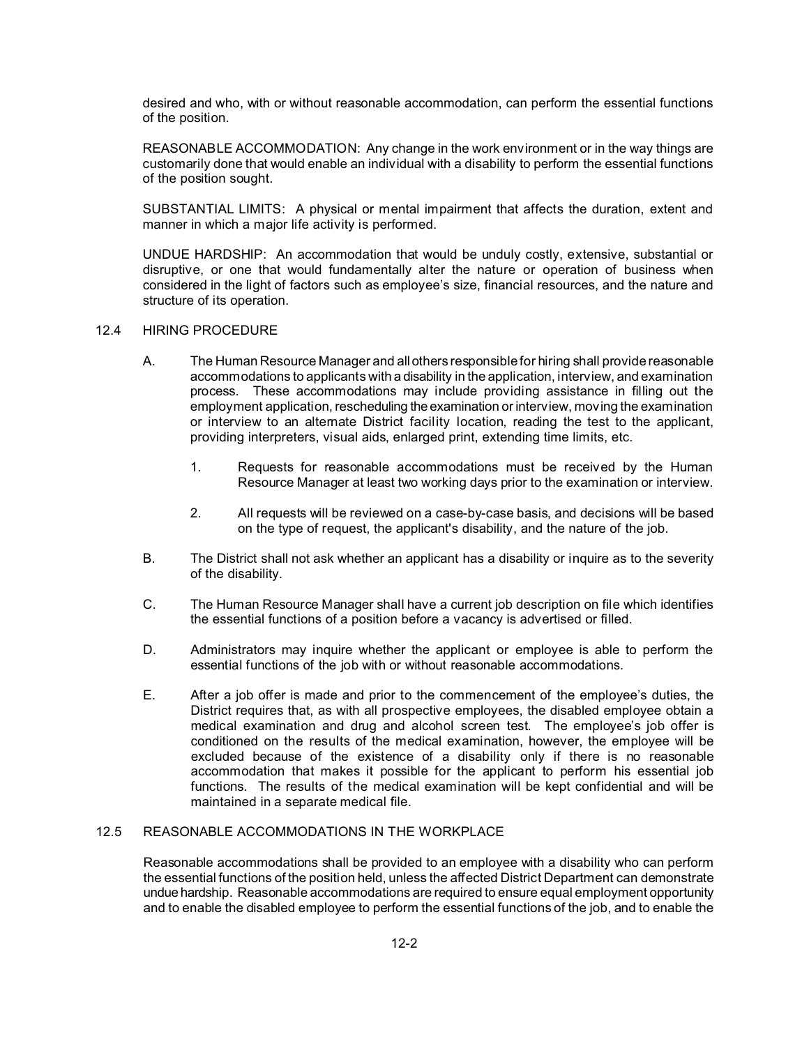desired and who, with or without reasonable accommodation, can perform the essential functions of the position.

REASONABLE ACCOMMODATION: Any change in the work environment or in the way things are customarily done that would enable an individual with a disability to perform the essential functions of the position sought.

SUBSTANTIAL LIMITS: A physical or mental impairment that affects the duration, extent and manner in which a major life activity is performed.

UNDUE HARDSHIP: An accommodation that would be unduly costly, extensive, substantial or disruptive, or one that would fundamentally alter the nature or operation of business when considered in the light of factors such as employee's size, financial resources, and the nature and structure of its operation.

## 12.4 HIRING PROCEDURE

A. The Human Resource Manager and all others responsible for hiring shall provide reasonable accommodations to applicants with a disability in the application, interview, and examination process. These accommodations may include providing assistance in filling out the employment application, rescheduling the examination or interview, moving the examination or interview to an alternate District facility location, reading the test to the applicant, providing interpreters, visual aids, enlarged print, extending time limits, etc.

   1. Requests for reasonable accommodations must be received by the Human Resource Manager at least two working days prior to the examination or interview.

   2. All requests will be reviewed on a case-by-case basis, and decisions will be based on the type of request, the applicant's disability, and the nature of the job.

B. The District shall not ask whether an applicant has a disability or inquire as to the severity of the disability.

C. The Human Resource Manager shall have a current job description on file which identifies the essential functions of a position before a vacancy is advertised or filled.

D. Administrators may inquire whether the applicant or employee is able to perform the essential functions of the job with or without reasonable accommodations.

E. After a job offer is made and prior to the commencement of the employee's duties, the District requires that, as with all prospective employees, the disabled employee obtain a medical examination and drug and alcohol screen test. The employee's job offer is conditioned on the results of the medical examination, however, the employee will be excluded because of the existence of a disability only if there is no reasonable accommodation that makes it possible for the applicant to perform his essential job functions. The results of the medical examination will be kept confidential and will be maintained in a separate medical file.

## 12.5 REASONABLE ACCOMMODATIONS IN THE WORKPLACE

Reasonable accommodations shall be provided to an employee with a disability who can perform the essential functions of the position held, unless the affected District Department can demonstrate undue hardship. Reasonable accommodations are required to ensure equal employment opportunity and to enable the disabled employee to perform the essential functions of the job, and to enable the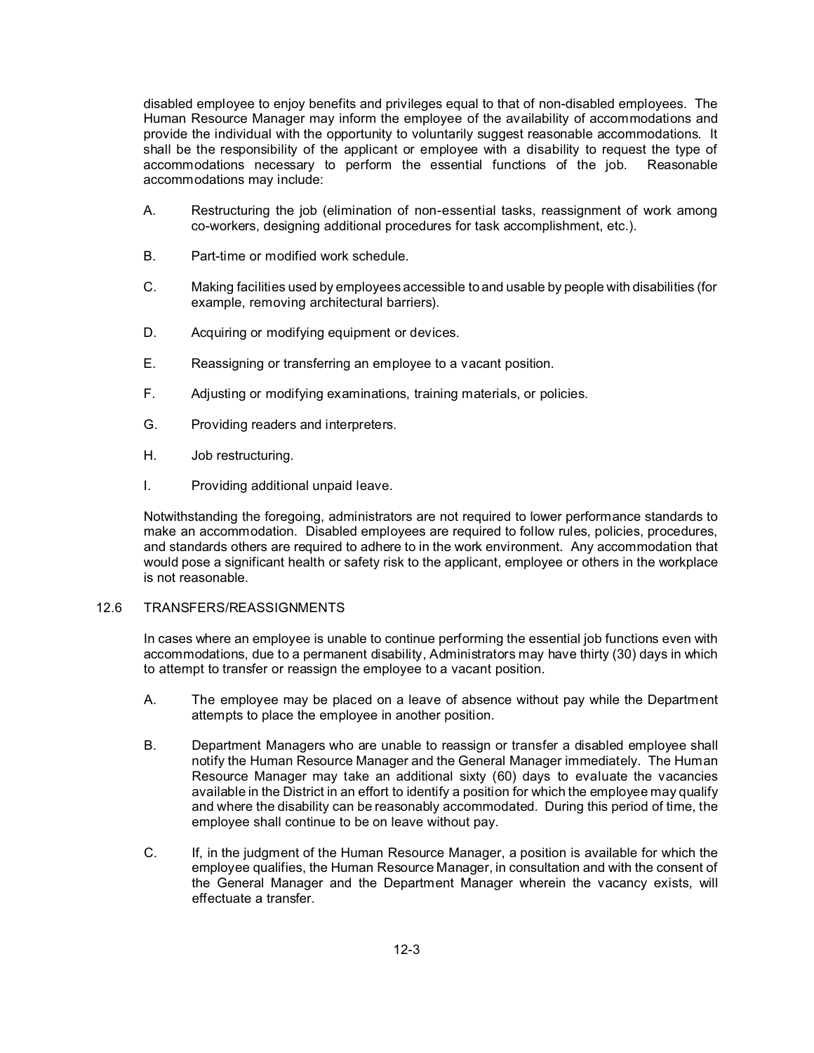disabled employee to enjoy benefits and privileges equal to that of non-disabled employees. The Human Resource Manager may inform the employee of the availability of accommodations and provide the individual with the opportunity to voluntarily suggest reasonable accommodations. It shall be the responsibility of the applicant or employee with a disability to request the type of accommodations necessary to perform the essential functions of the job. Reasonable accommodations may include:

A. Restructuring the job (elimination of non-essential tasks, reassignment of work among co-workers, designing additional procedures for task accomplishment, etc.).

B. Part-time or modified work schedule.

C. Making facilities used by employees accessible to and usable by people with disabilities (for example, removing architectural barriers).

D. Acquiring or modifying equipment or devices.

E. Reassigning or transferring an employee to a vacant position.

F. Adjusting or modifying examinations, training materials, or policies.

G. Providing readers and interpreters.

H. Job restructuring.

I. Providing additional unpaid leave.

Notwithstanding the foregoing, administrators are not required to lower performance standards to make an accommodation. Disabled employees are required to follow rules, policies, procedures, and standards others are required to adhere to in the work environment. Any accommodation that would pose a significant health or safety risk to the applicant, employee or others in the workplace is not reasonable.

## 12.6 TRANSFERS/REASSIGNMENTS

In cases where an employee is unable to continue performing the essential job functions even with accommodations, due to a permanent disability, Administrators may have thirty (30) days in which to attempt to transfer or reassign the employee to a vacant position.

A. The employee may be placed on a leave of absence without pay while the Department attempts to place the employee in another position.

B. Department Managers who are unable to reassign or transfer a disabled employee shall notify the Human Resource Manager and the General Manager immediately. The Human Resource Manager may take an additional sixty (60) days to evaluate the vacancies available in the District in an effort to identify a position for which the employee may qualify and where the disability can be reasonably accommodated. During this period of time, the employee shall continue to be on leave without pay.

C. If, in the judgment of the Human Resource Manager, a position is available for which the employee qualifies, the Human Resource Manager, in consultation and with the consent of the General Manager and the Department Manager wherein the vacancy exists, will effectuate a transfer.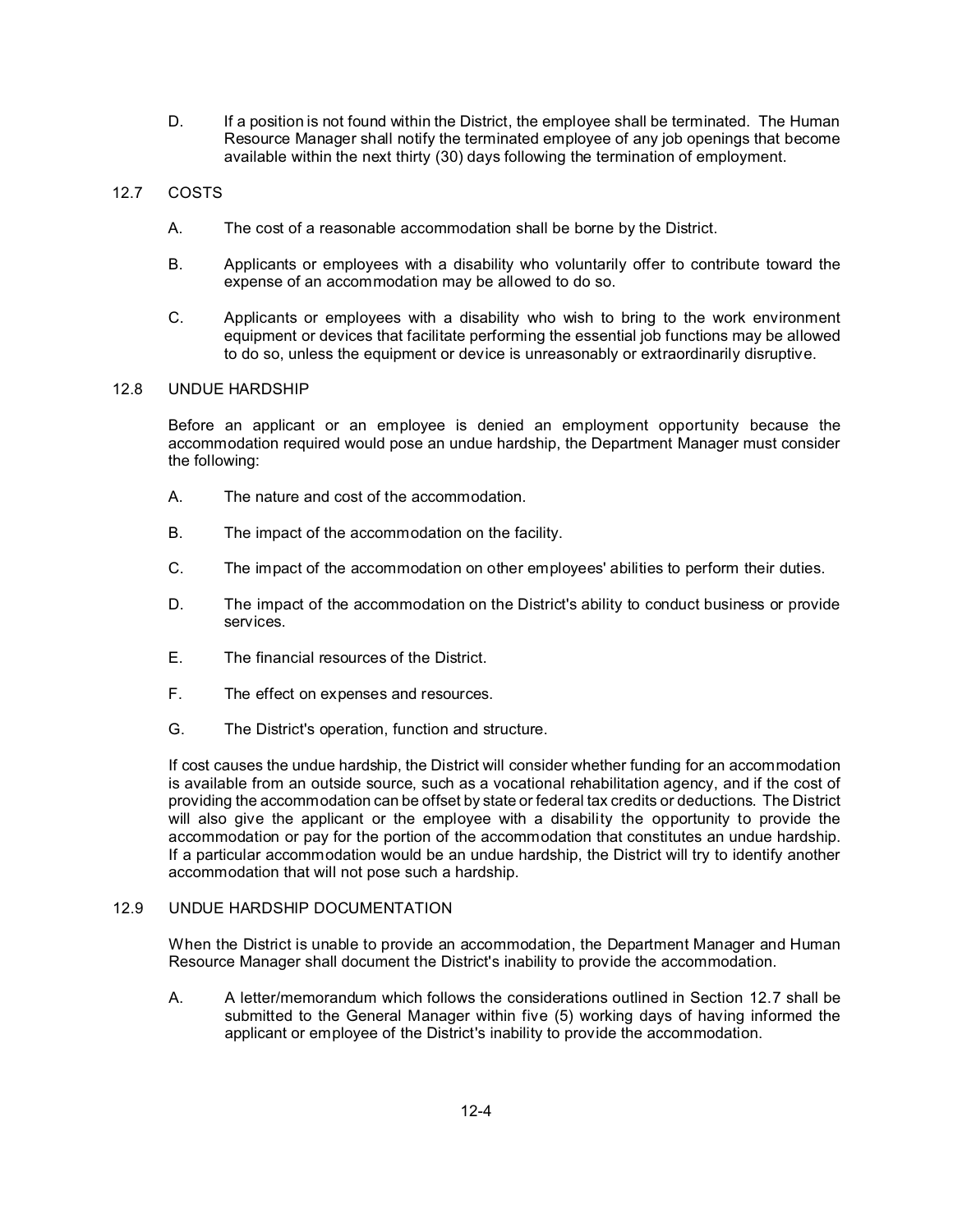D. If a position is not found within the District, the employee shall be terminated. The Human Resource Manager shall notify the terminated employee of any job openings that become available within the next thirty (30) days following the termination of employment.

## 12.7 COSTS

A. The cost of a reasonable accommodation shall be borne by the District.

B. Applicants or employees with a disability who voluntarily offer to contribute toward the expense of an accommodation may be allowed to do so.

C. Applicants or employees with a disability who wish to bring to the work environment equipment or devices that facilitate performing the essential job functions may be allowed to do so, unless the equipment or device is unreasonably or extraordinarily disruptive.

## 12.8 UNDUE HARDSHIP

Before an applicant or an employee is denied an employment opportunity because the accommodation required would pose an undue hardship, the Department Manager must consider the following:

A. The nature and cost of the accommodation.

B. The impact of the accommodation on the facility.

C. The impact of the accommodation on other employees' abilities to perform their duties.

D. The impact of the accommodation on the District's ability to conduct business or provide services.

E. The financial resources of the District.

F. The effect on expenses and resources.

G. The District's operation, function and structure.

If cost causes the undue hardship, the District will consider whether funding for an accommodation is available from an outside source, such as a vocational rehabilitation agency, and if the cost of providing the accommodation can be offset by state or federal tax credits or deductions. The District will also give the applicant or the employee with a disability the opportunity to provide the accommodation or pay for the portion of the accommodation that constitutes an undue hardship. If a particular accommodation would be an undue hardship, the District will try to identify another accommodation that will not pose such a hardship.

## 12.9 UNDUE HARDSHIP DOCUMENTATION

When the District is unable to provide an accommodation, the Department Manager and Human Resource Manager shall document the District's inability to provide the accommodation.

A. A letter/memorandum which follows the considerations outlined in Section 12.7 shall be submitted to the General Manager within five (5) working days of having informed the applicant or employee of the District's inability to provide the accommodation.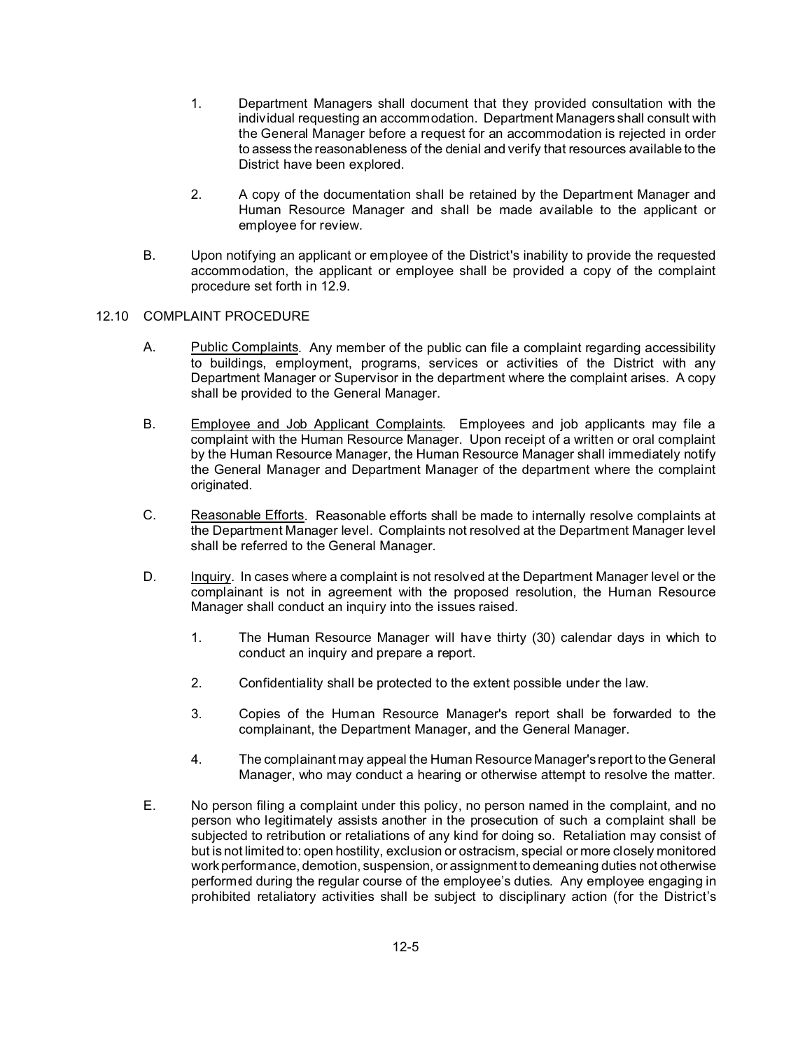1. Department Managers shall document that they provided consultation with the individual requesting an accommodation. Department Managers shall consult with the General Manager before a request for an accommodation is rejected in order to assess the reasonableness of the denial and verify that resources available to the District have been explored.

2. A copy of the documentation shall be retained by the Department Manager and Human Resource Manager and shall be made available to the applicant or employee for review.

B. Upon notifying an applicant or employee of the District's inability to provide the requested accommodation, the applicant or employee shall be provided a copy of the complaint procedure set forth in 12.9.

## 12.10 COMPLAINT PROCEDURE

A. Public Complaints. Any member of the public can file a complaint regarding accessibility to buildings, employment, programs, services or activities of the District with any Department Manager or Supervisor in the department where the complaint arises. A copy shall be provided to the General Manager.

B. Employee and Job Applicant Complaints. Employees and job applicants may file a complaint with the Human Resource Manager. Upon receipt of a written or oral complaint by the Human Resource Manager, the Human Resource Manager shall immediately notify the General Manager and Department Manager of the department where the complaint originated.

C. Reasonable Efforts. Reasonable efforts shall be made to internally resolve complaints at the Department Manager level. Complaints not resolved at the Department Manager level shall be referred to the General Manager.

D. Inquiry. In cases where a complaint is not resolved at the Department Manager level or the complainant is not in agreement with the proposed resolution, the Human Resource Manager shall conduct an inquiry into the issues raised.

1. The Human Resource Manager will have thirty (30) calendar days in which to conduct an inquiry and prepare a report.

2. Confidentiality shall be protected to the extent possible under the law.

3. Copies of the Human Resource Manager's report shall be forwarded to the complainant, the Department Manager, and the General Manager.

4. The complainant may appeal the Human Resource Manager's report to the General Manager, who may conduct a hearing or otherwise attempt to resolve the matter.

E. No person filing a complaint under this policy, no person named in the complaint, and no person who legitimately assists another in the prosecution of such a complaint shall be subjected to retribution or retaliations of any kind for doing so. Retaliation may consist of but is not limited to: open hostility, exclusion or ostracism, special or more closely monitored work performance, demotion, suspension, or assignment to demeaning duties not otherwise performed during the regular course of the employee's duties. Any employee engaging in prohibited retaliatory activities shall be subject to disciplinary action (for the District's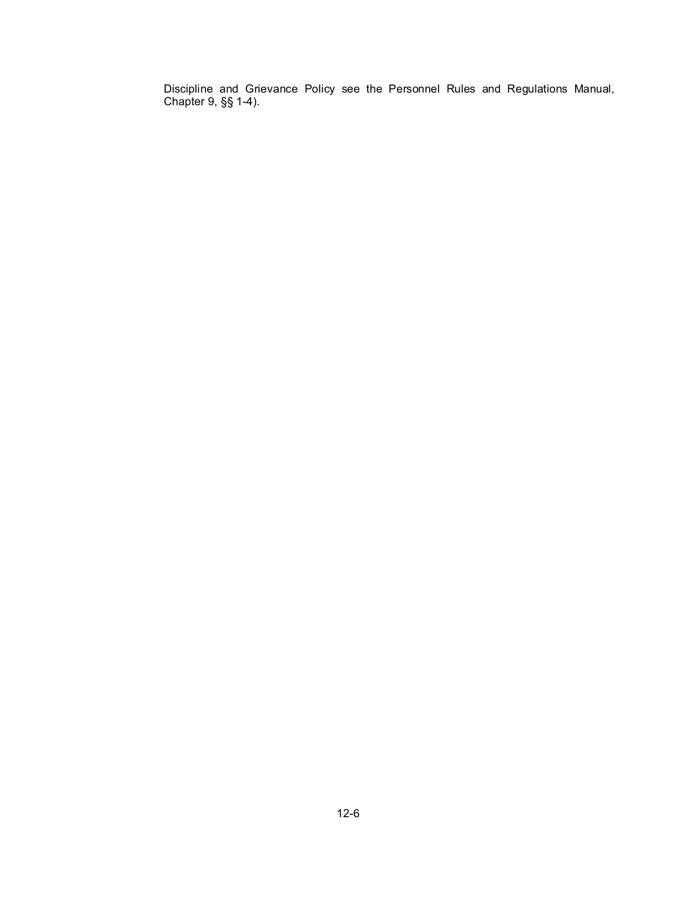Discipline and Grievance Policy see the Personnel Rules and Regulations Manual, Chapter 9, §§ 1-4).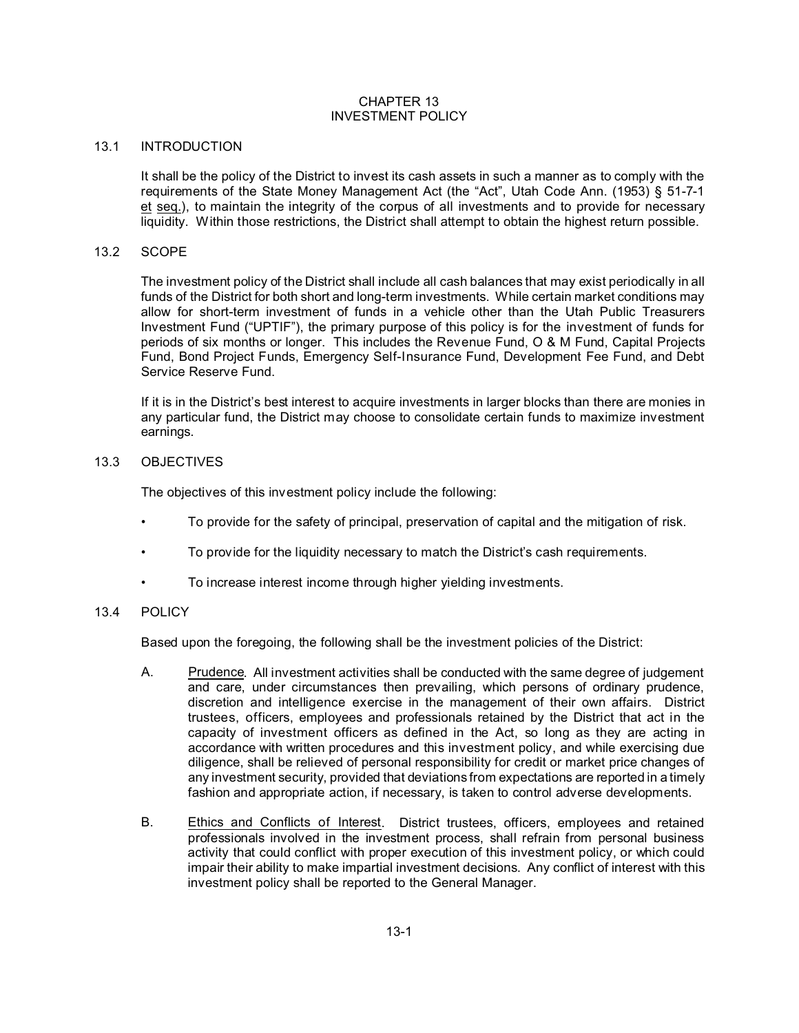# CHAPTER 13
# INVESTMENT POLICY

## 13.1 INTRODUCTION

It shall be the policy of the District to invest its cash assets in such a manner as to comply with the requirements of the State Money Management Act (the "Act", Utah Code Ann. (1953) § 51-7-1 et seq.), to maintain the integrity of the corpus of all investments and to provide for necessary liquidity. Within those restrictions, the District shall attempt to obtain the highest return possible.

## 13.2 SCOPE

The investment policy of the District shall include all cash balances that may exist periodically in all funds of the District for both short and long-term investments. While certain market conditions may allow for short-term investment of funds in a vehicle other than the Utah Public Treasurers Investment Fund ("UPTIF"), the primary purpose of this policy is for the investment of funds for periods of six months or longer. This includes the Revenue Fund, O & M Fund, Capital Projects Fund, Bond Project Funds, Emergency Self-Insurance Fund, Development Fee Fund, and Debt Service Reserve Fund.

If it is in the District's best interest to acquire investments in larger blocks than there are monies in any particular fund, the District may choose to consolidate certain funds to maximize investment earnings.

## 13.3 OBJECTIVES

The objectives of this investment policy include the following:

- To provide for the safety of principal, preservation of capital and the mitigation of risk.
- To provide for the liquidity necessary to match the District's cash requirements.
- To increase interest income through higher yielding investments.

## 13.4 POLICY

Based upon the foregoing, the following shall be the investment policies of the District:

A. Prudence. All investment activities shall be conducted with the same degree of judgement and care, under circumstances then prevailing, which persons of ordinary prudence, discretion and intelligence exercise in the management of their own affairs. District trustees, officers, employees and professionals retained by the District that act in the capacity of investment officers as defined in the Act, so long as they are acting in accordance with written procedures and this investment policy, and while exercising due diligence, shall be relieved of personal responsibility for credit or market price changes of any investment security, provided that deviations from expectations are reported in a timely fashion and appropriate action, if necessary, is taken to control adverse developments.

B. Ethics and Conflicts of Interest. District trustees, officers, employees and retained professionals involved in the investment process, shall refrain from personal business activity that could conflict with proper execution of this investment policy, or which could impair their ability to make impartial investment decisions. Any conflict of interest with this investment policy shall be reported to the General Manager.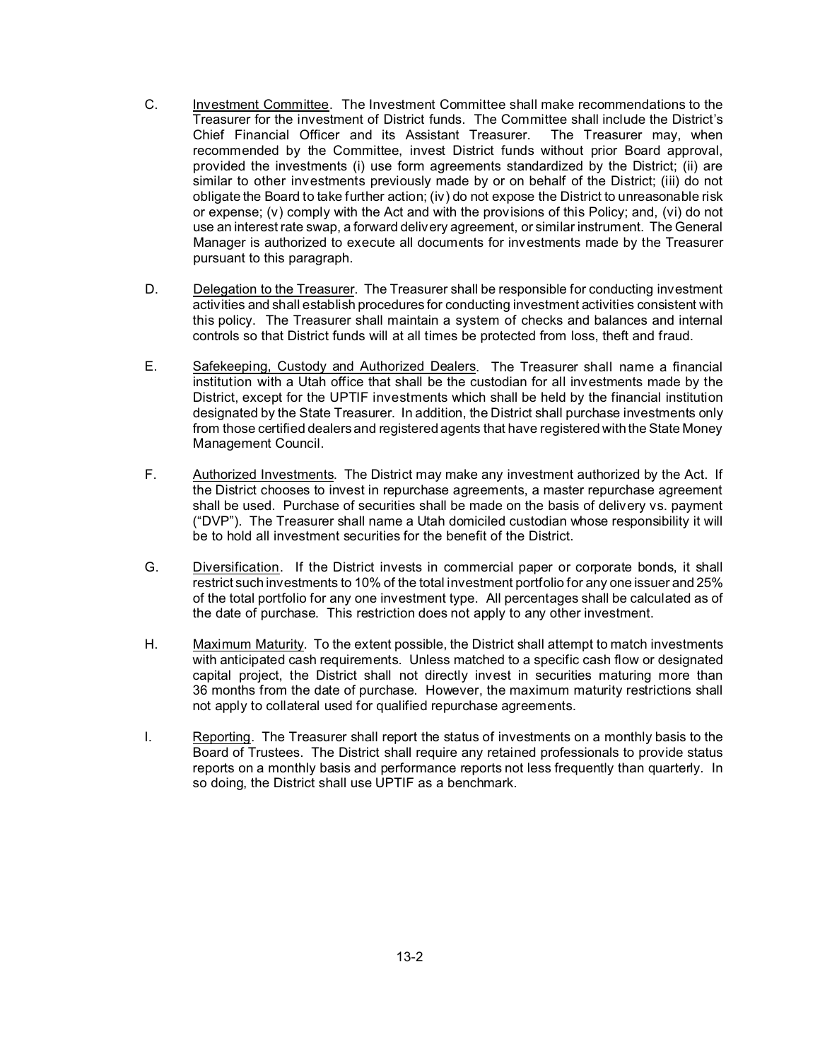C. <u>Investment Committee</u>. The Investment Committee shall make recommendations to the Treasurer for the investment of District funds. The Committee shall include the District's Chief Financial Officer and its Assistant Treasurer. The Treasurer may, when recommended by the Committee, invest District funds without prior Board approval, provided the investments (i) use form agreements standardized by the District; (ii) are similar to other investments previously made by or on behalf of the District; (iii) do not obligate the Board to take further action; (iv) do not expose the District to unreasonable risk or expense; (v) comply with the Act and with the provisions of this Policy; and, (vi) do not use an interest rate swap, a forward delivery agreement, or similar instrument. The General Manager is authorized to execute all documents for investments made by the Treasurer pursuant to this paragraph.

D. <u>Delegation to the Treasurer</u>. The Treasurer shall be responsible for conducting investment activities and shall establish procedures for conducting investment activities consistent with this policy. The Treasurer shall maintain a system of checks and balances and internal controls so that District funds will at all times be protected from loss, theft and fraud.

E. <u>Safekeeping, Custody and Authorized Dealers</u>. The Treasurer shall name a financial institution with a Utah office that shall be the custodian for all investments made by the District, except for the UPTIF investments which shall be held by the financial institution designated by the State Treasurer. In addition, the District shall purchase investments only from those certified dealers and registered agents that have registered with the State Money Management Council.

F. <u>Authorized Investments</u>. The District may make any investment authorized by the Act. If the District chooses to invest in repurchase agreements, a master repurchase agreement shall be used. Purchase of securities shall be made on the basis of delivery vs. payment ("DVP"). The Treasurer shall name a Utah domiciled custodian whose responsibility it will be to hold all investment securities for the benefit of the District.

G. <u>Diversification</u>. If the District invests in commercial paper or corporate bonds, it shall restrict such investments to 10% of the total investment portfolio for any one issuer and 25% of the total portfolio for any one investment type. All percentages shall be calculated as of the date of purchase. This restriction does not apply to any other investment.

H. <u>Maximum Maturity</u>. To the extent possible, the District shall attempt to match investments with anticipated cash requirements. Unless matched to a specific cash flow or designated capital project, the District shall not directly invest in securities maturing more than 36 months from the date of purchase. However, the maximum maturity restrictions shall not apply to collateral used for qualified repurchase agreements.

I. <u>Reporting</u>. The Treasurer shall report the status of investments on a monthly basis to the Board of Trustees. The District shall require any retained professionals to provide status reports on a monthly basis and performance reports not less frequently than quarterly. In so doing, the District shall use UPTIF as a benchmark.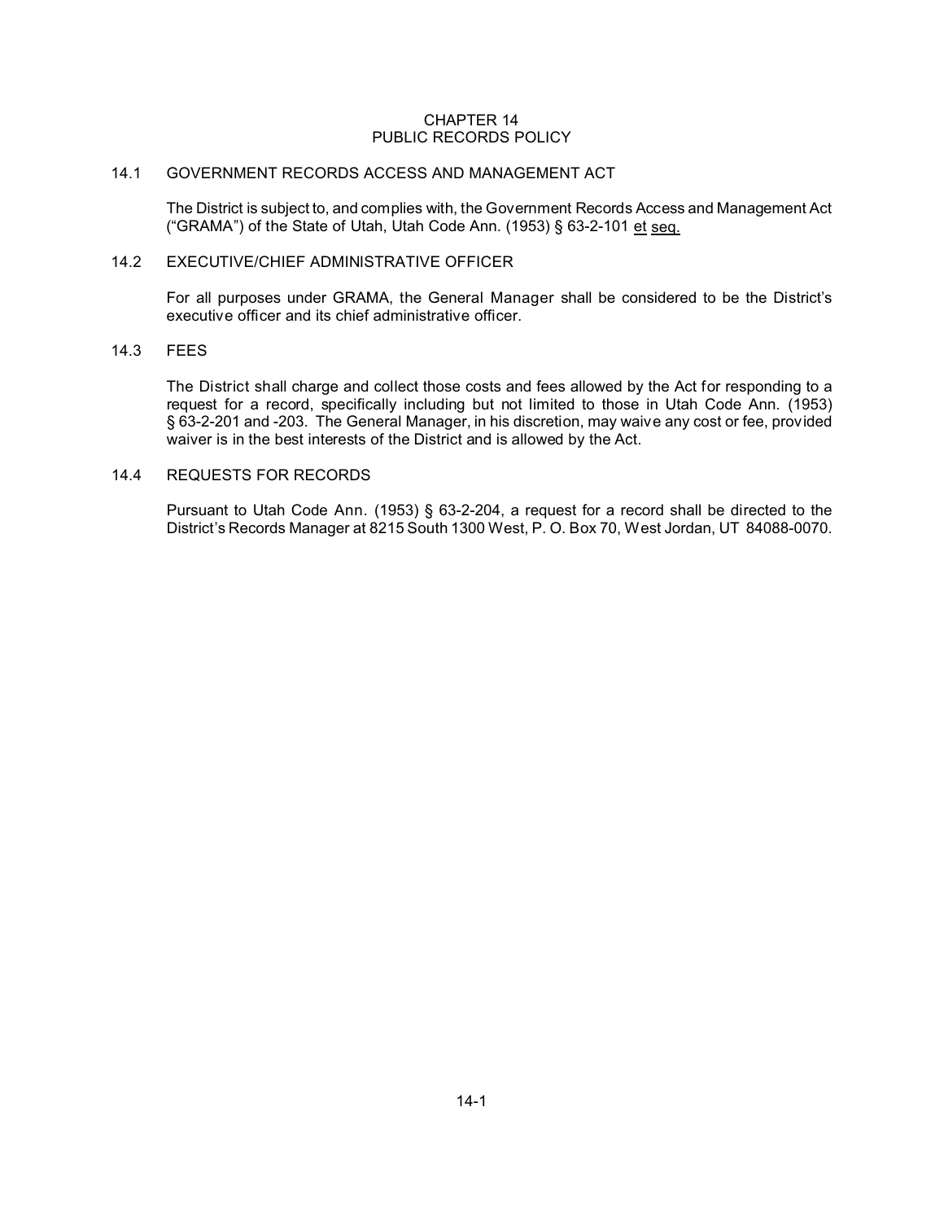# CHAPTER 14
# PUBLIC RECORDS POLICY

## 14.1 GOVERNMENT RECORDS ACCESS AND MANAGEMENT ACT

The District is subject to, and complies with, the Government Records Access and Management Act ("GRAMA") of the State of Utah, Utah Code Ann. (1953) § 63-2-101 et seq.

## 14.2 EXECUTIVE/CHIEF ADMINISTRATIVE OFFICER

For all purposes under GRAMA, the General Manager shall be considered to be the District's executive officer and its chief administrative officer.

## 14.3 FEES

The District shall charge and collect those costs and fees allowed by the Act for responding to a request for a record, specifically including but not limited to those in Utah Code Ann. (1953) § 63-2-201 and -203. The General Manager, in his discretion, may waive any cost or fee, provided waiver is in the best interests of the District and is allowed by the Act.

## 14.4 REQUESTS FOR RECORDS

Pursuant to Utah Code Ann. (1953) § 63-2-204, a request for a record shall be directed to the District's Records Manager at 8215 South 1300 West, P. O. Box 70, West Jordan, UT 84088-0070.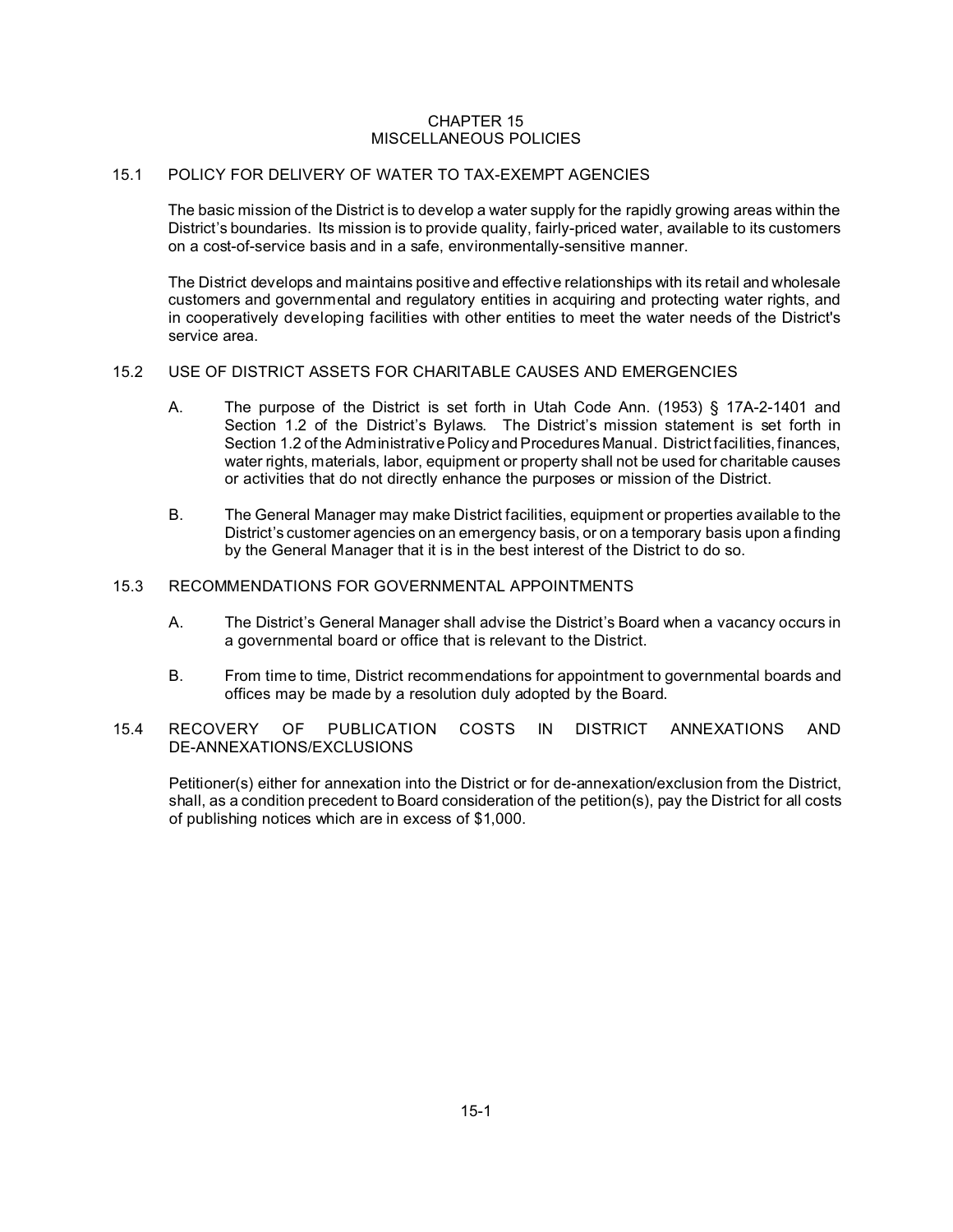# CHAPTER 15
# MISCELLANEOUS POLICIES

## 15.1 POLICY FOR DELIVERY OF WATER TO TAX-EXEMPT AGENCIES

The basic mission of the District is to develop a water supply for the rapidly growing areas within the District's boundaries. Its mission is to provide quality, fairly-priced water, available to its customers on a cost-of-service basis and in a safe, environmentally-sensitive manner.

The District develops and maintains positive and effective relationships with its retail and wholesale customers and governmental and regulatory entities in acquiring and protecting water rights, and in cooperatively developing facilities with other entities to meet the water needs of the District's service area.

## 15.2 USE OF DISTRICT ASSETS FOR CHARITABLE CAUSES AND EMERGENCIES

A. The purpose of the District is set forth in Utah Code Ann. (1953) § 17A-2-1401 and Section 1.2 of the District's Bylaws. The District's mission statement is set forth in Section 1.2 of the Administrative Policy and Procedures Manual. District facilities, finances, water rights, materials, labor, equipment or property shall not be used for charitable causes or activities that do not directly enhance the purposes or mission of the District.

B. The General Manager may make District facilities, equipment or properties available to the District's customer agencies on an emergency basis, or on a temporary basis upon a finding by the General Manager that it is in the best interest of the District to do so.

## 15.3 RECOMMENDATIONS FOR GOVERNMENTAL APPOINTMENTS

A. The District's General Manager shall advise the District's Board when a vacancy occurs in a governmental board or office that is relevant to the District.

B. From time to time, District recommendations for appointment to governmental boards and offices may be made by a resolution duly adopted by the Board.

## 15.4 RECOVERY OF PUBLICATION COSTS IN DISTRICT ANNEXATIONS AND DE-ANNEXATIONS/EXCLUSIONS

Petitioner(s) either for annexation into the District or for de-annexation/exclusion from the District, shall, as a condition precedent to Board consideration of the petition(s), pay the District for all costs of publishing notices which are in excess of $1,000.